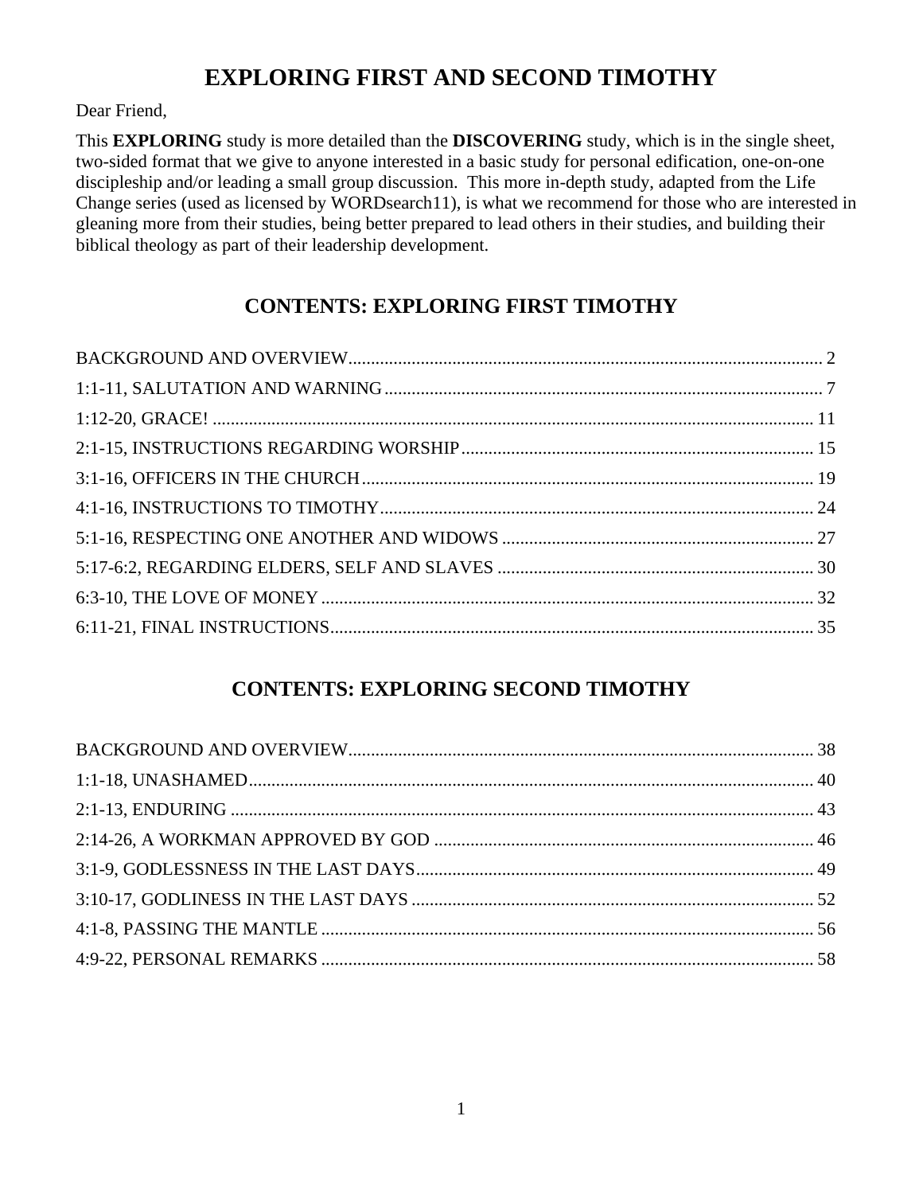# EXPLORING FIRST AND SECOND TIMOTHY

Dear Friend,

This **EXPLORING** study is more detailed than the **DISCOVERING** study, which is in the single sheet, two-sided format that we give to anyone interested in a basic study for personal edification, one-on-one discipleship and/or leading a small group discussion. This more in-depth study, adapted from the Life Change series (used as licensed by WORDsearch11), is what we recommend for those who are interested in gleaning more from their studies, being better prepared to lead others in their studies, and building their biblical theology as part of their leadership development.

## CONTENTS: EXPLORING FIRST TIMOTHY

BACKGROUND AND OVERVIEW........................................................ 2
1:1-11, SALUTATION AND WARNING........................................................ 7
1:12-20, GRACE!........................................................ 11
2:1-15, INSTRUCTIONS REGARDING WORSHIP........................................................ 15
3:1-16, OFFICERS IN THE CHURCH........................................................ 19
4:1-16, INSTRUCTIONS TO TIMOTHY........................................................ 24
5:1-16, RESPECTING ONE ANOTHER AND WIDOWS........................................................ 27
5:17-6:2, REGARDING ELDERS, SELF AND SLAVES........................................................ 30
6:3-10, THE LOVE OF MONEY........................................................ 32
6:11-21, FINAL INSTRUCTIONS........................................................ 35

## CONTENTS: EXPLORING SECOND TIMOTHY

BACKGROUND AND OVERVIEW........................................................ 38
1:1-18, UNASHAMED........................................................ 40
2:1-13, ENDURING........................................................ 43
2:14-26, A WORKMAN APPROVED BY GOD........................................................ 46
3:1-9, GODLESSNESS IN THE LAST DAYS........................................................ 49
3:10-17, GODLINESS IN THE LAST DAYS........................................................ 52
4:1-8, PASSING THE MANTLE........................................................ 56
4:9-22, PERSONAL REMARKS........................................................ 58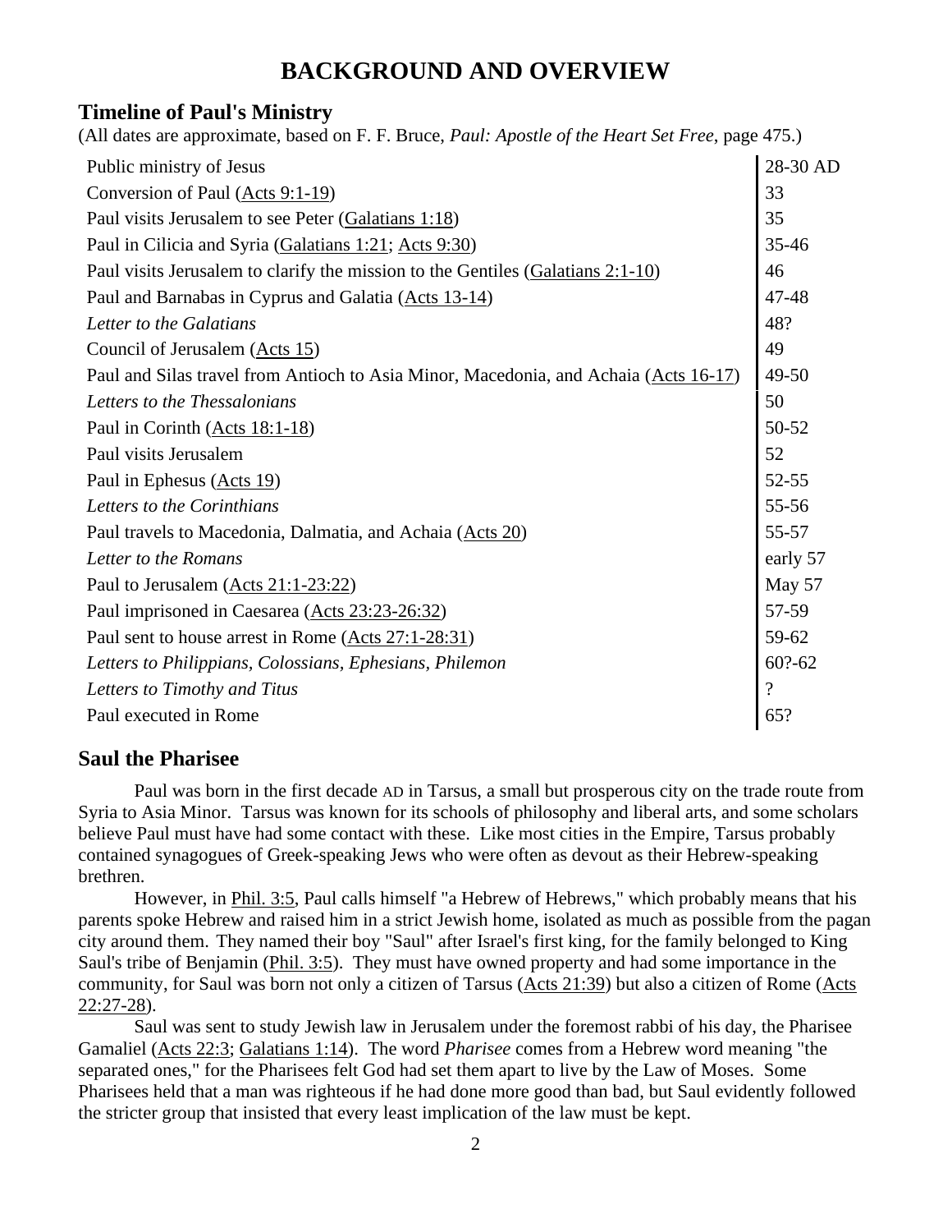# BACKGROUND AND OVERVIEW

## Timeline of Paul's Ministry

(All dates are approximate, based on F. F. Bruce, *Paul: Apostle of the Heart Set Free*, page 475.)

| | |
|---|---|
| Public ministry of Jesus | 28-30 AD |
| Conversion of Paul (Acts 9:1-19) | 33 |
| Paul visits Jerusalem to see Peter (Galatians 1:18) | 35 |
| Paul in Cilicia and Syria (Galatians 1:21; Acts 9:30) | 35-46 |
| Paul visits Jerusalem to clarify the mission to the Gentiles (Galatians 2:1-10) | 46 |
| Paul and Barnabas in Cyprus and Galatia (Acts 13-14) | 47-48 |
| *Letter to the Galatians* | 48? |
| Council of Jerusalem (Acts 15) | 49 |
| Paul and Silas travel from Antioch to Asia Minor, Macedonia, and Achaia (Acts 16-17) | 49-50 |
| *Letters to the Thessalonians* | 50 |
| Paul in Corinth (Acts 18:1-18) | 50-52 |
| Paul visits Jerusalem | 52 |
| Paul in Ephesus (Acts 19) | 52-55 |
| *Letters to the Corinthians* | 55-56 |
| Paul travels to Macedonia, Dalmatia, and Achaia (Acts 20) | 55-57 |
| *Letter to the Romans* | early 57 |
| Paul to Jerusalem (Acts 21:1-23:22) | May 57 |
| Paul imprisoned in Caesarea (Acts 23:23-26:32) | 57-59 |
| Paul sent to house arrest in Rome (Acts 27:1-28:31) | 59-62 |
| *Letters to Philippians, Colossians, Ephesians, Philemon* | 60?-62 |
| *Letters to Timothy and Titus* | ? |
| Paul executed in Rome | 65? |

## Saul the Pharisee

Paul was born in the first decade AD in Tarsus, a small but prosperous city on the trade route from Syria to Asia Minor. Tarsus was known for its schools of philosophy and liberal arts, and some scholars believe Paul must have had some contact with these. Like most cities in the Empire, Tarsus probably contained synagogues of Greek-speaking Jews who were often as devout as their Hebrew-speaking brethren.

However, in Phil. 3:5, Paul calls himself "a Hebrew of Hebrews," which probably means that his parents spoke Hebrew and raised him in a strict Jewish home, isolated as much as possible from the pagan city around them. They named their boy "Saul" after Israel's first king, for the family belonged to King Saul's tribe of Benjamin (Phil. 3:5). They must have owned property and had some importance in the community, for Saul was born not only a citizen of Tarsus (Acts 21:39) but also a citizen of Rome (Acts 22:27-28).

Saul was sent to study Jewish law in Jerusalem under the foremost rabbi of his day, the Pharisee Gamaliel (Acts 22:3; Galatians 1:14). The word *Pharisee* comes from a Hebrew word meaning "the separated ones," for the Pharisees felt God had set them apart to live by the Law of Moses. Some Pharisees held that a man was righteous if he had done more good than bad, but Saul evidently followed the stricter group that insisted that every least implication of the law must be kept.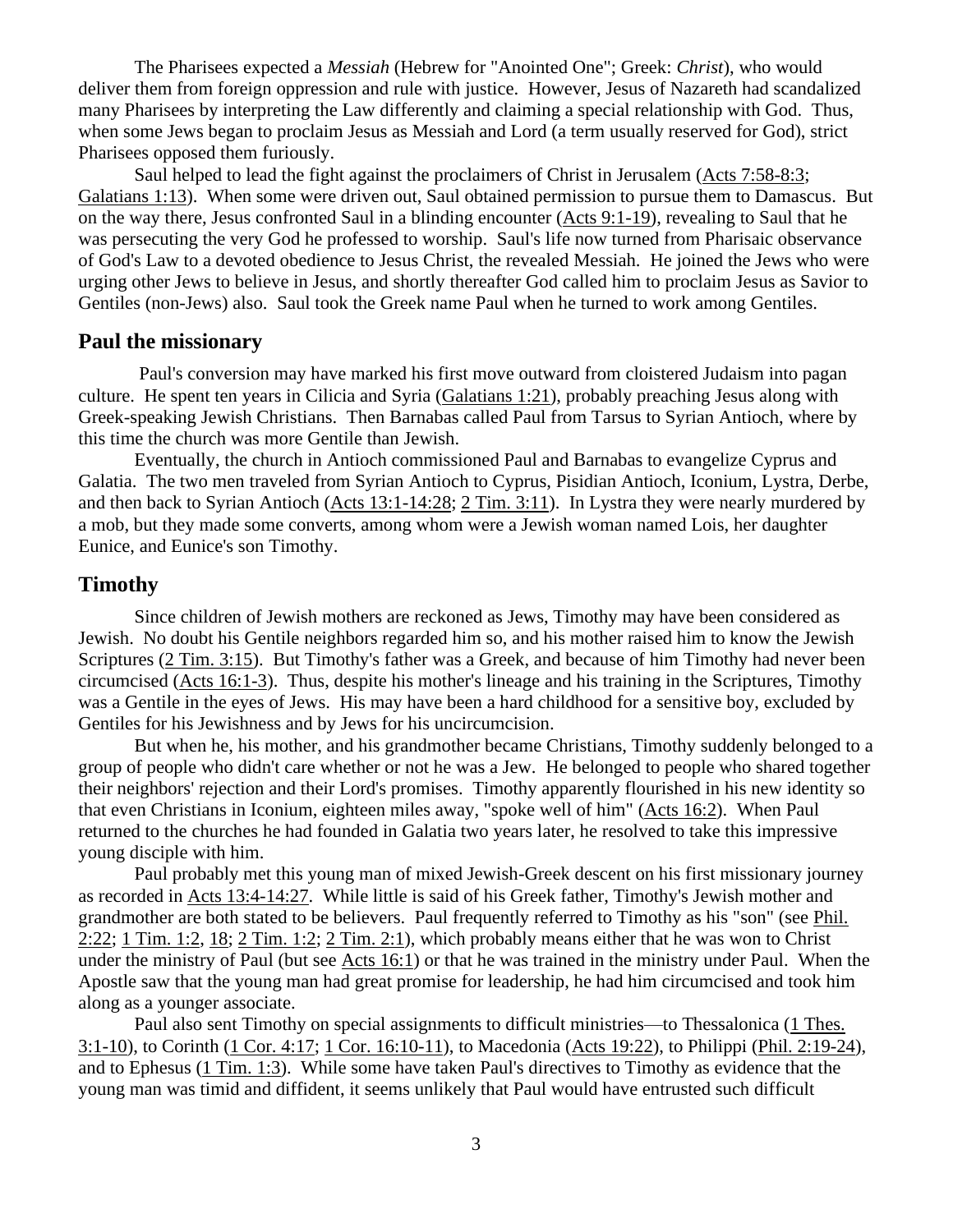The Pharisees expected a *Messiah* (Hebrew for "Anointed One"; Greek: *Christ*), who would deliver them from foreign oppression and rule with justice. However, Jesus of Nazareth had scandalized many Pharisees by interpreting the Law differently and claiming a special relationship with God. Thus, when some Jews began to proclaim Jesus as Messiah and Lord (a term usually reserved for God), strict Pharisees opposed them furiously.

Saul helped to lead the fight against the proclaimers of Christ in Jerusalem (Acts 7:58-8:3; Galatians 1:13). When some were driven out, Saul obtained permission to pursue them to Damascus. But on the way there, Jesus confronted Saul in a blinding encounter (Acts 9:1-19), revealing to Saul that he was persecuting the very God he professed to worship. Saul's life now turned from Pharisaic observance of God's Law to a devoted obedience to Jesus Christ, the revealed Messiah. He joined the Jews who were urging other Jews to believe in Jesus, and shortly thereafter God called him to proclaim Jesus as Savior to Gentiles (non-Jews) also. Saul took the Greek name Paul when he turned to work among Gentiles.

## Paul the missionary

Paul's conversion may have marked his first move outward from cloistered Judaism into pagan culture. He spent ten years in Cilicia and Syria (Galatians 1:21), probably preaching Jesus along with Greek-speaking Jewish Christians. Then Barnabas called Paul from Tarsus to Syrian Antioch, where by this time the church was more Gentile than Jewish.

Eventually, the church in Antioch commissioned Paul and Barnabas to evangelize Cyprus and Galatia. The two men traveled from Syrian Antioch to Cyprus, Pisidian Antioch, Iconium, Lystra, Derbe, and then back to Syrian Antioch (Acts 13:1-14:28; 2 Tim. 3:11). In Lystra they were nearly murdered by a mob, but they made some converts, among whom were a Jewish woman named Lois, her daughter Eunice, and Eunice's son Timothy.

## Timothy

Since children of Jewish mothers are reckoned as Jews, Timothy may have been considered as Jewish. No doubt his Gentile neighbors regarded him so, and his mother raised him to know the Jewish Scriptures (2 Tim. 3:15). But Timothy's father was a Greek, and because of him Timothy had never been circumcised (Acts 16:1-3). Thus, despite his mother's lineage and his training in the Scriptures, Timothy was a Gentile in the eyes of Jews. His may have been a hard childhood for a sensitive boy, excluded by Gentiles for his Jewishness and by Jews for his uncircumcision.

But when he, his mother, and his grandmother became Christians, Timothy suddenly belonged to a group of people who didn't care whether or not he was a Jew. He belonged to people who shared together their neighbors' rejection and their Lord's promises. Timothy apparently flourished in his new identity so that even Christians in Iconium, eighteen miles away, "spoke well of him" (Acts 16:2). When Paul returned to the churches he had founded in Galatia two years later, he resolved to take this impressive young disciple with him.

Paul probably met this young man of mixed Jewish-Greek descent on his first missionary journey as recorded in Acts 13:4-14:27. While little is said of his Greek father, Timothy's Jewish mother and grandmother are both stated to be believers. Paul frequently referred to Timothy as his "son" (see Phil. 2:22; 1 Tim. 1:2, 18; 2 Tim. 1:2; 2 Tim. 2:1), which probably means either that he was won to Christ under the ministry of Paul (but see Acts 16:1) or that he was trained in the ministry under Paul. When the Apostle saw that the young man had great promise for leadership, he had him circumcised and took him along as a younger associate.

Paul also sent Timothy on special assignments to difficult ministries—to Thessalonica (1 Thes. 3:1-10), to Corinth (1 Cor. 4:17; 1 Cor. 16:10-11), to Macedonia (Acts 19:22), to Philippi (Phil. 2:19-24), and to Ephesus (1 Tim. 1:3). While some have taken Paul's directives to Timothy as evidence that the young man was timid and diffident, it seems unlikely that Paul would have entrusted such difficult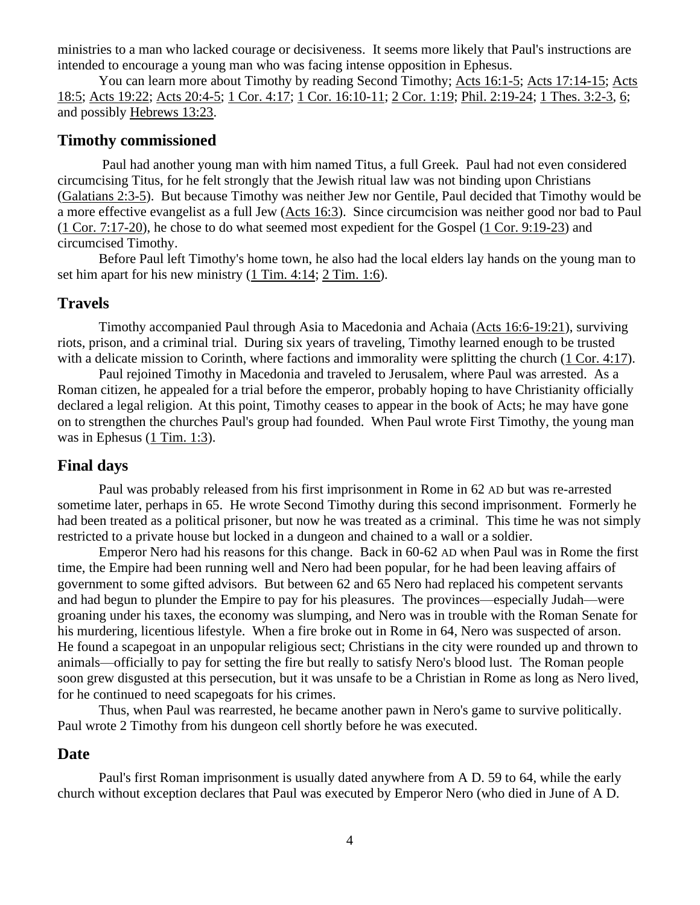ministries to a man who lacked courage or decisiveness. It seems more likely that Paul's instructions are intended to encourage a young man who was facing intense opposition in Ephesus.

You can learn more about Timothy by reading Second Timothy; Acts 16:1-5; Acts 17:14-15; Acts 18:5; Acts 19:22; Acts 20:4-5; 1 Cor. 4:17; 1 Cor. 16:10-11; 2 Cor. 1:19; Phil. 2:19-24; 1 Thes. 3:2-3, 6; and possibly Hebrews 13:23.

## Timothy commissioned

Paul had another young man with him named Titus, a full Greek. Paul had not even considered circumcising Titus, for he felt strongly that the Jewish ritual law was not binding upon Christians (Galatians 2:3-5). But because Timothy was neither Jew nor Gentile, Paul decided that Timothy would be a more effective evangelist as a full Jew (Acts 16:3). Since circumcision was neither good nor bad to Paul (1 Cor. 7:17-20), he chose to do what seemed most expedient for the Gospel (1 Cor. 9:19-23) and circumcised Timothy.

Before Paul left Timothy's home town, he also had the local elders lay hands on the young man to set him apart for his new ministry (1 Tim. 4:14; 2 Tim. 1:6).

## Travels

Timothy accompanied Paul through Asia to Macedonia and Achaia (Acts 16:6-19:21), surviving riots, prison, and a criminal trial. During six years of traveling, Timothy learned enough to be trusted with a delicate mission to Corinth, where factions and immorality were splitting the church (1 Cor. 4:17).

Paul rejoined Timothy in Macedonia and traveled to Jerusalem, where Paul was arrested. As a Roman citizen, he appealed for a trial before the emperor, probably hoping to have Christianity officially declared a legal religion. At this point, Timothy ceases to appear in the book of Acts; he may have gone on to strengthen the churches Paul's group had founded. When Paul wrote First Timothy, the young man was in Ephesus (1 Tim. 1:3).

## Final days

Paul was probably released from his first imprisonment in Rome in 62 AD but was re-arrested sometime later, perhaps in 65. He wrote Second Timothy during this second imprisonment. Formerly he had been treated as a political prisoner, but now he was treated as a criminal. This time he was not simply restricted to a private house but locked in a dungeon and chained to a wall or a soldier.

Emperor Nero had his reasons for this change. Back in 60-62 AD when Paul was in Rome the first time, the Empire had been running well and Nero had been popular, for he had been leaving affairs of government to some gifted advisors. But between 62 and 65 Nero had replaced his competent servants and had begun to plunder the Empire to pay for his pleasures. The provinces—especially Judah—were groaning under his taxes, the economy was slumping, and Nero was in trouble with the Roman Senate for his murdering, licentious lifestyle. When a fire broke out in Rome in 64, Nero was suspected of arson. He found a scapegoat in an unpopular religious sect; Christians in the city were rounded up and thrown to animals—officially to pay for setting the fire but really to satisfy Nero's blood lust. The Roman people soon grew disgusted at this persecution, but it was unsafe to be a Christian in Rome as long as Nero lived, for he continued to need scapegoats for his crimes.

Thus, when Paul was rearrested, he became another pawn in Nero's game to survive politically. Paul wrote 2 Timothy from his dungeon cell shortly before he was executed.

## Date

Paul's first Roman imprisonment is usually dated anywhere from A D. 59 to 64, while the early church without exception declares that Paul was executed by Emperor Nero (who died in June of A D.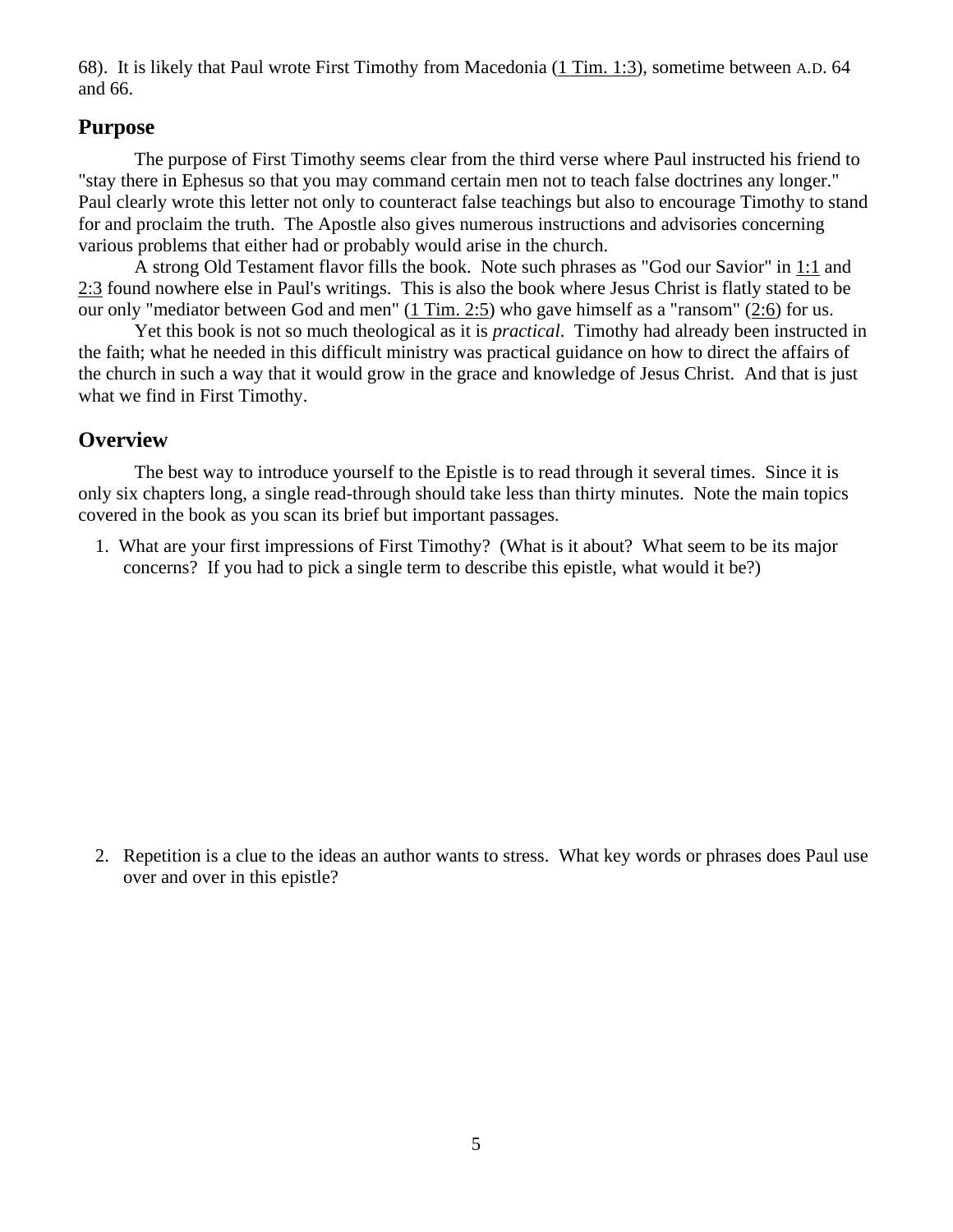68). It is likely that Paul wrote First Timothy from Macedonia (1 Tim. 1:3), sometime between A.D. 64 and 66.

## Purpose

The purpose of First Timothy seems clear from the third verse where Paul instructed his friend to "stay there in Ephesus so that you may command certain men not to teach false doctrines any longer." Paul clearly wrote this letter not only to counteract false teachings but also to encourage Timothy to stand for and proclaim the truth. The Apostle also gives numerous instructions and advisories concerning various problems that either had or probably would arise in the church.

A strong Old Testament flavor fills the book. Note such phrases as "God our Savior" in 1:1 and 2:3 found nowhere else in Paul's writings. This is also the book where Jesus Christ is flatly stated to be our only "mediator between God and men" (1 Tim. 2:5) who gave himself as a "ransom" (2:6) for us.

Yet this book is not so much theological as it is *practical*. Timothy had already been instructed in the faith; what he needed in this difficult ministry was practical guidance on how to direct the affairs of the church in such a way that it would grow in the grace and knowledge of Jesus Christ. And that is just what we find in First Timothy.

## Overview

The best way to introduce yourself to the Epistle is to read through it several times. Since it is only six chapters long, a single read-through should take less than thirty minutes. Note the main topics covered in the book as you scan its brief but important passages.

1. What are your first impressions of First Timothy? (What is it about? What seem to be its major concerns? If you had to pick a single term to describe this epistle, what would it be?)

2. Repetition is a clue to the ideas an author wants to stress. What key words or phrases does Paul use over and over in this epistle?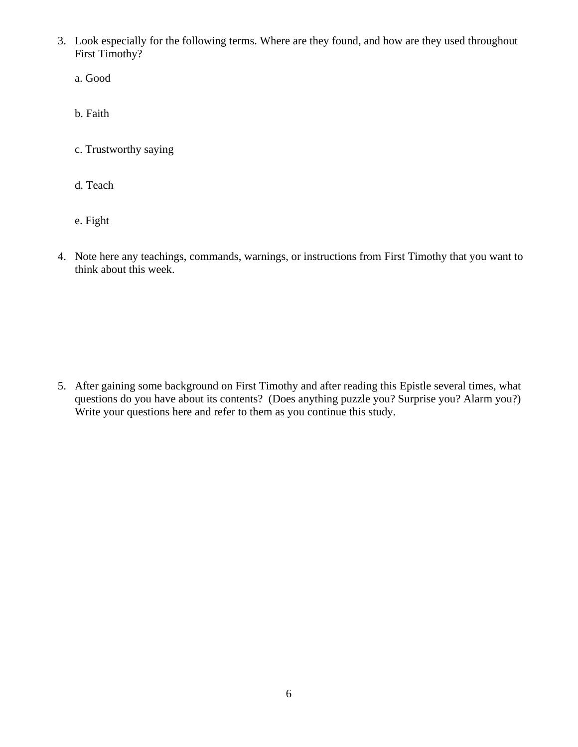3. Look especially for the following terms. Where are they found, and how are they used throughout First Timothy?

   a. Good

   b. Faith

   c. Trustworthy saying

   d. Teach

   e. Fight

4. Note here any teachings, commands, warnings, or instructions from First Timothy that you want to think about this week.

5. After gaining some background on First Timothy and after reading this Epistle several times, what questions do you have about its contents? (Does anything puzzle you? Surprise you? Alarm you?) Write your questions here and refer to them as you continue this study.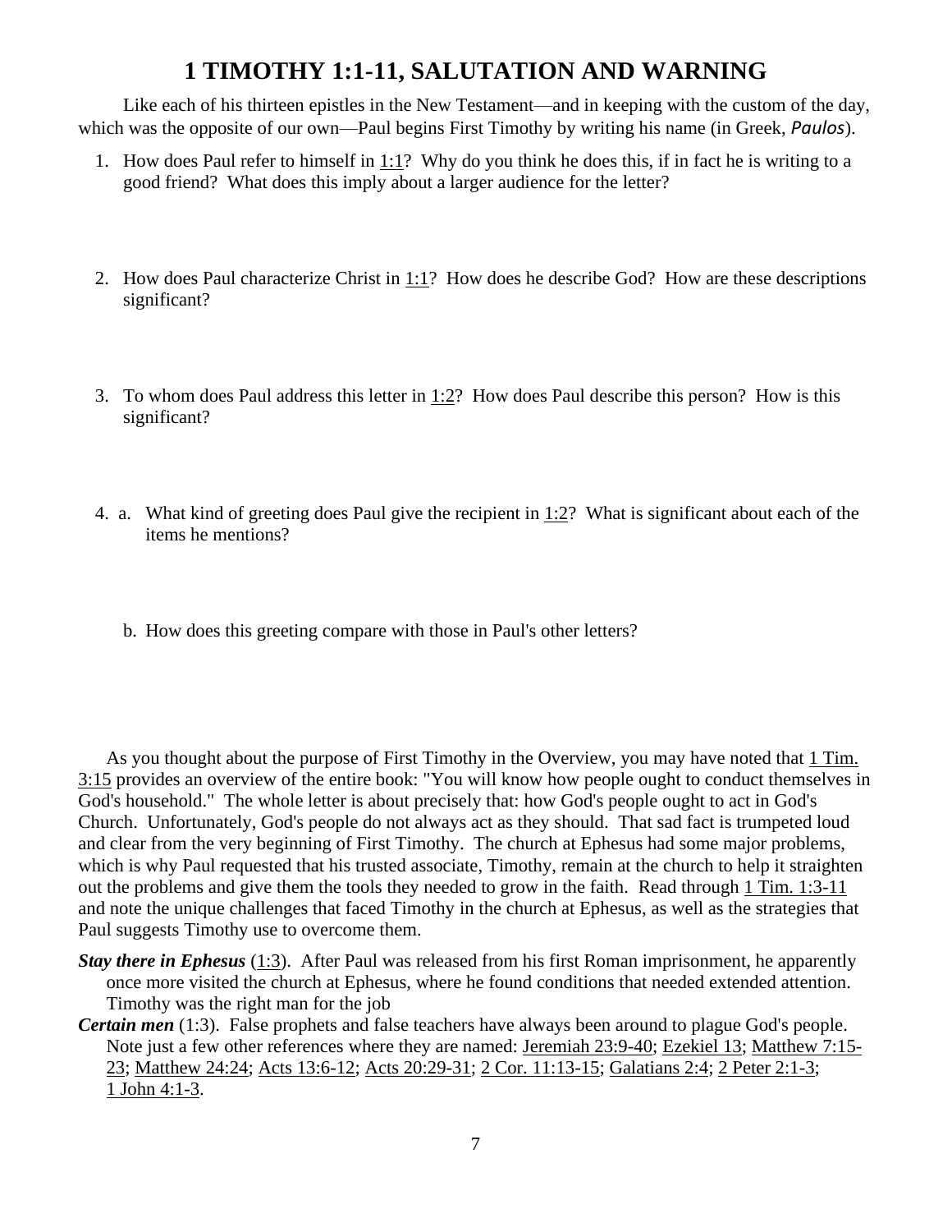# 1 TIMOTHY 1:1-11, SALUTATION AND WARNING

Like each of his thirteen epistles in the New Testament—and in keeping with the custom of the day, which was the opposite of our own—Paul begins First Timothy by writing his name (in Greek, *Paulos*).

1. How does Paul refer to himself in 1:1? Why do you think he does this, if in fact he is writing to a good friend? What does this imply about a larger audience for the letter?

2. How does Paul characterize Christ in 1:1? How does he describe God? How are these descriptions significant?

3. To whom does Paul address this letter in 1:2? How does Paul describe this person? How is this significant?

4. a. What kind of greeting does Paul give the recipient in 1:2? What is significant about each of the items he mentions?

   b. How does this greeting compare with those in Paul's other letters?

As you thought about the purpose of First Timothy in the Overview, you may have noted that 1 Tim. 3:15 provides an overview of the entire book: "You will know how people ought to conduct themselves in God's household." The whole letter is about precisely that: how God's people ought to act in God's Church. Unfortunately, God's people do not always act as they should. That sad fact is trumpeted loud and clear from the very beginning of First Timothy. The church at Ephesus had some major problems, which is why Paul requested that his trusted associate, Timothy, remain at the church to help it straighten out the problems and give them the tools they needed to grow in the faith. Read through 1 Tim. 1:3-11 and note the unique challenges that faced Timothy in the church at Ephesus, as well as the strategies that Paul suggests Timothy use to overcome them.

***Stay there in Ephesus*** (1:3). After Paul was released from his first Roman imprisonment, he apparently once more visited the church at Ephesus, where he found conditions that needed extended attention. Timothy was the right man for the job

***Certain men*** (1:3). False prophets and false teachers have always been around to plague God's people. Note just a few other references where they are named: Jeremiah 23:9-40; Ezekiel 13; Matthew 7:15-23; Matthew 24:24; Acts 13:6-12; Acts 20:29-31; 2 Cor. 11:13-15; Galatians 2:4; 2 Peter 2:1-3; 1 John 4:1-3.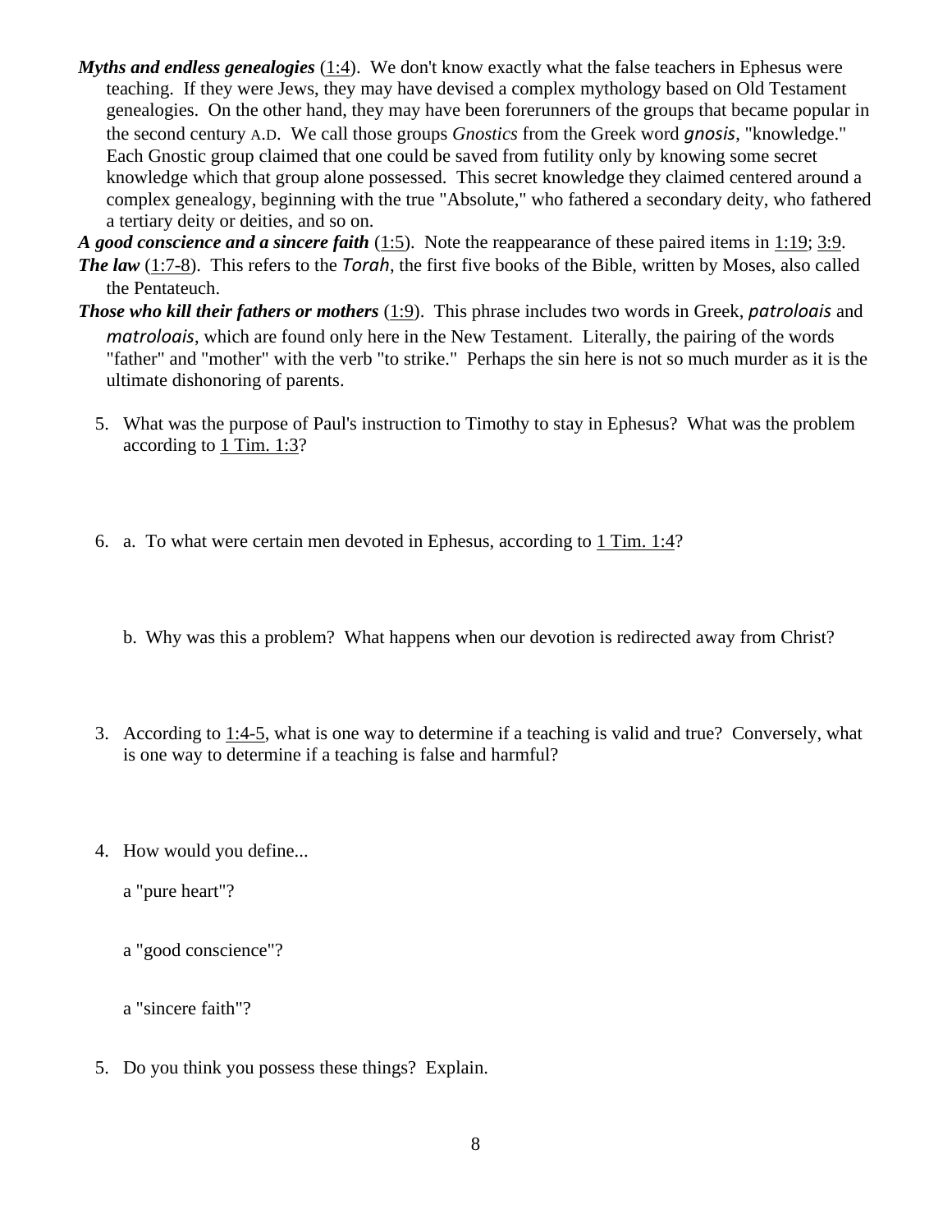***Myths and endless genealogies*** (1:4). We don't know exactly what the false teachers in Ephesus were teaching. If they were Jews, they may have devised a complex mythology based on Old Testament genealogies. On the other hand, they may have been forerunners of the groups that became popular in the second century A.D. We call those groups *Gnostics* from the Greek word *gnosis*, "knowledge." Each Gnostic group claimed that one could be saved from futility only by knowing some secret knowledge which that group alone possessed. This secret knowledge they claimed centered around a complex genealogy, beginning with the true "Absolute," who fathered a secondary deity, who fathered a tertiary deity or deities, and so on.

***A good conscience and a sincere faith*** (1:5). Note the reappearance of these paired items in 1:19; 3:9.

***The law*** (1:7-8). This refers to the *Torah*, the first five books of the Bible, written by Moses, also called the Pentateuch.

***Those who kill their fathers or mothers*** (1:9). This phrase includes two words in Greek, *patroloais* and *matroloais*, which are found only here in the New Testament. Literally, the pairing of the words "father" and "mother" with the verb "to strike." Perhaps the sin here is not so much murder as it is the ultimate dishonoring of parents.

5. What was the purpose of Paul's instruction to Timothy to stay in Ephesus? What was the problem according to 1 Tim. 1:3?

6. a. To what were certain men devoted in Ephesus, according to 1 Tim. 1:4?

   b. Why was this a problem? What happens when our devotion is redirected away from Christ?

3. According to 1:4-5, what is one way to determine if a teaching is valid and true? Conversely, what is one way to determine if a teaching is false and harmful?

4. How would you define...

   a "pure heart"?

   a "good conscience"?

   a "sincere faith"?

5. Do you think you possess these things? Explain.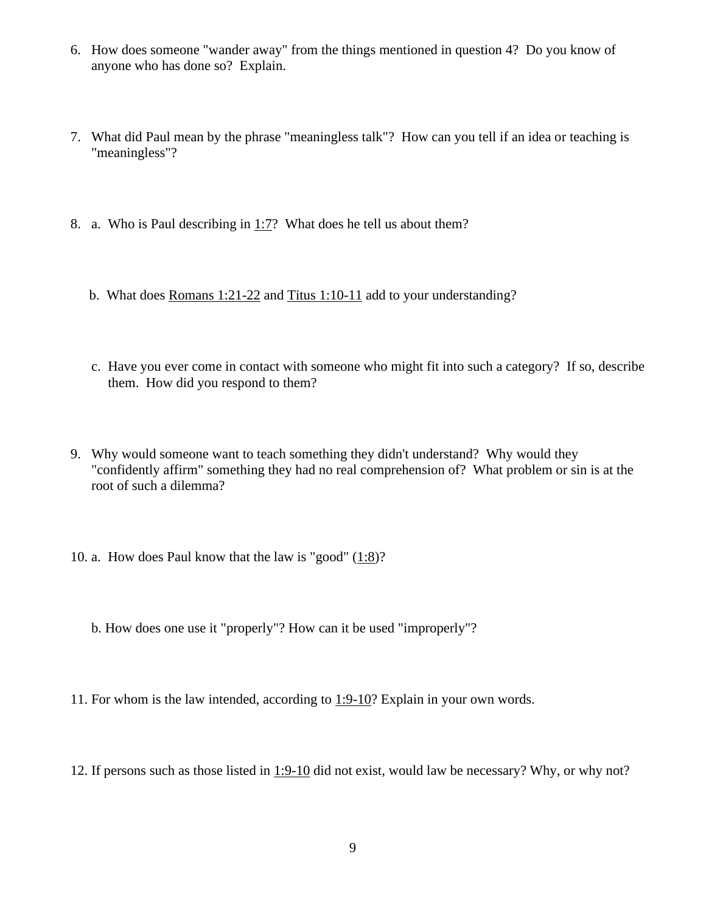6. How does someone "wander away" from the things mentioned in question 4? Do you know of anyone who has done so? Explain.

7. What did Paul mean by the phrase "meaningless talk"? How can you tell if an idea or teaching is "meaningless"?

8. a. Who is Paul describing in 1:7? What does he tell us about them?

   b. What does Romans 1:21-22 and Titus 1:10-11 add to your understanding?

   c. Have you ever come in contact with someone who might fit into such a category? If so, describe them. How did you respond to them?

9. Why would someone want to teach something they didn't understand? Why would they "confidently affirm" something they had no real comprehension of? What problem or sin is at the root of such a dilemma?

10. a. How does Paul know that the law is "good" (1:8)?

    b. How does one use it "properly"? How can it be used "improperly"?

11. For whom is the law intended, according to 1:9-10? Explain in your own words.

12. If persons such as those listed in 1:9-10 did not exist, would law be necessary? Why, or why not?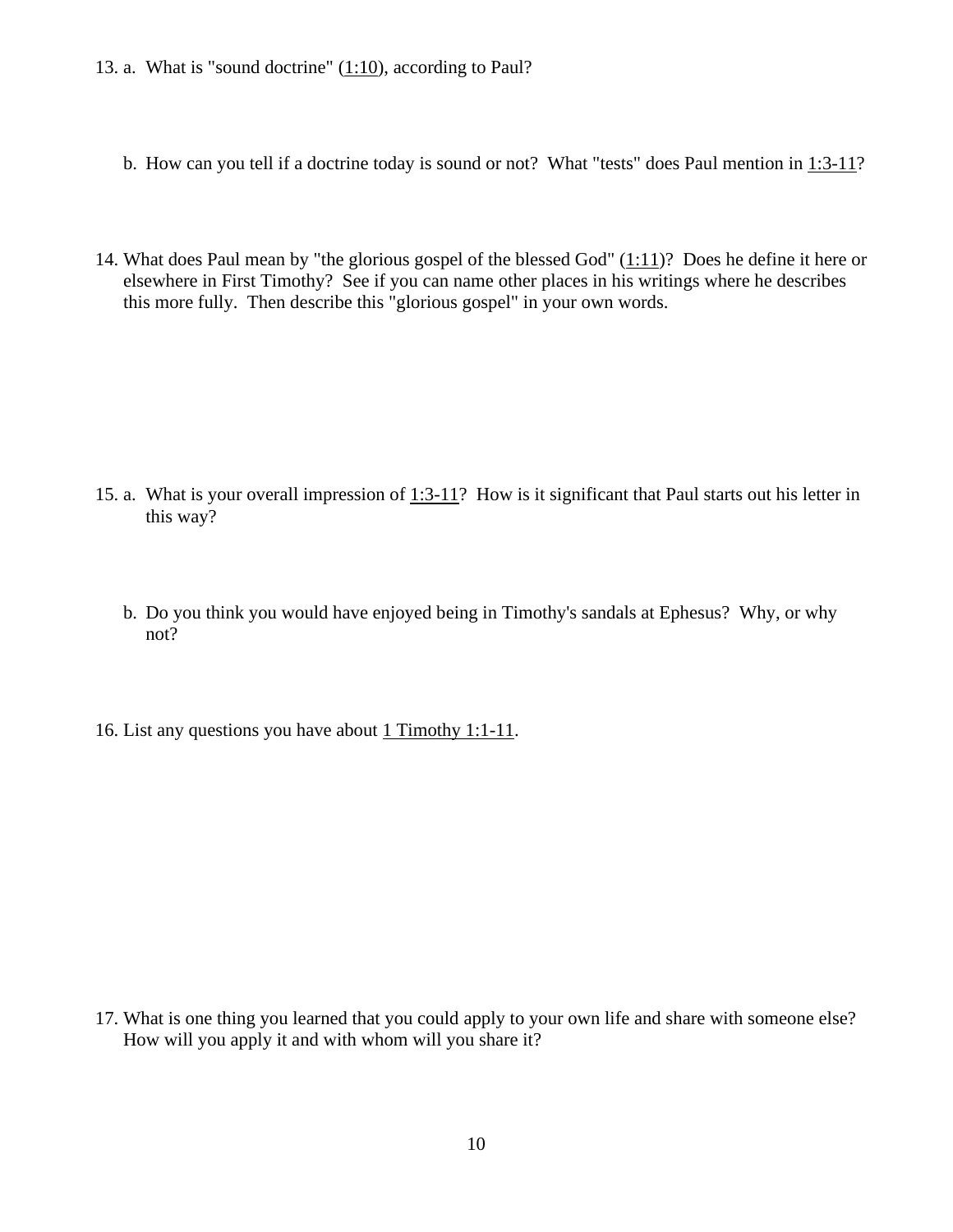13. a. What is "sound doctrine" (1:10), according to Paul?

    b. How can you tell if a doctrine today is sound or not? What "tests" does Paul mention in 1:3-11?

14. What does Paul mean by "the glorious gospel of the blessed God" (1:11)? Does he define it here or elsewhere in First Timothy? See if you can name other places in his writings where he describes this more fully. Then describe this "glorious gospel" in your own words.

15. a. What is your overall impression of 1:3-11? How is it significant that Paul starts out his letter in this way?

    b. Do you think you would have enjoyed being in Timothy's sandals at Ephesus? Why, or why not?

16. List any questions you have about 1 Timothy 1:1-11.

17. What is one thing you learned that you could apply to your own life and share with someone else? How will you apply it and with whom will you share it?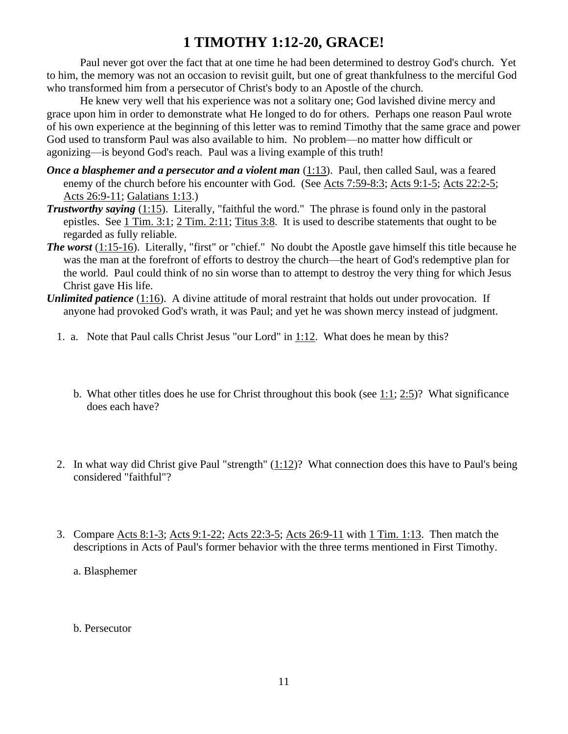# 1 TIMOTHY 1:12-20, GRACE!

Paul never got over the fact that at one time he had been determined to destroy God's church. Yet to him, the memory was not an occasion to revisit guilt, but one of great thankfulness to the merciful God who transformed him from a persecutor of Christ's body to an Apostle of the church.

He knew very well that his experience was not a solitary one; God lavished divine mercy and grace upon him in order to demonstrate what He longed to do for others. Perhaps one reason Paul wrote of his own experience at the beginning of this letter was to remind Timothy that the same grace and power God used to transform Paul was also available to him. No problem—no matter how difficult or agonizing—is beyond God's reach. Paul was a living example of this truth!

***Once a blasphemer and a persecutor and a violent man*** (1:13). Paul, then called Saul, was a feared enemy of the church before his encounter with God. (See Acts 7:59-8:3; Acts 9:1-5; Acts 22:2-5; Acts 26:9-11; Galatians 1:13.)

***Trustworthy saying*** (1:15). Literally, "faithful the word." The phrase is found only in the pastoral epistles. See 1 Tim. 3:1; 2 Tim. 2:11; Titus 3:8. It is used to describe statements that ought to be regarded as fully reliable.

***The worst*** (1:15-16). Literally, "first" or "chief." No doubt the Apostle gave himself this title because he was the man at the forefront of efforts to destroy the church—the heart of God's redemptive plan for the world. Paul could think of no sin worse than to attempt to destroy the very thing for which Jesus Christ gave His life.

***Unlimited patience*** (1:16). A divine attitude of moral restraint that holds out under provocation. If anyone had provoked God's wrath, it was Paul; and yet he was shown mercy instead of judgment.

1. a. Note that Paul calls Christ Jesus "our Lord" in 1:12. What does he mean by this?

   b. What other titles does he use for Christ throughout this book (see 1:1; 2:5)? What significance does each have?

2. In what way did Christ give Paul "strength" (1:12)? What connection does this have to Paul's being considered "faithful"?

3. Compare Acts 8:1-3; Acts 9:1-22; Acts 22:3-5; Acts 26:9-11 with 1 Tim. 1:13. Then match the descriptions in Acts of Paul's former behavior with the three terms mentioned in First Timothy.

   a. Blasphemer

   b. Persecutor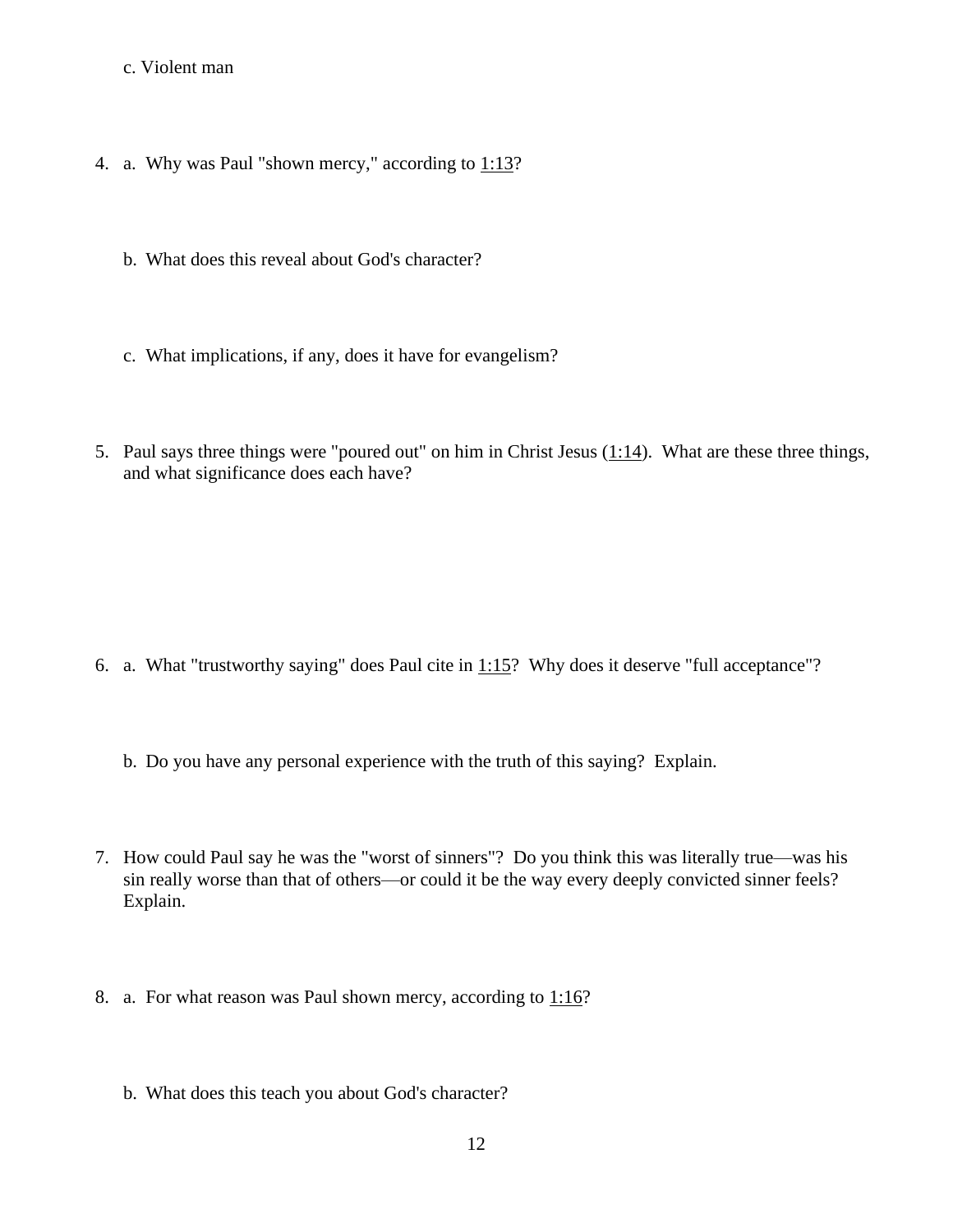c. Violent man

4. a. Why was Paul "shown mercy," according to 1:13?

   b. What does this reveal about God's character?

   c. What implications, if any, does it have for evangelism?

5. Paul says three things were "poured out" on him in Christ Jesus (1:14). What are these three things, and what significance does each have?

6. a. What "trustworthy saying" does Paul cite in 1:15? Why does it deserve "full acceptance"?

   b. Do you have any personal experience with the truth of this saying? Explain.

7. How could Paul say he was the "worst of sinners"? Do you think this was literally true—was his sin really worse than that of others—or could it be the way every deeply convicted sinner feels? Explain.

8. a. For what reason was Paul shown mercy, according to 1:16?

   b. What does this teach you about God's character?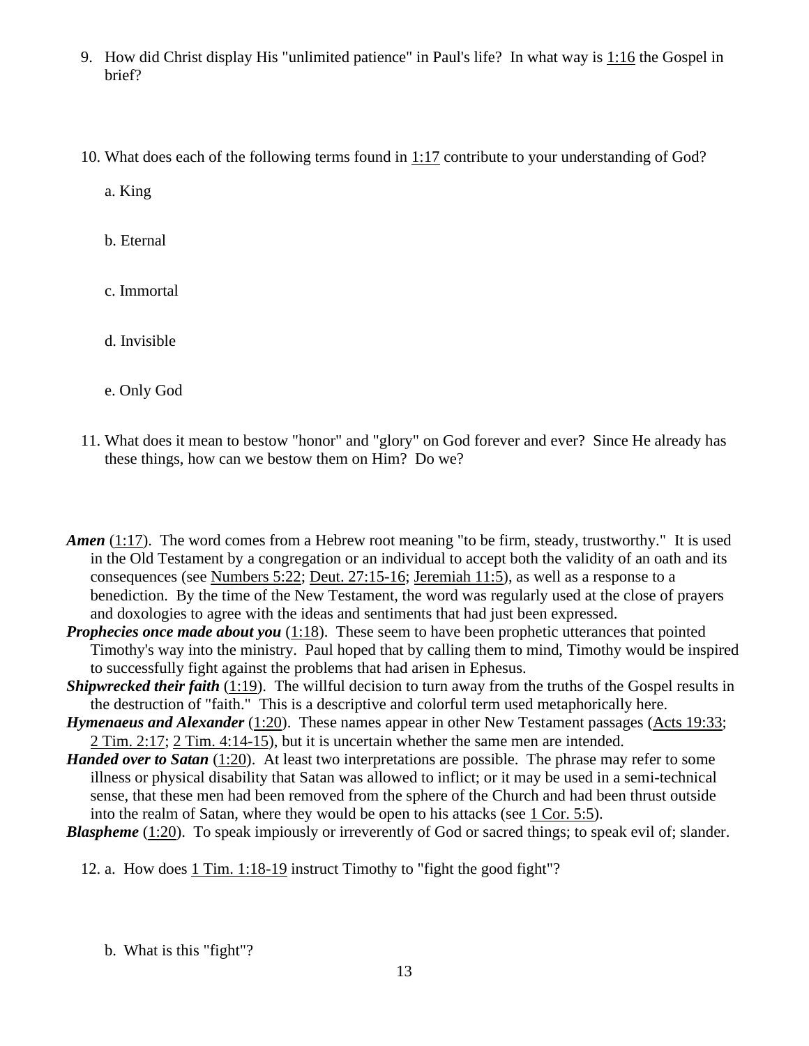9. How did Christ display His "unlimited patience" in Paul's life? In what way is 1:16 the Gospel in brief?

10. What does each of the following terms found in 1:17 contribute to your understanding of God?

    a. King

    b. Eternal

    c. Immortal

    d. Invisible

    e. Only God

11. What does it mean to bestow "honor" and "glory" on God forever and ever? Since He already has these things, how can we bestow them on Him? Do we?

***Amen*** (1:17). The word comes from a Hebrew root meaning "to be firm, steady, trustworthy." It is used in the Old Testament by a congregation or an individual to accept both the validity of an oath and its consequences (see Numbers 5:22; Deut. 27:15-16; Jeremiah 11:5), as well as a response to a benediction. By the time of the New Testament, the word was regularly used at the close of prayers and doxologies to agree with the ideas and sentiments that had just been expressed.

***Prophecies once made about you*** (1:18). These seem to have been prophetic utterances that pointed Timothy's way into the ministry. Paul hoped that by calling them to mind, Timothy would be inspired to successfully fight against the problems that had arisen in Ephesus.

***Shipwrecked their faith*** (1:19). The willful decision to turn away from the truths of the Gospel results in the destruction of "faith." This is a descriptive and colorful term used metaphorically here.

***Hymenaeus and Alexander*** (1:20). These names appear in other New Testament passages (Acts 19:33; 2 Tim. 2:17; 2 Tim. 4:14-15), but it is uncertain whether the same men are intended.

***Handed over to Satan*** (1:20). At least two interpretations are possible. The phrase may refer to some illness or physical disability that Satan was allowed to inflict; or it may be used in a semi-technical sense, that these men had been removed from the sphere of the Church and had been thrust outside into the realm of Satan, where they would be open to his attacks (see 1 Cor. 5:5).

***Blaspheme*** (1:20). To speak impiously or irreverently of God or sacred things; to speak evil of; slander.

12. a. How does 1 Tim. 1:18-19 instruct Timothy to "fight the good fight"?

    b. What is this "fight"?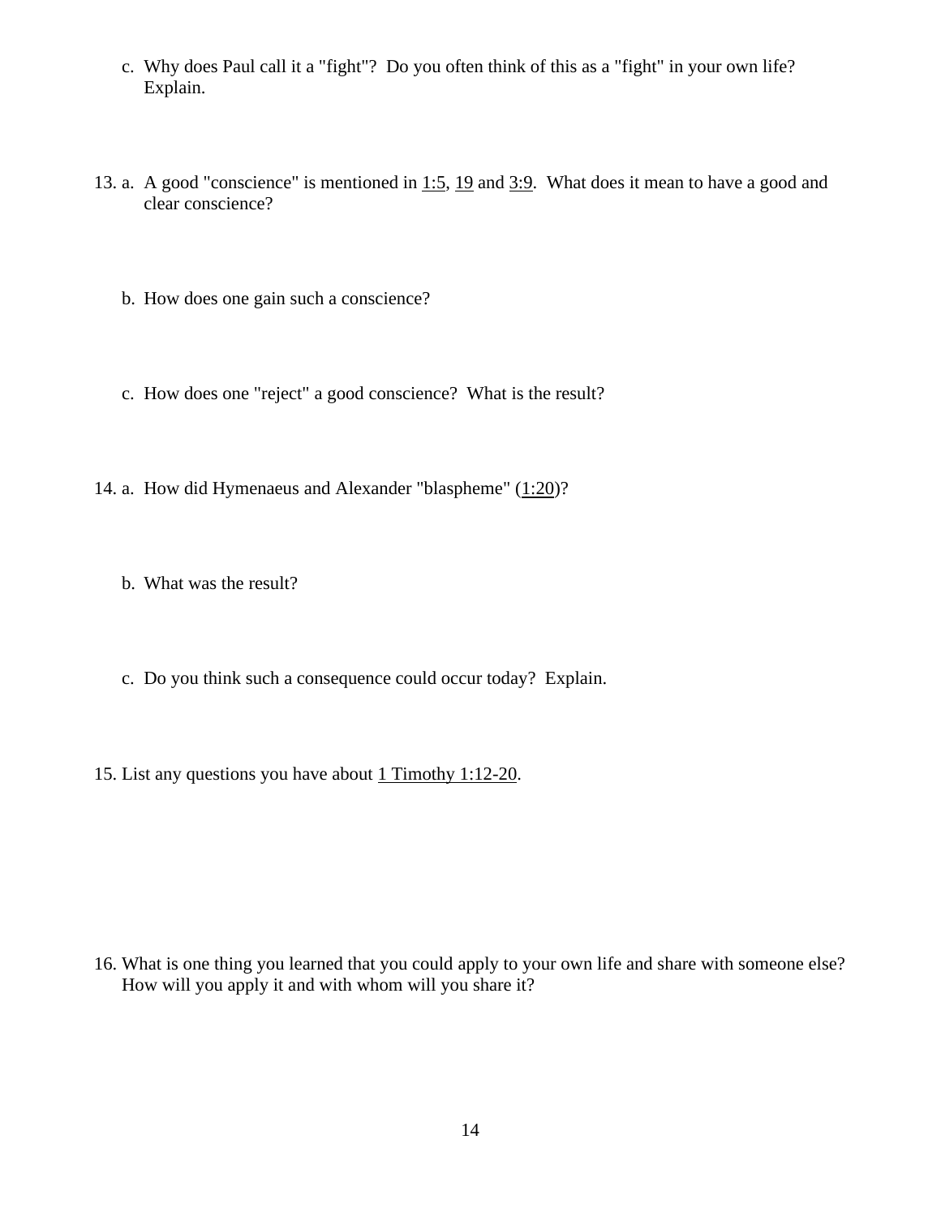c. Why does Paul call it a "fight"? Do you often think of this as a "fight" in your own life? Explain.

13. a. A good "conscience" is mentioned in 1:5, 19 and 3:9. What does it mean to have a good and clear conscience?

    b. How does one gain such a conscience?

    c. How does one "reject" a good conscience? What is the result?

14. a. How did Hymenaeus and Alexander "blaspheme" (1:20)?

    b. What was the result?

    c. Do you think such a consequence could occur today? Explain.

15. List any questions you have about 1 Timothy 1:12-20.

16. What is one thing you learned that you could apply to your own life and share with someone else? How will you apply it and with whom will you share it?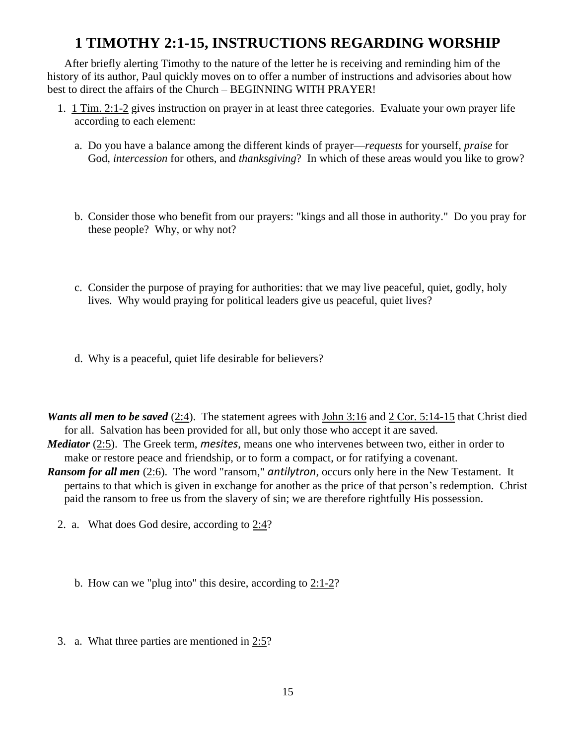# 1 TIMOTHY 2:1-15, INSTRUCTIONS REGARDING WORSHIP

After briefly alerting Timothy to the nature of the letter he is receiving and reminding him of the history of its author, Paul quickly moves on to offer a number of instructions and advisories about how best to direct the affairs of the Church – BEGINNING WITH PRAYER!

1. 1 Tim. 2:1-2 gives instruction on prayer in at least three categories. Evaluate your own prayer life according to each element:

   a. Do you have a balance among the different kinds of prayer—*requests* for yourself, *praise* for God, *intercession* for others, and *thanksgiving*? In which of these areas would you like to grow?

   b. Consider those who benefit from our prayers: "kings and all those in authority." Do you pray for these people? Why, or why not?

   c. Consider the purpose of praying for authorities: that we may live peaceful, quiet, godly, holy lives. Why would praying for political leaders give us peaceful, quiet lives?

   d. Why is a peaceful, quiet life desirable for believers?

***Wants all men to be saved*** (2:4). The statement agrees with John 3:16 and 2 Cor. 5:14-15 that Christ died for all. Salvation has been provided for all, but only those who accept it are saved.

***Mediator*** (2:5). The Greek term, *mesites*, means one who intervenes between two, either in order to make or restore peace and friendship, or to form a compact, or for ratifying a covenant.

***Ransom for all men*** (2:6). The word "ransom," *antilytron*, occurs only here in the New Testament. It pertains to that which is given in exchange for another as the price of that person's redemption. Christ paid the ransom to free us from the slavery of sin; we are therefore rightfully His possession.

2. a. What does God desire, according to 2:4?

   b. How can we "plug into" this desire, according to 2:1-2?

3. a. What three parties are mentioned in 2:5?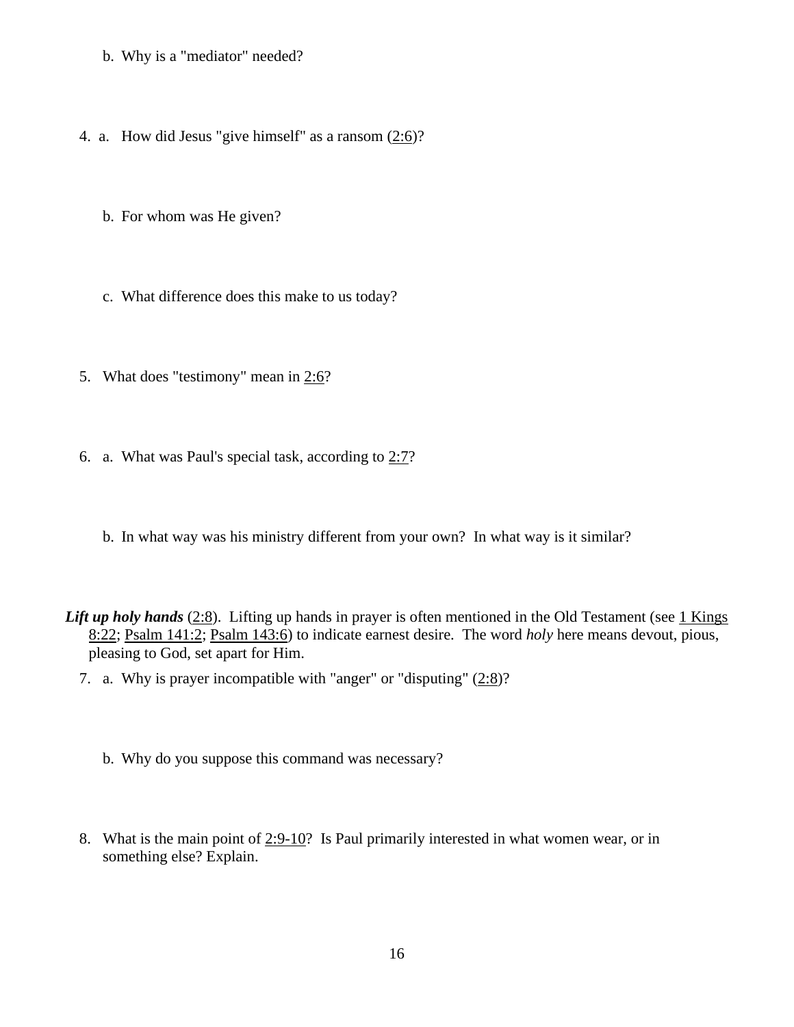b. Why is a "mediator" needed?

4. a. How did Jesus "give himself" as a ransom (2:6)?

   b. For whom was He given?

   c. What difference does this make to us today?

5. What does "testimony" mean in 2:6?

6. a. What was Paul's special task, according to 2:7?

   b. In what way was his ministry different from your own? In what way is it similar?

***Lift up holy hands*** (2:8). Lifting up hands in prayer is often mentioned in the Old Testament (see 1 Kings 8:22; Psalm 141:2; Psalm 143:6) to indicate earnest desire. The word *holy* here means devout, pious, pleasing to God, set apart for Him.

7. a. Why is prayer incompatible with "anger" or "disputing" (2:8)?

   b. Why do you suppose this command was necessary?

8. What is the main point of 2:9-10? Is Paul primarily interested in what women wear, or in something else? Explain.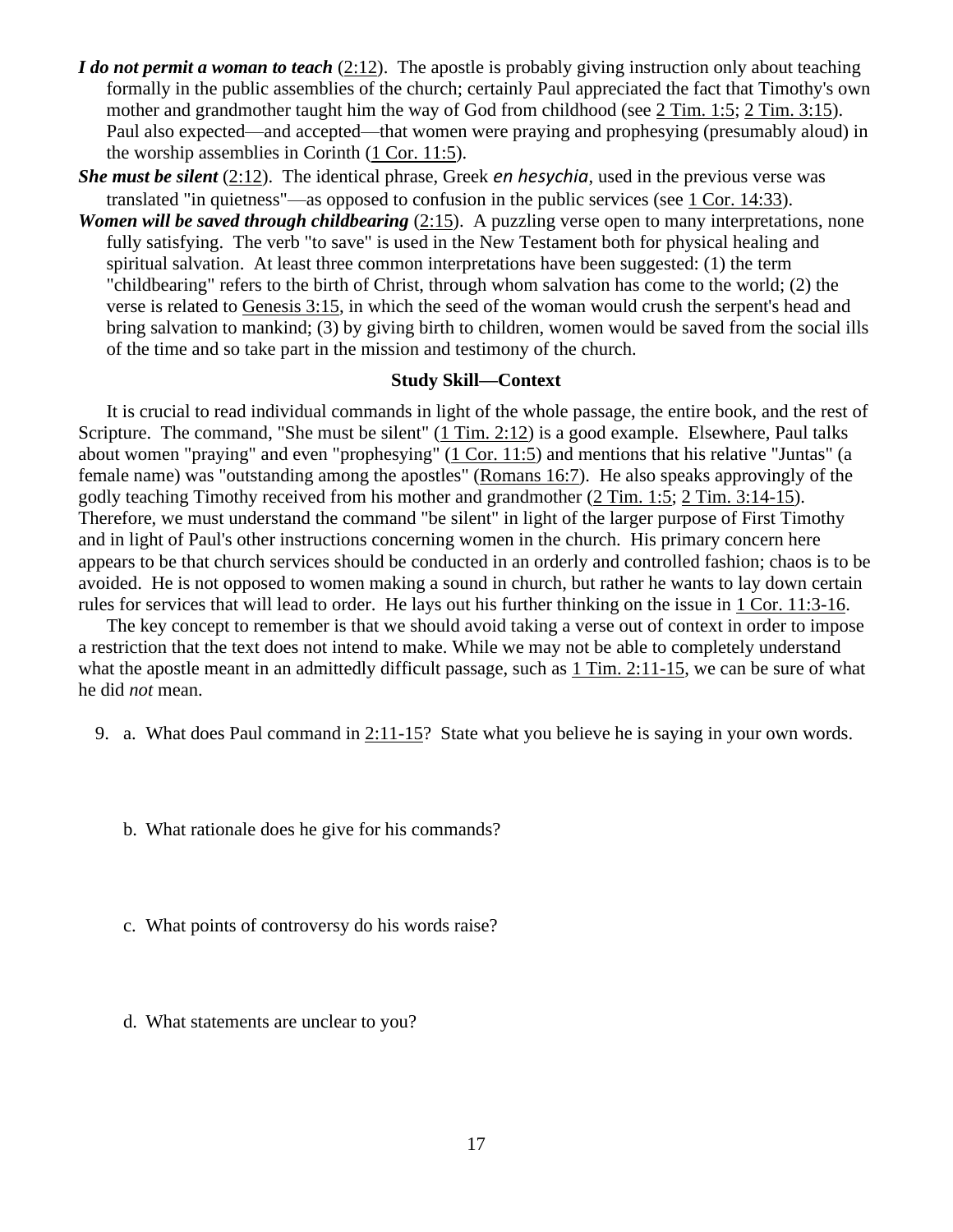***I do not permit a woman to teach*** (2:12). The apostle is probably giving instruction only about teaching formally in the public assemblies of the church; certainly Paul appreciated the fact that Timothy's own mother and grandmother taught him the way of God from childhood (see 2 Tim. 1:5; 2 Tim. 3:15). Paul also expected—and accepted—that women were praying and prophesying (presumably aloud) in the worship assemblies in Corinth (1 Cor. 11:5).

***She must be silent*** (2:12). The identical phrase, Greek *en hesychia*, used in the previous verse was translated "in quietness"—as opposed to confusion in the public services (see 1 Cor. 14:33).

***Women will be saved through childbearing*** (2:15). A puzzling verse open to many interpretations, none fully satisfying. The verb "to save" is used in the New Testament both for physical healing and spiritual salvation. At least three common interpretations have been suggested: (1) the term "childbearing" refers to the birth of Christ, through whom salvation has come to the world; (2) the verse is related to Genesis 3:15, in which the seed of the woman would crush the serpent's head and bring salvation to mankind; (3) by giving birth to children, women would be saved from the social ills of the time and so take part in the mission and testimony of the church.

**Study Skill—Context**

It is crucial to read individual commands in light of the whole passage, the entire book, and the rest of Scripture. The command, "She must be silent" (1 Tim. 2:12) is a good example. Elsewhere, Paul talks about women "praying" and even "prophesying" (1 Cor. 11:5) and mentions that his relative "Juntas" (a female name) was "outstanding among the apostles" (Romans 16:7). He also speaks approvingly of the godly teaching Timothy received from his mother and grandmother (2 Tim. 1:5; 2 Tim. 3:14-15). Therefore, we must understand the command "be silent" in light of the larger purpose of First Timothy and in light of Paul's other instructions concerning women in the church. His primary concern here appears to be that church services should be conducted in an orderly and controlled fashion; chaos is to be avoided. He is not opposed to women making a sound in church, but rather he wants to lay down certain rules for services that will lead to order. He lays out his further thinking on the issue in 1 Cor. 11:3-16.

The key concept to remember is that we should avoid taking a verse out of context in order to impose a restriction that the text does not intend to make. While we may not be able to completely understand what the apostle meant in an admittedly difficult passage, such as 1 Tim. 2:11-15, we can be sure of what he did *not* mean.

9. a. What does Paul command in 2:11-15? State what you believe he is saying in your own words.

   b. What rationale does he give for his commands?

   c. What points of controversy do his words raise?

   d. What statements are unclear to you?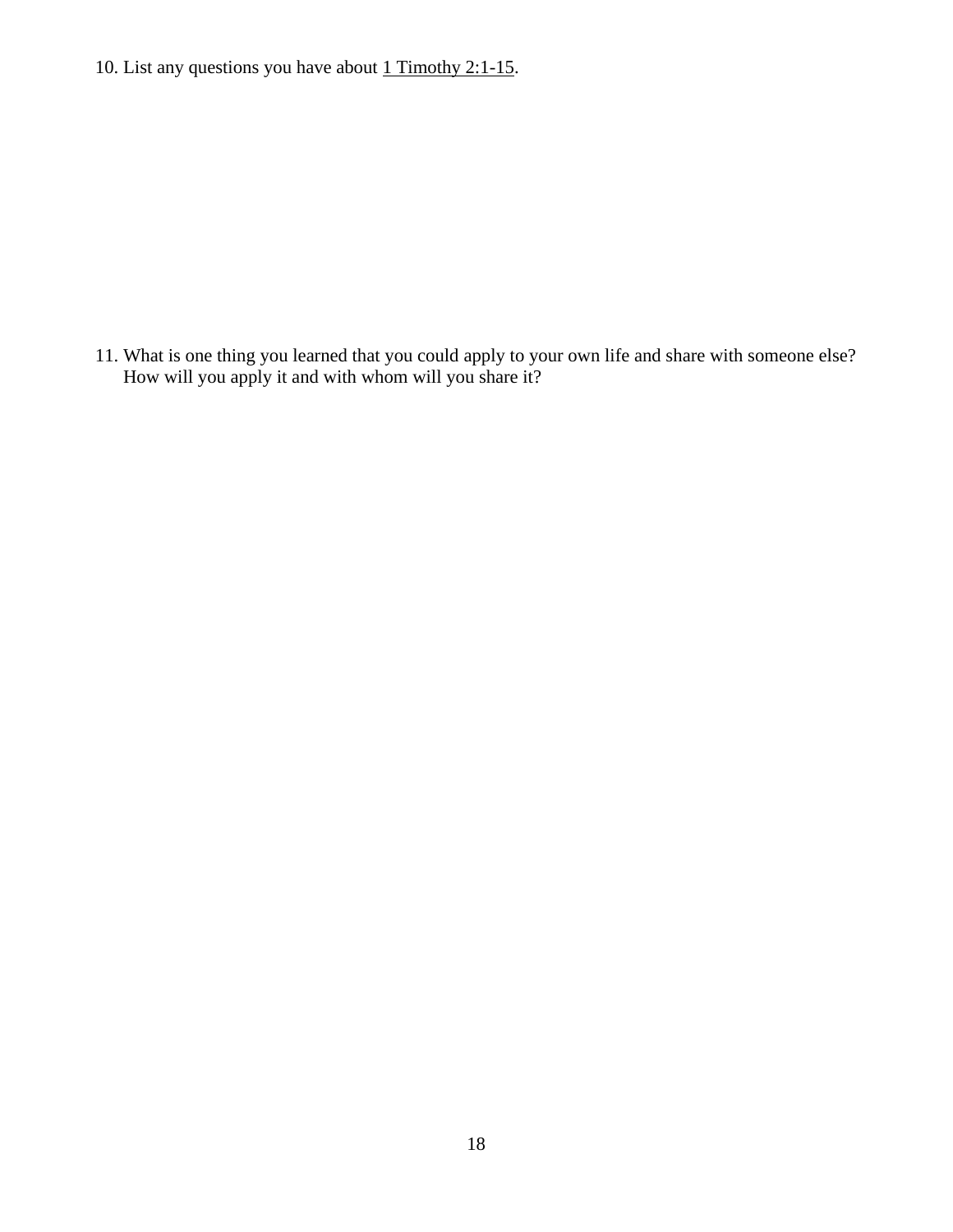10. List any questions you have about 1 Timothy 2:1-15.

11. What is one thing you learned that you could apply to your own life and share with someone else? How will you apply it and with whom will you share it?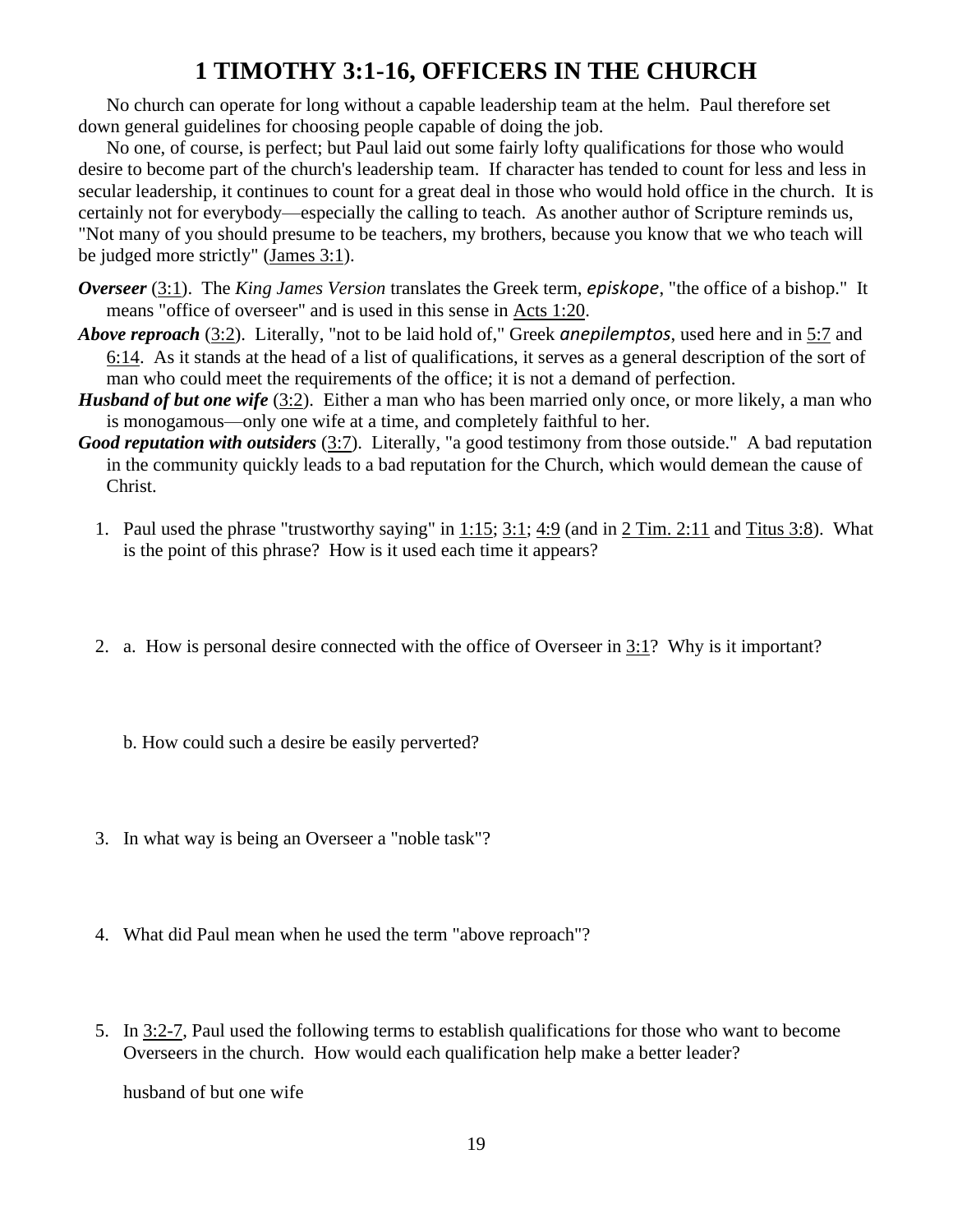# 1 TIMOTHY 3:1-16, OFFICERS IN THE CHURCH

No church can operate for long without a capable leadership team at the helm. Paul therefore set down general guidelines for choosing people capable of doing the job.

No one, of course, is perfect; but Paul laid out some fairly lofty qualifications for those who would desire to become part of the church's leadership team. If character has tended to count for less and less in secular leadership, it continues to count for a great deal in those who would hold office in the church. It is certainly not for everybody—especially the calling to teach. As another author of Scripture reminds us, "Not many of you should presume to be teachers, my brothers, because you know that we who teach will be judged more strictly" (James 3:1).

***Overseer*** (3:1). The *King James Version* translates the Greek term, *episkope*, "the office of a bishop." It means "office of overseer" and is used in this sense in Acts 1:20.

***Above reproach*** (3:2). Literally, "not to be laid hold of," Greek *anepilemptos*, used here and in 5:7 and 6:14. As it stands at the head of a list of qualifications, it serves as a general description of the sort of man who could meet the requirements of the office; it is not a demand of perfection.

***Husband of but one wife*** (3:2). Either a man who has been married only once, or more likely, a man who is monogamous—only one wife at a time, and completely faithful to her.

***Good reputation with outsiders*** (3:7). Literally, "a good testimony from those outside." A bad reputation in the community quickly leads to a bad reputation for the Church, which would demean the cause of Christ.

1. Paul used the phrase "trustworthy saying" in 1:15; 3:1; 4:9 (and in 2 Tim. 2:11 and Titus 3:8). What is the point of this phrase? How is it used each time it appears?

2. a. How is personal desire connected with the office of Overseer in 3:1? Why is it important?

   b. How could such a desire be easily perverted?

3. In what way is being an Overseer a "noble task"?

4. What did Paul mean when he used the term "above reproach"?

5. In 3:2-7, Paul used the following terms to establish qualifications for those who want to become Overseers in the church. How would each qualification help make a better leader?

   husband of but one wife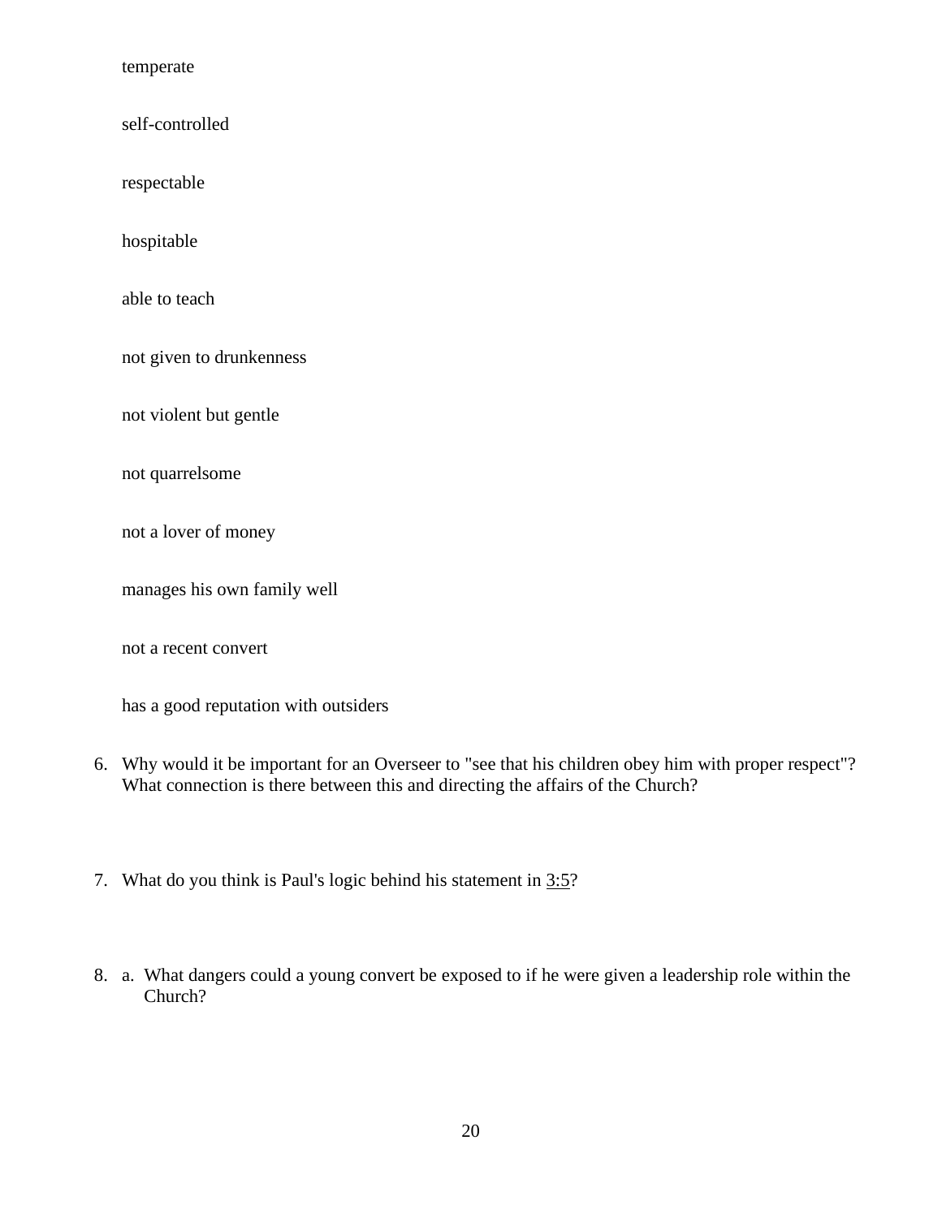temperate

self-controlled

respectable

hospitable

able to teach

not given to drunkenness

not violent but gentle

not quarrelsome

not a lover of money

manages his own family well

not a recent convert

has a good reputation with outsiders

6. Why would it be important for an Overseer to "see that his children obey him with proper respect"? What connection is there between this and directing the affairs of the Church?

7. What do you think is Paul's logic behind his statement in 3:5?

8. a. What dangers could a young convert be exposed to if he were given a leadership role within the Church?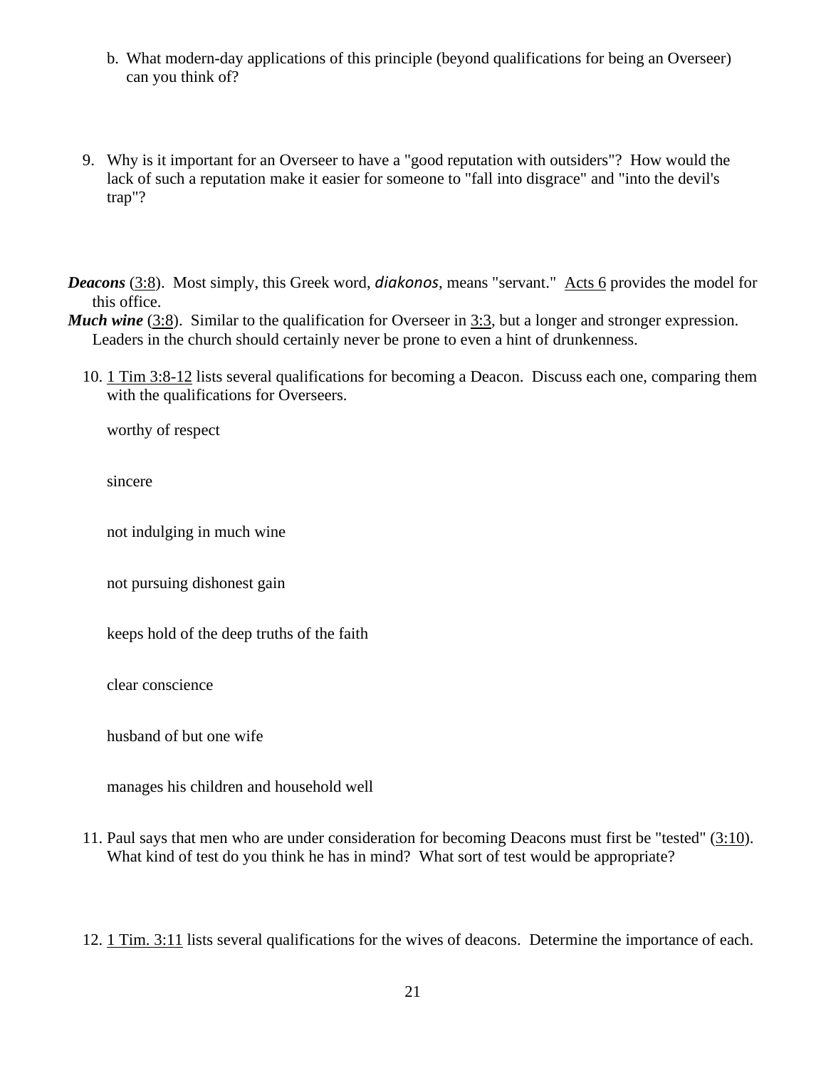b. What modern-day applications of this principle (beyond qualifications for being an Overseer) can you think of?

9. Why is it important for an Overseer to have a "good reputation with outsiders"? How would the lack of such a reputation make it easier for someone to "fall into disgrace" and "into the devil's trap"?

***Deacons*** (3:8). Most simply, this Greek word, *diakonos*, means "servant." Acts 6 provides the model for this office.

***Much wine*** (3:8). Similar to the qualification for Overseer in 3:3, but a longer and stronger expression. Leaders in the church should certainly never be prone to even a hint of drunkenness.

10. 1 Tim 3:8-12 lists several qualifications for becoming a Deacon. Discuss each one, comparing them with the qualifications for Overseers.

    worthy of respect

    sincere

    not indulging in much wine

    not pursuing dishonest gain

    keeps hold of the deep truths of the faith

    clear conscience

    husband of but one wife

    manages his children and household well

11. Paul says that men who are under consideration for becoming Deacons must first be "tested" (3:10). What kind of test do you think he has in mind? What sort of test would be appropriate?

12. 1 Tim. 3:11 lists several qualifications for the wives of deacons. Determine the importance of each.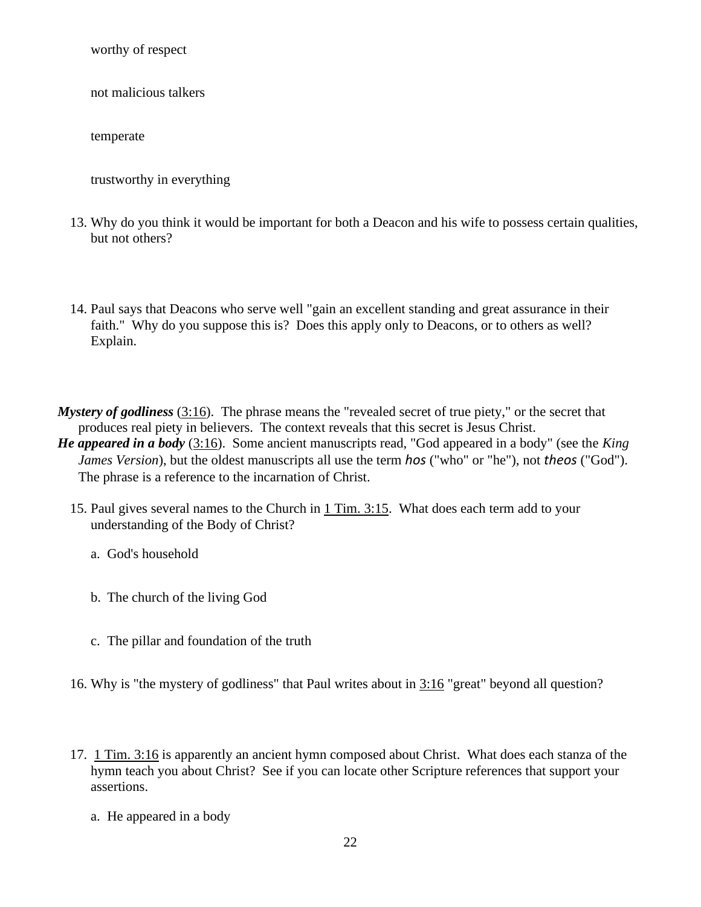worthy of respect

not malicious talkers

temperate

trustworthy in everything

13. Why do you think it would be important for both a Deacon and his wife to possess certain qualities, but not others?

14. Paul says that Deacons who serve well "gain an excellent standing and great assurance in their faith." Why do you suppose this is? Does this apply only to Deacons, or to others as well? Explain.

***Mystery of godliness*** (3:16). The phrase means the "revealed secret of true piety," or the secret that produces real piety in believers. The context reveals that this secret is Jesus Christ.

***He appeared in a body*** (3:16). Some ancient manuscripts read, "God appeared in a body" (see the *King James Version*), but the oldest manuscripts all use the term *hos* ("who" or "he"), not *theos* ("God"). The phrase is a reference to the incarnation of Christ.

15. Paul gives several names to the Church in 1 Tim. 3:15. What does each term add to your understanding of the Body of Christ?

    a. God's household

    b. The church of the living God

    c. The pillar and foundation of the truth

16. Why is "the mystery of godliness" that Paul writes about in 3:16 "great" beyond all question?

17. 1 Tim. 3:16 is apparently an ancient hymn composed about Christ. What does each stanza of the hymn teach you about Christ? See if you can locate other Scripture references that support your assertions.

    a. He appeared in a body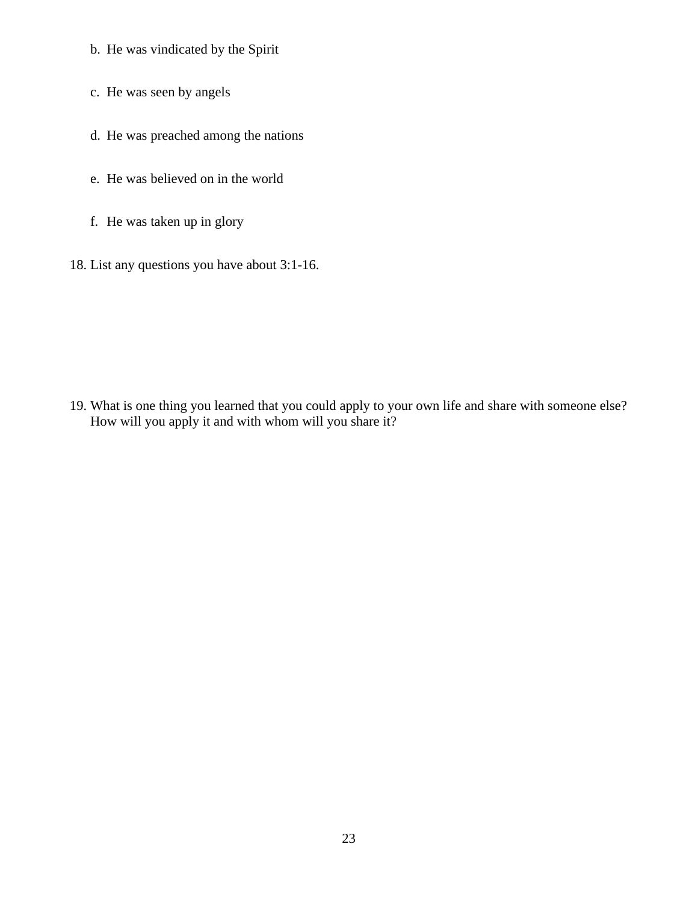b. He was vindicated by the Spirit

   c. He was seen by angels

   d. He was preached among the nations

   e. He was believed on in the world

   f. He was taken up in glory

18. List any questions you have about 3:1-16.

19. What is one thing you learned that you could apply to your own life and share with someone else? How will you apply it and with whom will you share it?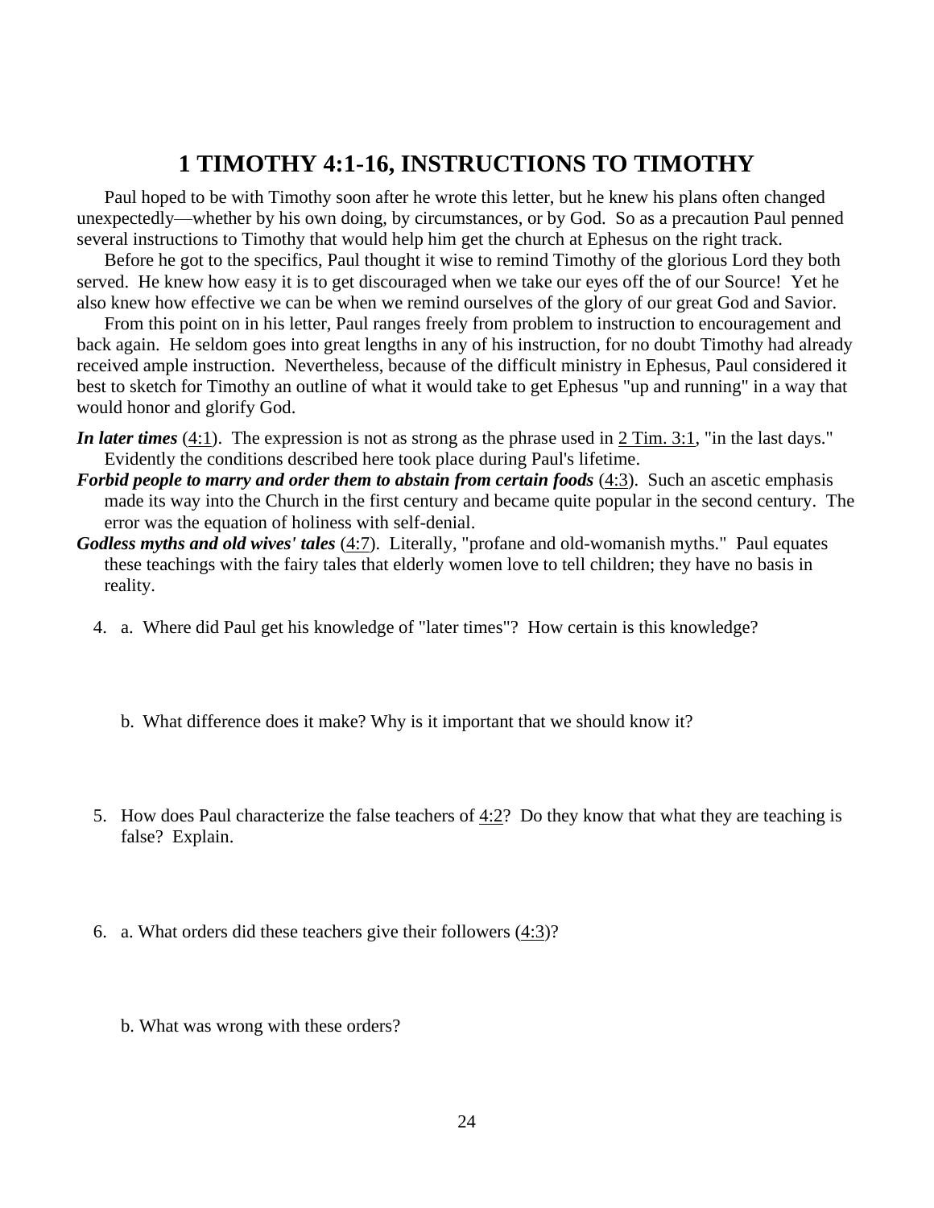# 1 TIMOTHY 4:1-16, INSTRUCTIONS TO TIMOTHY

Paul hoped to be with Timothy soon after he wrote this letter, but he knew his plans often changed unexpectedly—whether by his own doing, by circumstances, or by God. So as a precaution Paul penned several instructions to Timothy that would help him get the church at Ephesus on the right track.

Before he got to the specifics, Paul thought it wise to remind Timothy of the glorious Lord they both served. He knew how easy it is to get discouraged when we take our eyes off the of our Source! Yet he also knew how effective we can be when we remind ourselves of the glory of our great God and Savior.

From this point on in his letter, Paul ranges freely from problem to instruction to encouragement and back again. He seldom goes into great lengths in any of his instruction, for no doubt Timothy had already received ample instruction. Nevertheless, because of the difficult ministry in Ephesus, Paul considered it best to sketch for Timothy an outline of what it would take to get Ephesus "up and running" in a way that would honor and glorify God.

***In later times*** (4:1). The expression is not as strong as the phrase used in 2 Tim. 3:1, "in the last days." Evidently the conditions described here took place during Paul's lifetime.

***Forbid people to marry and order them to abstain from certain foods*** (4:3). Such an ascetic emphasis made its way into the Church in the first century and became quite popular in the second century. The error was the equation of holiness with self-denial.

***Godless myths and old wives' tales*** (4:7). Literally, "profane and old-womanish myths." Paul equates these teachings with the fairy tales that elderly women love to tell children; they have no basis in reality.

4. a. Where did Paul get his knowledge of "later times"? How certain is this knowledge?

   b. What difference does it make? Why is it important that we should know it?

5. How does Paul characterize the false teachers of 4:2? Do they know that what they are teaching is false? Explain.

6. a. What orders did these teachers give their followers (4:3)?

   b. What was wrong with these orders?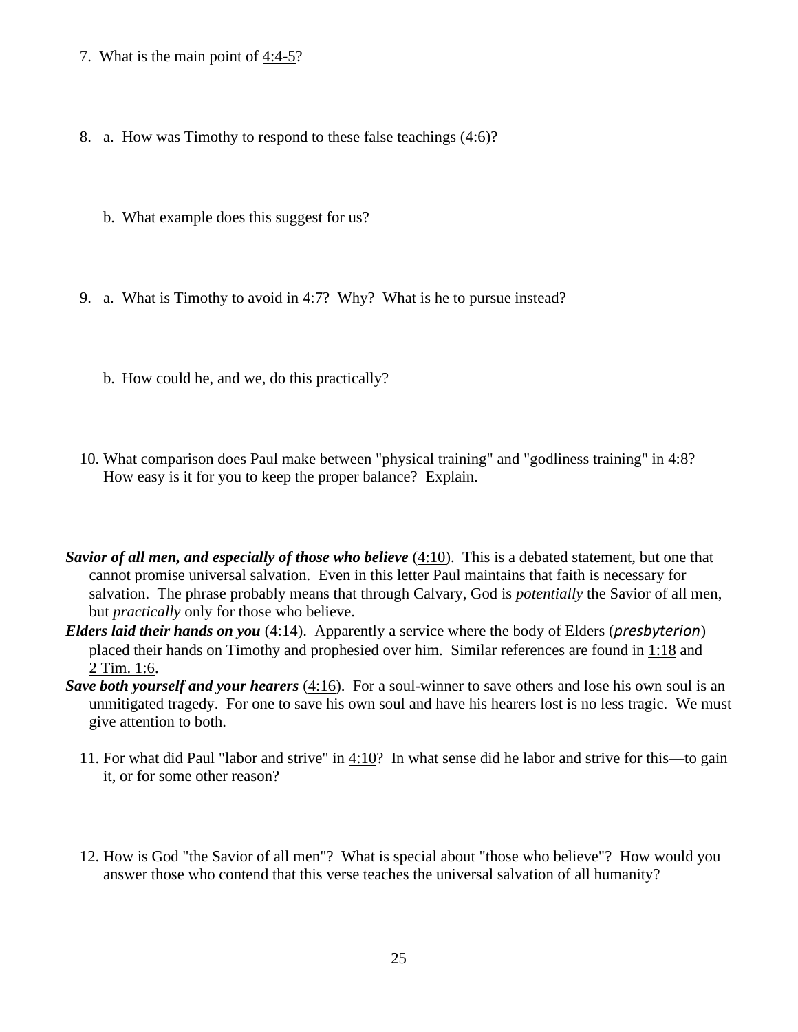7. What is the main point of 4:4-5?

8. a. How was Timothy to respond to these false teachings (4:6)?

   b. What example does this suggest for us?

9. a. What is Timothy to avoid in 4:7? Why? What is he to pursue instead?

   b. How could he, and we, do this practically?

10. What comparison does Paul make between "physical training" and "godliness training" in 4:8? How easy is it for you to keep the proper balance? Explain.

***Savior of all men, and especially of those who believe*** (4:10). This is a debated statement, but one that cannot promise universal salvation. Even in this letter Paul maintains that faith is necessary for salvation. The phrase probably means that through Calvary, God is *potentially* the Savior of all men, but *practically* only for those who believe.

***Elders laid their hands on you*** (4:14). Apparently a service where the body of Elders (*presbyterion*) placed their hands on Timothy and prophesied over him. Similar references are found in 1:18 and 2 Tim. 1:6.

***Save both yourself and your hearers*** (4:16). For a soul-winner to save others and lose his own soul is an unmitigated tragedy. For one to save his own soul and have his hearers lost is no less tragic. We must give attention to both.

11. For what did Paul "labor and strive" in 4:10? In what sense did he labor and strive for this—to gain it, or for some other reason?

12. How is God "the Savior of all men"? What is special about "those who believe"? How would you answer those who contend that this verse teaches the universal salvation of all humanity?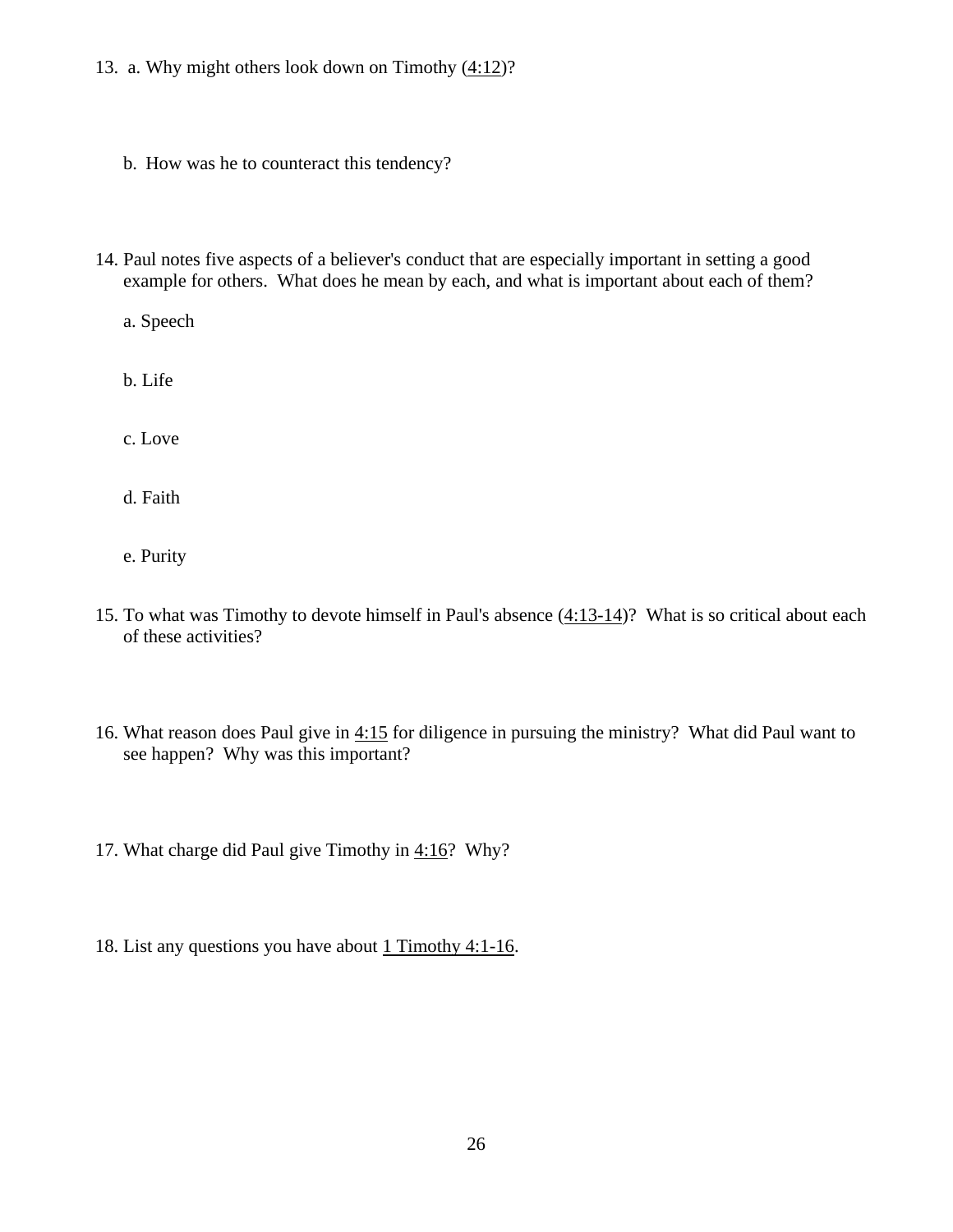13. a. Why might others look down on Timothy (4:12)?

    b. How was he to counteract this tendency?

14. Paul notes five aspects of a believer's conduct that are especially important in setting a good example for others. What does he mean by each, and what is important about each of them?

    a. Speech

    b. Life

    c. Love

    d. Faith

    e. Purity

15. To what was Timothy to devote himself in Paul's absence (4:13-14)? What is so critical about each of these activities?

16. What reason does Paul give in 4:15 for diligence in pursuing the ministry? What did Paul want to see happen? Why was this important?

17. What charge did Paul give Timothy in 4:16? Why?

18. List any questions you have about 1 Timothy 4:1-16.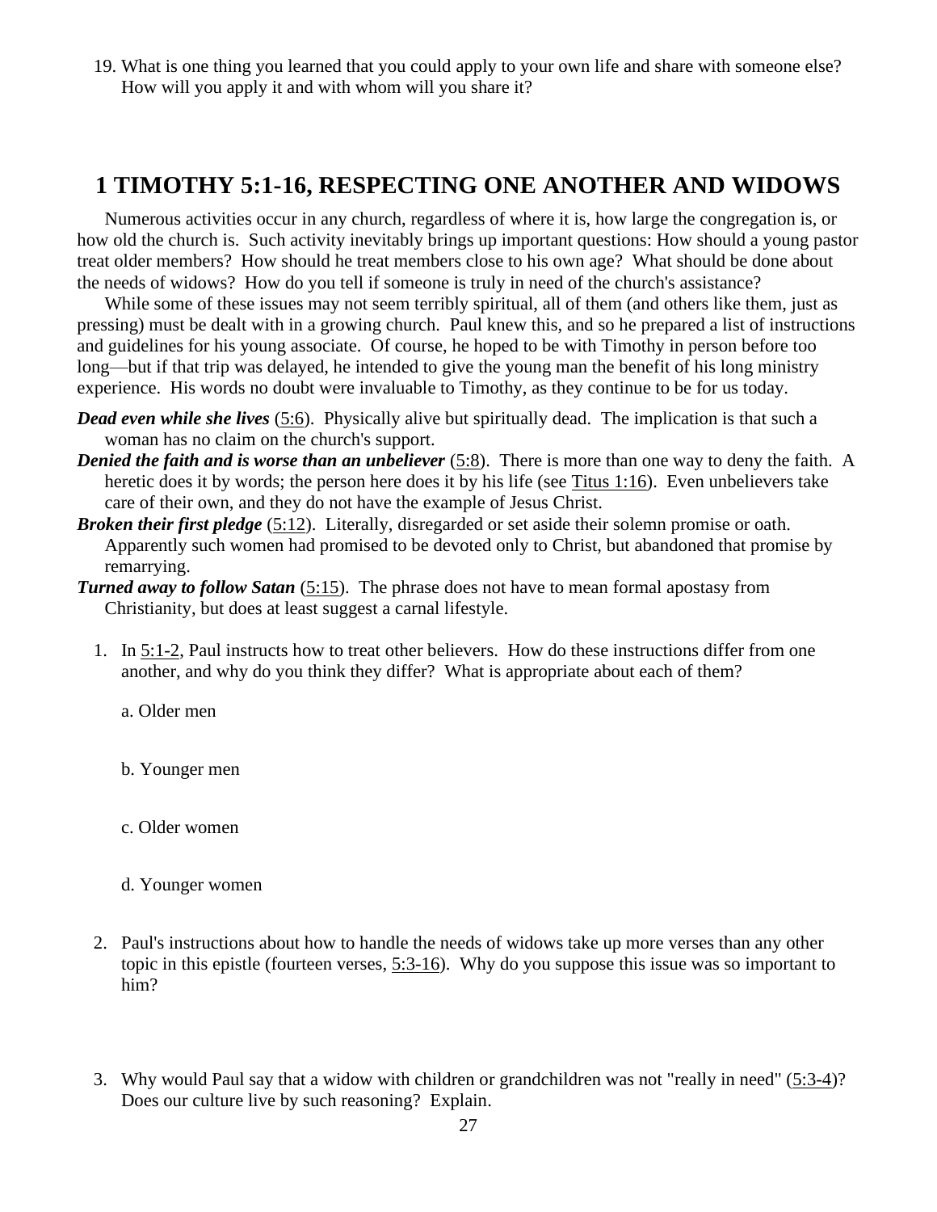19. What is one thing you learned that you could apply to your own life and share with someone else? How will you apply it and with whom will you share it?

## 1 TIMOTHY 5:1-16, RESPECTING ONE ANOTHER AND WIDOWS

Numerous activities occur in any church, regardless of where it is, how large the congregation is, or how old the church is. Such activity inevitably brings up important questions: How should a young pastor treat older members? How should he treat members close to his own age? What should be done about the needs of widows? How do you tell if someone is truly in need of the church's assistance?

While some of these issues may not seem terribly spiritual, all of them (and others like them, just as pressing) must be dealt with in a growing church. Paul knew this, and so he prepared a list of instructions and guidelines for his young associate. Of course, he hoped to be with Timothy in person before too long—but if that trip was delayed, he intended to give the young man the benefit of his long ministry experience. His words no doubt were invaluable to Timothy, as they continue to be for us today.

***Dead even while she lives*** (5:6). Physically alive but spiritually dead. The implication is that such a woman has no claim on the church's support.

***Denied the faith and is worse than an unbeliever*** (5:8). There is more than one way to deny the faith. A heretic does it by words; the person here does it by his life (see Titus 1:16). Even unbelievers take care of their own, and they do not have the example of Jesus Christ.

***Broken their first pledge*** (5:12). Literally, disregarded or set aside their solemn promise or oath. Apparently such women had promised to be devoted only to Christ, but abandoned that promise by remarrying.

***Turned away to follow Satan*** (5:15). The phrase does not have to mean formal apostasy from Christianity, but does at least suggest a carnal lifestyle.

1. In 5:1-2, Paul instructs how to treat other believers. How do these instructions differ from one another, and why do you think they differ? What is appropriate about each of them?

   a. Older men

   b. Younger men

   c. Older women

   d. Younger women

2. Paul's instructions about how to handle the needs of widows take up more verses than any other topic in this epistle (fourteen verses, 5:3-16). Why do you suppose this issue was so important to him?

3. Why would Paul say that a widow with children or grandchildren was not "really in need" (5:3-4)? Does our culture live by such reasoning? Explain.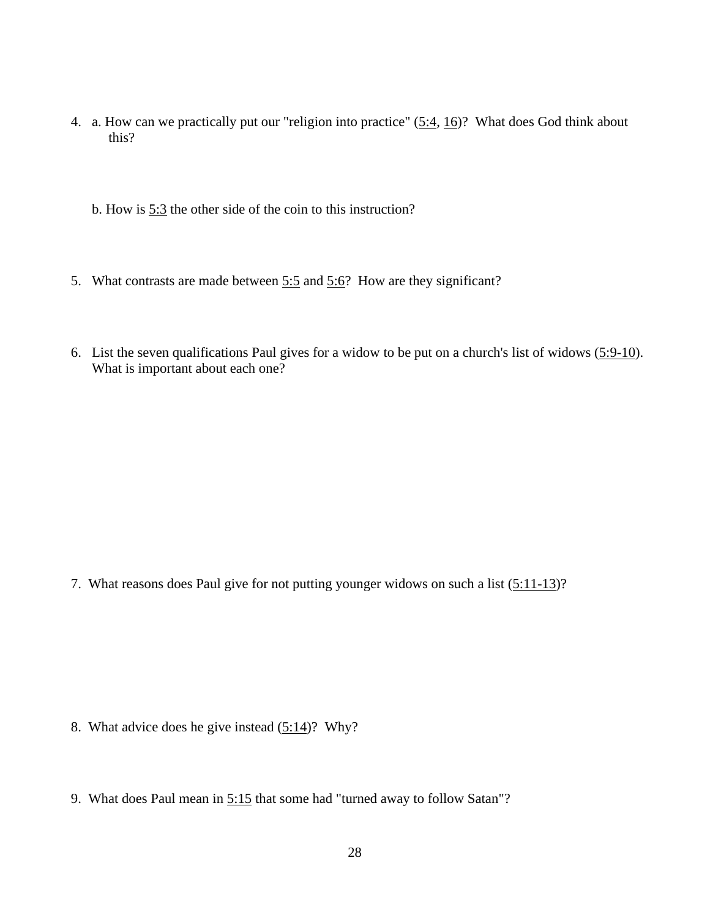4. a. How can we practically put our "religion into practice" (5:4, 16)? What does God think about this?

   b. How is 5:3 the other side of the coin to this instruction?

5. What contrasts are made between 5:5 and 5:6? How are they significant?

6. List the seven qualifications Paul gives for a widow to be put on a church's list of widows (5:9-10). What is important about each one?

7. What reasons does Paul give for not putting younger widows on such a list (5:11-13)?

8. What advice does he give instead (5:14)? Why?

9. What does Paul mean in 5:15 that some had "turned away to follow Satan"?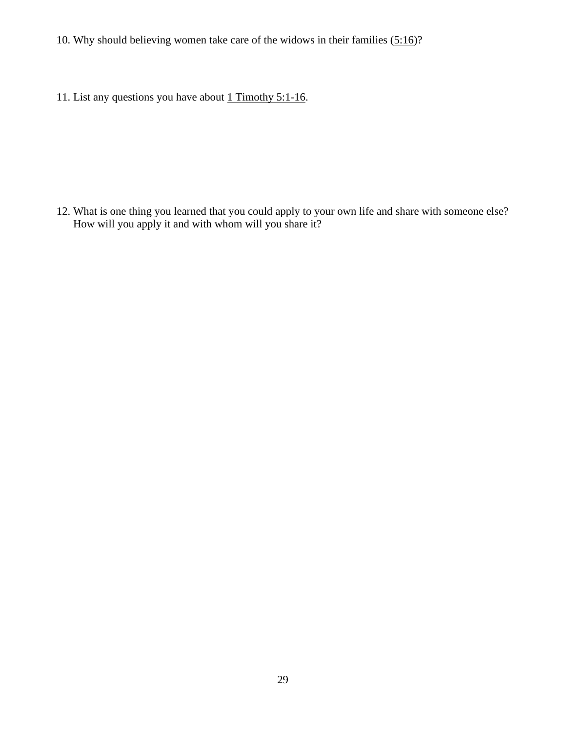10. Why should believing women take care of the widows in their families (5:16)?

11. List any questions you have about 1 Timothy 5:1-16.

12. What is one thing you learned that you could apply to your own life and share with someone else? How will you apply it and with whom will you share it?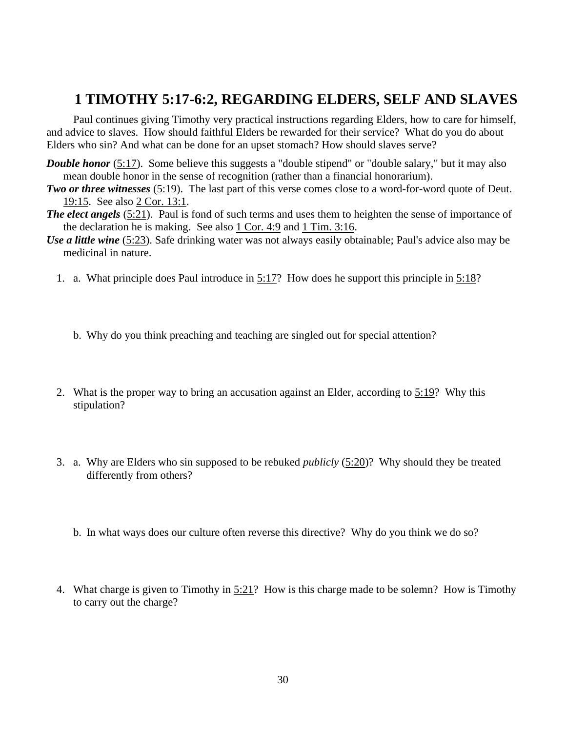# 1 TIMOTHY 5:17-6:2, REGARDING ELDERS, SELF AND SLAVES

Paul continues giving Timothy very practical instructions regarding Elders, how to care for himself, and advice to slaves. How should faithful Elders be rewarded for their service? What do you do about Elders who sin? And what can be done for an upset stomach? How should slaves serve?

***Double honor*** (5:17). Some believe this suggests a "double stipend" or "double salary," but it may also mean double honor in the sense of recognition (rather than a financial honorarium).

***Two or three witnesses*** (5:19). The last part of this verse comes close to a word-for-word quote of Deut. 19:15. See also 2 Cor. 13:1.

***The elect angels*** (5:21). Paul is fond of such terms and uses them to heighten the sense of importance of the declaration he is making. See also 1 Cor. 4:9 and 1 Tim. 3:16.

***Use a little wine*** (5:23). Safe drinking water was not always easily obtainable; Paul's advice also may be medicinal in nature.

1. a. What principle does Paul introduce in 5:17? How does he support this principle in 5:18?

   b. Why do you think preaching and teaching are singled out for special attention?

2. What is the proper way to bring an accusation against an Elder, according to 5:19? Why this stipulation?

3. a. Why are Elders who sin supposed to be rebuked *publicly* (5:20)? Why should they be treated differently from others?

   b. In what ways does our culture often reverse this directive? Why do you think we do so?

4. What charge is given to Timothy in 5:21? How is this charge made to be solemn? How is Timothy to carry out the charge?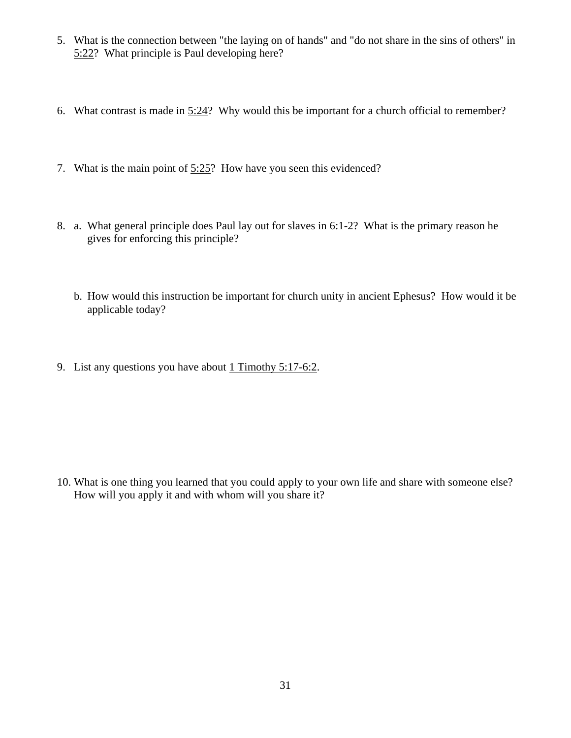5. What is the connection between "the laying on of hands" and "do not share in the sins of others" in 5:22? What principle is Paul developing here?

6. What contrast is made in 5:24? Why would this be important for a church official to remember?

7. What is the main point of 5:25? How have you seen this evidenced?

8. a. What general principle does Paul lay out for slaves in 6:1-2? What is the primary reason he gives for enforcing this principle?

   b. How would this instruction be important for church unity in ancient Ephesus? How would it be applicable today?

9. List any questions you have about 1 Timothy 5:17-6:2.

10. What is one thing you learned that you could apply to your own life and share with someone else? How will you apply it and with whom will you share it?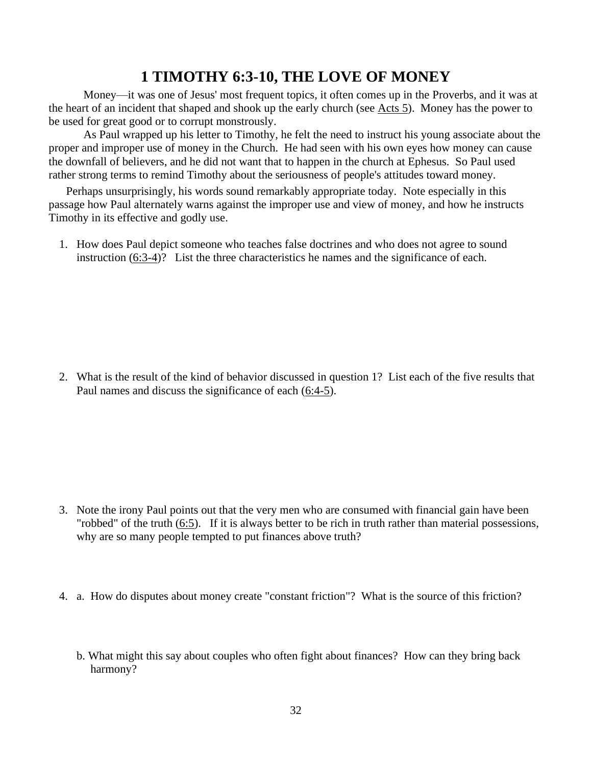# 1 TIMOTHY 6:3-10, THE LOVE OF MONEY

Money—it was one of Jesus' most frequent topics, it often comes up in the Proverbs, and it was at the heart of an incident that shaped and shook up the early church (see Acts 5). Money has the power to be used for great good or to corrupt monstrously.

As Paul wrapped up his letter to Timothy, he felt the need to instruct his young associate about the proper and improper use of money in the Church. He had seen with his own eyes how money can cause the downfall of believers, and he did not want that to happen in the church at Ephesus. So Paul used rather strong terms to remind Timothy about the seriousness of people's attitudes toward money.

Perhaps unsurprisingly, his words sound remarkably appropriate today. Note especially in this passage how Paul alternately warns against the improper use and view of money, and how he instructs Timothy in its effective and godly use.

1. How does Paul depict someone who teaches false doctrines and who does not agree to sound instruction (6:3-4)? List the three characteristics he names and the significance of each.

2. What is the result of the kind of behavior discussed in question 1? List each of the five results that Paul names and discuss the significance of each (6:4-5).

3. Note the irony Paul points out that the very men who are consumed with financial gain have been "robbed" of the truth (6:5). If it is always better to be rich in truth rather than material possessions, why are so many people tempted to put finances above truth?

4. a. How do disputes about money create "constant friction"? What is the source of this friction?

   b. What might this say about couples who often fight about finances? How can they bring back harmony?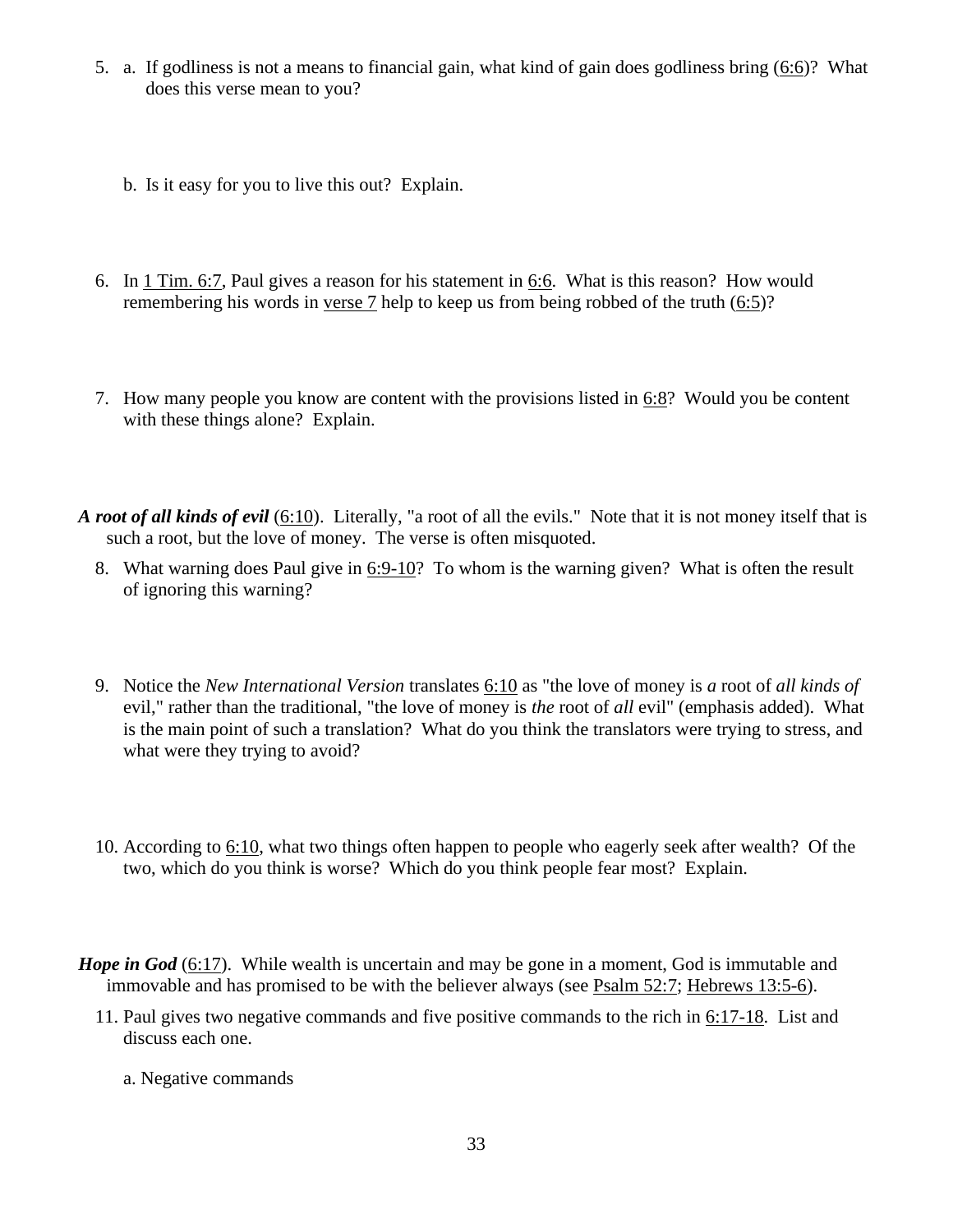5. a. If godliness is not a means to financial gain, what kind of gain does godliness bring (6:6)? What does this verse mean to you?

   b. Is it easy for you to live this out? Explain.

6. In 1 Tim. 6:7, Paul gives a reason for his statement in 6:6. What is this reason? How would remembering his words in verse 7 help to keep us from being robbed of the truth (6:5)?

7. How many people you know are content with the provisions listed in 6:8? Would you be content with these things alone? Explain.

***A root of all kinds of evil*** (6:10). Literally, "a root of all the evils." Note that it is not money itself that is such a root, but the love of money. The verse is often misquoted.

8. What warning does Paul give in 6:9-10? To whom is the warning given? What is often the result of ignoring this warning?

9. Notice the *New International Version* translates 6:10 as "the love of money is *a* root of *all kinds of* evil," rather than the traditional, "the love of money is *the* root of *all* evil" (emphasis added). What is the main point of such a translation? What do you think the translators were trying to stress, and what were they trying to avoid?

10. According to 6:10, what two things often happen to people who eagerly seek after wealth? Of the two, which do you think is worse? Which do you think people fear most? Explain.

***Hope in God*** (6:17). While wealth is uncertain and may be gone in a moment, God is immutable and immovable and has promised to be with the believer always (see Psalm 52:7; Hebrews 13:5-6).

11. Paul gives two negative commands and five positive commands to the rich in 6:17-18. List and discuss each one.

    a. Negative commands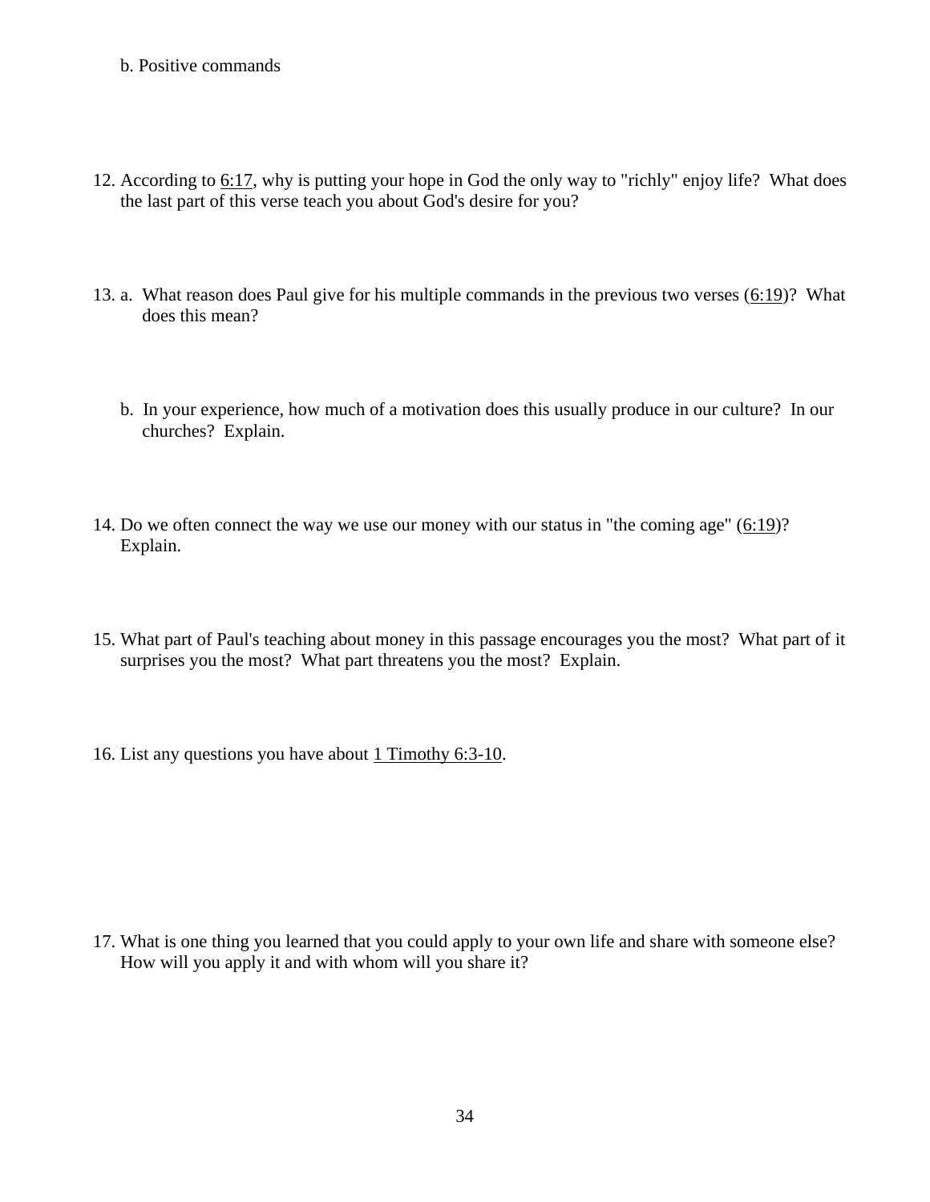b. Positive commands

12. According to 6:17, why is putting your hope in God the only way to "richly" enjoy life? What does the last part of this verse teach you about God's desire for you?

13. a. What reason does Paul give for his multiple commands in the previous two verses (6:19)? What does this mean?

    b. In your experience, how much of a motivation does this usually produce in our culture? In our churches? Explain.

14. Do we often connect the way we use our money with our status in "the coming age" (6:19)? Explain.

15. What part of Paul's teaching about money in this passage encourages you the most? What part of it surprises you the most? What part threatens you the most? Explain.

16. List any questions you have about 1 Timothy 6:3-10.

17. What is one thing you learned that you could apply to your own life and share with someone else? How will you apply it and with whom will you share it?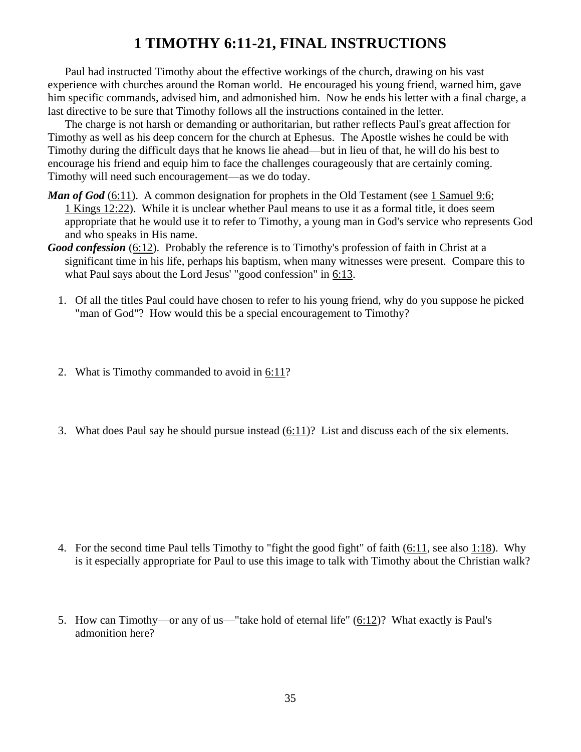# 1 TIMOTHY 6:11-21, FINAL INSTRUCTIONS

Paul had instructed Timothy about the effective workings of the church, drawing on his vast experience with churches around the Roman world. He encouraged his young friend, warned him, gave him specific commands, advised him, and admonished him. Now he ends his letter with a final charge, a last directive to be sure that Timothy follows all the instructions contained in the letter.

The charge is not harsh or demanding or authoritarian, but rather reflects Paul's great affection for Timothy as well as his deep concern for the church at Ephesus. The Apostle wishes he could be with Timothy during the difficult days that he knows lie ahead—but in lieu of that, he will do his best to encourage his friend and equip him to face the challenges courageously that are certainly coming. Timothy will need such encouragement—as we do today.

***Man of God*** (6:11). A common designation for prophets in the Old Testament (see 1 Samuel 9:6; 1 Kings 12:22). While it is unclear whether Paul means to use it as a formal title, it does seem appropriate that he would use it to refer to Timothy, a young man in God's service who represents God and who speaks in His name.

***Good confession*** (6:12). Probably the reference is to Timothy's profession of faith in Christ at a significant time in his life, perhaps his baptism, when many witnesses were present. Compare this to what Paul says about the Lord Jesus' "good confession" in 6:13.

1. Of all the titles Paul could have chosen to refer to his young friend, why do you suppose he picked "man of God"? How would this be a special encouragement to Timothy?

2. What is Timothy commanded to avoid in 6:11?

3. What does Paul say he should pursue instead (6:11)? List and discuss each of the six elements.

4. For the second time Paul tells Timothy to "fight the good fight" of faith (6:11, see also 1:18). Why is it especially appropriate for Paul to use this image to talk with Timothy about the Christian walk?

5. How can Timothy—or any of us—"take hold of eternal life" (6:12)? What exactly is Paul's admonition here?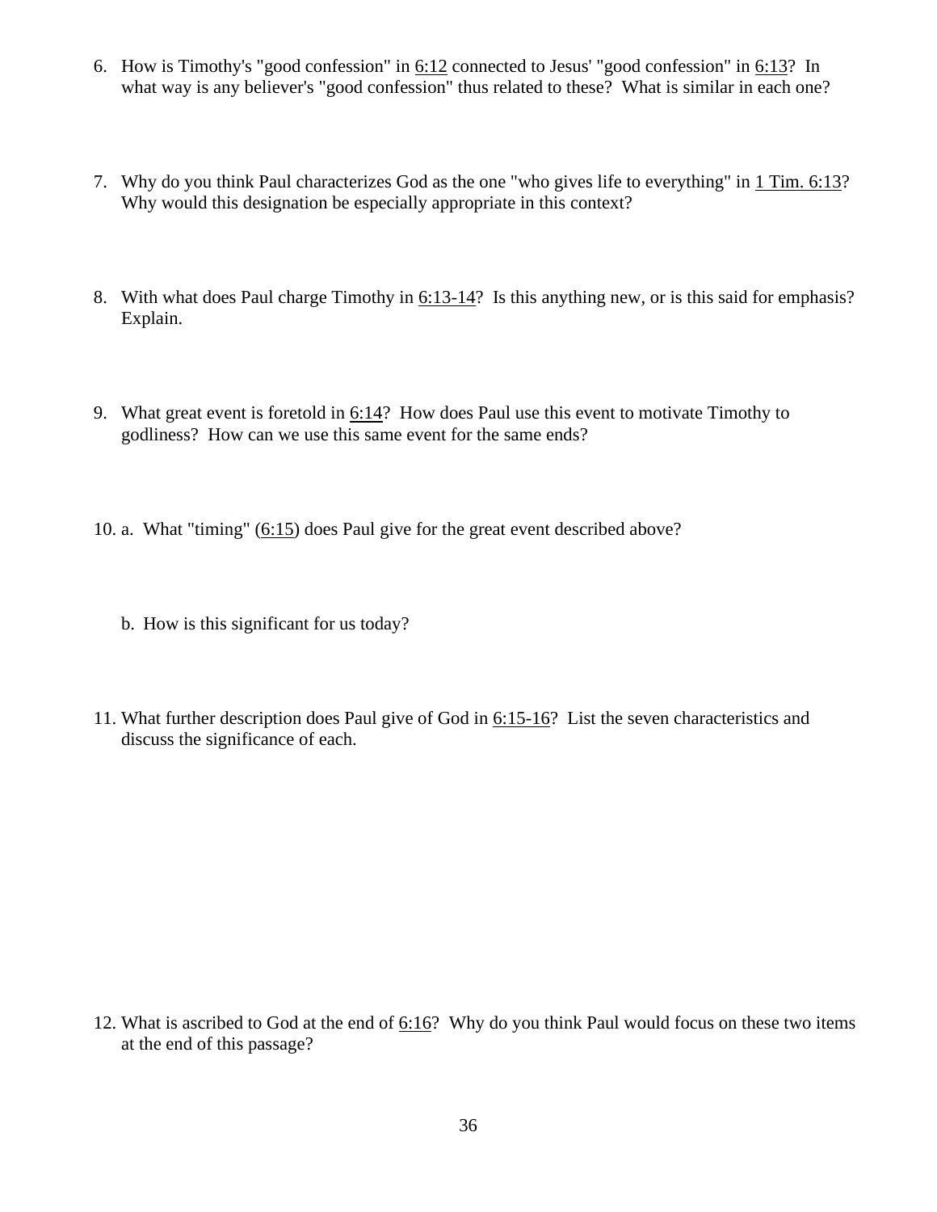6. How is Timothy's "good confession" in 6:12 connected to Jesus' "good confession" in 6:13? In what way is any believer's "good confession" thus related to these? What is similar in each one?

7. Why do you think Paul characterizes God as the one "who gives life to everything" in 1 Tim. 6:13? Why would this designation be especially appropriate in this context?

8. With what does Paul charge Timothy in 6:13-14? Is this anything new, or is this said for emphasis? Explain.

9. What great event is foretold in 6:14? How does Paul use this event to motivate Timothy to godliness? How can we use this same event for the same ends?

10. a. What "timing" (6:15) does Paul give for the great event described above?

    b. How is this significant for us today?

11. What further description does Paul give of God in 6:15-16? List the seven characteristics and discuss the significance of each.

12. What is ascribed to God at the end of 6:16? Why do you think Paul would focus on these two items at the end of this passage?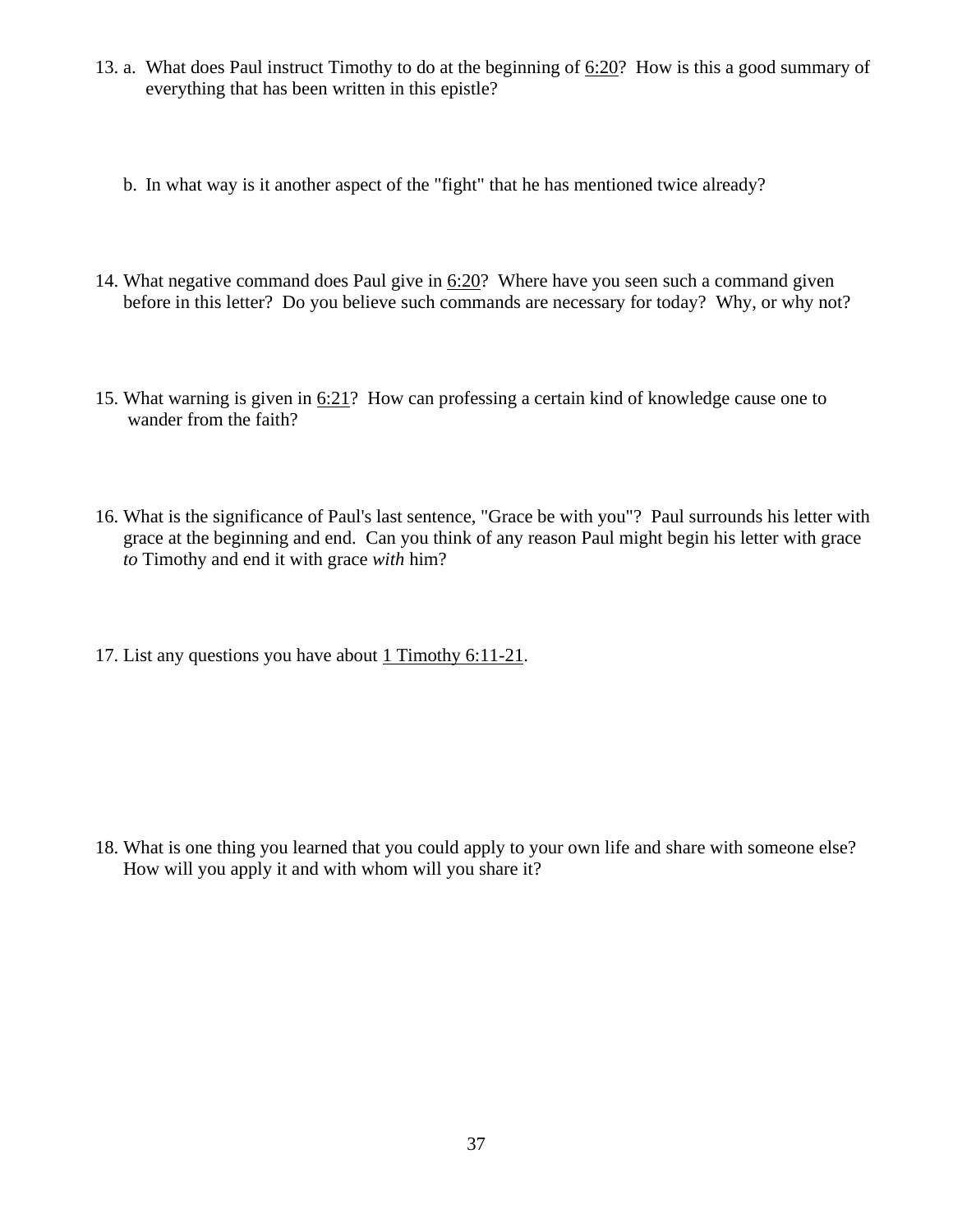13. a. What does Paul instruct Timothy to do at the beginning of 6:20? How is this a good summary of everything that has been written in this epistle?

    b. In what way is it another aspect of the "fight" that he has mentioned twice already?

14. What negative command does Paul give in 6:20? Where have you seen such a command given before in this letter? Do you believe such commands are necessary for today? Why, or why not?

15. What warning is given in 6:21? How can professing a certain kind of knowledge cause one to wander from the faith?

16. What is the significance of Paul's last sentence, "Grace be with you"? Paul surrounds his letter with grace at the beginning and end. Can you think of any reason Paul might begin his letter with grace *to* Timothy and end it with grace *with* him?

17. List any questions you have about 1 Timothy 6:11-21.

18. What is one thing you learned that you could apply to your own life and share with someone else? How will you apply it and with whom will you share it?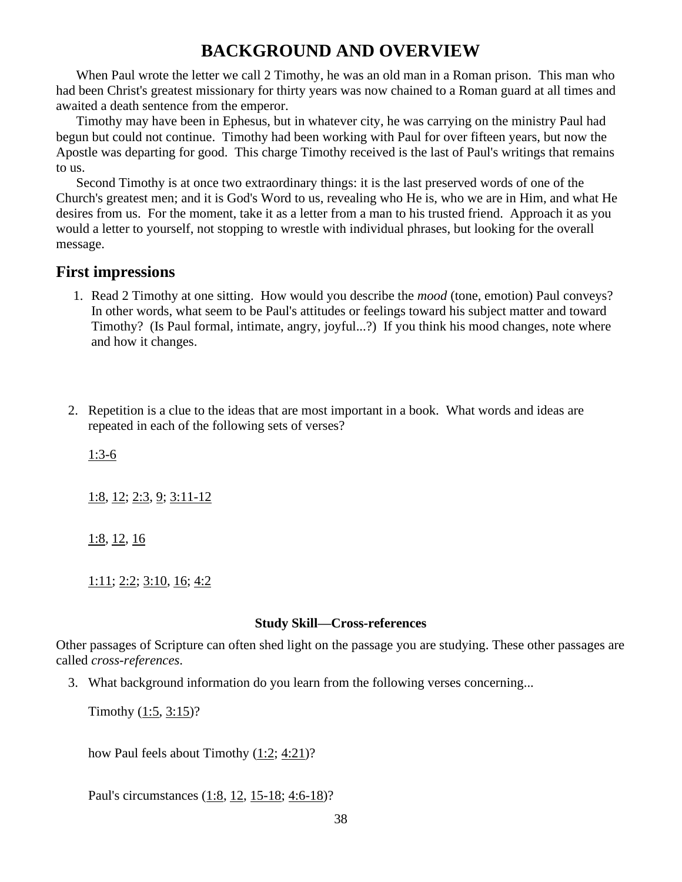# BACKGROUND AND OVERVIEW

When Paul wrote the letter we call 2 Timothy, he was an old man in a Roman prison. This man who had been Christ's greatest missionary for thirty years was now chained to a Roman guard at all times and awaited a death sentence from the emperor.

Timothy may have been in Ephesus, but in whatever city, he was carrying on the ministry Paul had begun but could not continue. Timothy had been working with Paul for over fifteen years, but now the Apostle was departing for good. This charge Timothy received is the last of Paul's writings that remains to us.

Second Timothy is at once two extraordinary things: it is the last preserved words of one of the Church's greatest men; and it is God's Word to us, revealing who He is, who we are in Him, and what He desires from us. For the moment, take it as a letter from a man to his trusted friend. Approach it as you would a letter to yourself, not stopping to wrestle with individual phrases, but looking for the overall message.

## First impressions

1. Read 2 Timothy at one sitting. How would you describe the *mood* (tone, emotion) Paul conveys? In other words, what seem to be Paul's attitudes or feelings toward his subject matter and toward Timothy? (Is Paul formal, intimate, angry, joyful...?) If you think his mood changes, note where and how it changes.

2. Repetition is a clue to the ideas that are most important in a book. What words and ideas are repeated in each of the following sets of verses?

   1:3-6

   1:8, 12; 2:3, 9; 3:11-12

   1:8, 12, 16

   1:11; 2:2; 3:10, 16; 4:2

**Study Skill—Cross-references**

Other passages of Scripture can often shed light on the passage you are studying. These other passages are called *cross-references*.

3. What background information do you learn from the following verses concerning...

   Timothy (1:5, 3:15)?

   how Paul feels about Timothy (1:2; 4:21)?

   Paul's circumstances (1:8, 12, 15-18; 4:6-18)?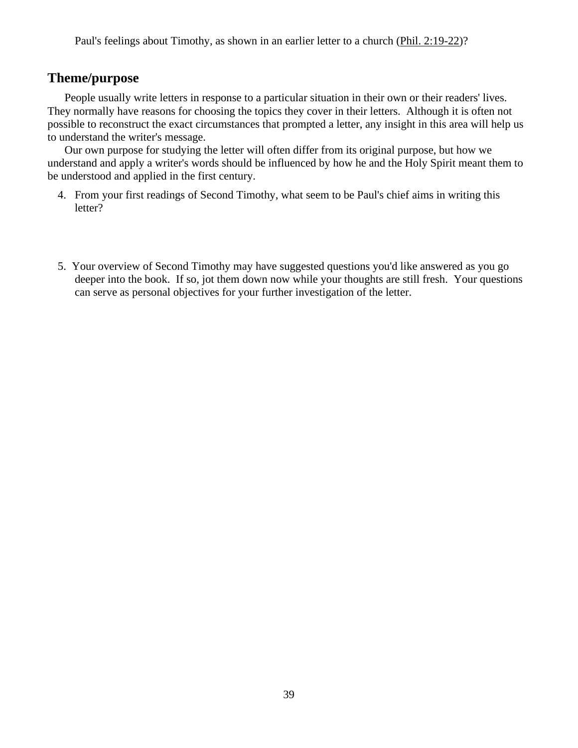Paul's feelings about Timothy, as shown in an earlier letter to a church (Phil. 2:19-22)?

## Theme/purpose

People usually write letters in response to a particular situation in their own or their readers' lives. They normally have reasons for choosing the topics they cover in their letters. Although it is often not possible to reconstruct the exact circumstances that prompted a letter, any insight in this area will help us to understand the writer's message.

Our own purpose for studying the letter will often differ from its original purpose, but how we understand and apply a writer's words should be influenced by how he and the Holy Spirit meant them to be understood and applied in the first century.

4. From your first readings of Second Timothy, what seem to be Paul's chief aims in writing this letter?

5. Your overview of Second Timothy may have suggested questions you'd like answered as you go deeper into the book. If so, jot them down now while your thoughts are still fresh. Your questions can serve as personal objectives for your further investigation of the letter.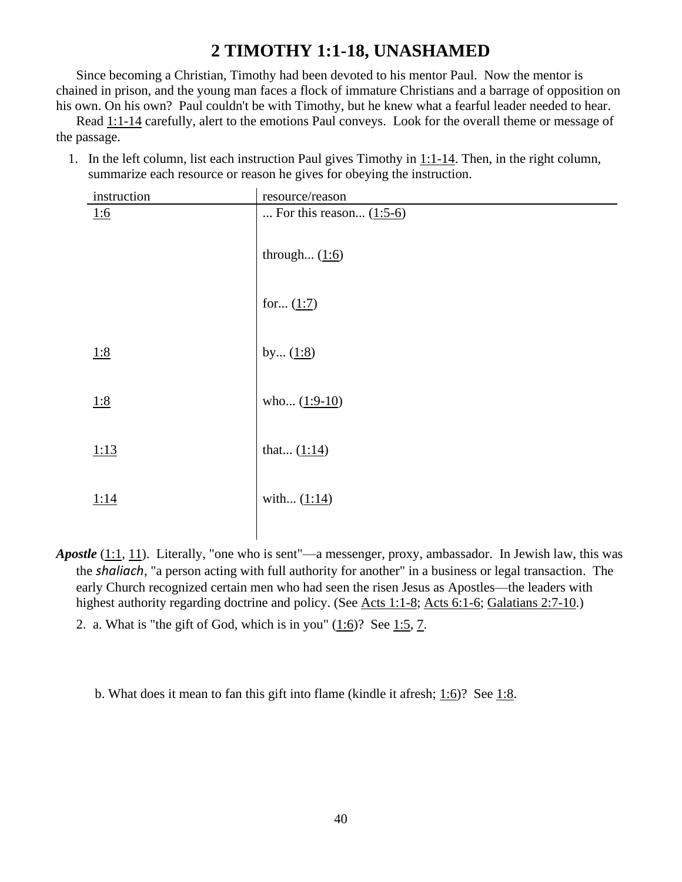# 2 TIMOTHY 1:1-18, UNASHAMED

Since becoming a Christian, Timothy had been devoted to his mentor Paul. Now the mentor is chained in prison, and the young man faces a flock of immature Christians and a barrage of opposition on his own. On his own? Paul couldn't be with Timothy, but he knew what a fearful leader needed to hear.

Read 1:1-14 carefully, alert to the emotions Paul conveys. Look for the overall theme or message of the passage.

1. In the left column, list each instruction Paul gives Timothy in 1:1-14. Then, in the right column, summarize each resource or reason he gives for obeying the instruction.

| instruction | resource/reason |
|---|---|
| 1:6 | ... For this reason... (1:5-6) |
| | through... (1:6) |
| | for... (1:7) |
| 1:8 | by... (1:8) |
| 1:8 | who... (1:9-10) |
| 1:13 | that... (1:14) |
| 1:14 | with... (1:14) |

***Apostle*** (1:1, 11). Literally, "one who is sent"—a messenger, proxy, ambassador. In Jewish law, this was the *shaliach*, "a person acting with full authority for another" in a business or legal transaction. The early Church recognized certain men who had seen the risen Jesus as Apostles—the leaders with highest authority regarding doctrine and policy. (See Acts 1:1-8; Acts 6:1-6; Galatians 2:7-10.)

2. a. What is "the gift of God, which is in you" (1:6)? See 1:5, 7.

   b. What does it mean to fan this gift into flame (kindle it afresh; 1:6)? See 1:8.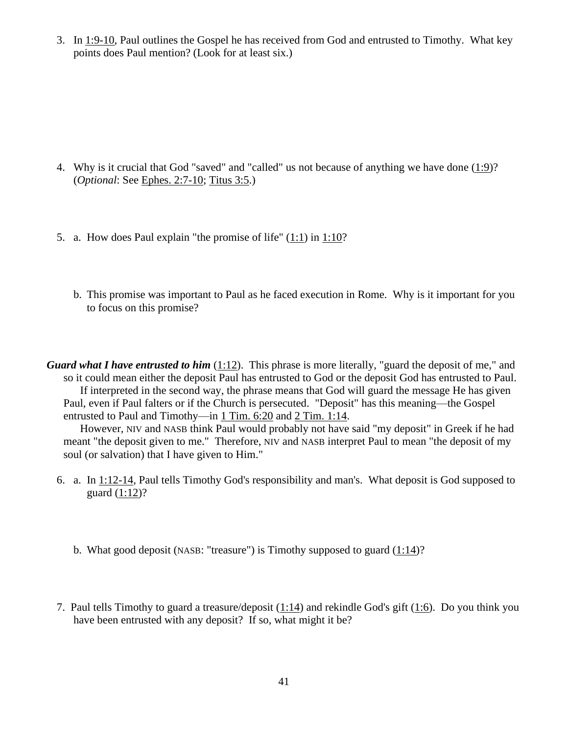3. In 1:9-10, Paul outlines the Gospel he has received from God and entrusted to Timothy. What key points does Paul mention? (Look for at least six.)

4. Why is it crucial that God "saved" and "called" us not because of anything we have done (1:9)? (*Optional*: See Ephes. 2:7-10; Titus 3:5.)

5. a. How does Paul explain "the promise of life" (1:1) in 1:10?

   b. This promise was important to Paul as he faced execution in Rome. Why is it important for you to focus on this promise?

***Guard what I have entrusted to him*** (1:12). This phrase is more literally, "guard the deposit of me," and so it could mean either the deposit Paul has entrusted to God or the deposit God has entrusted to Paul.

If interpreted in the second way, the phrase means that God will guard the message He has given Paul, even if Paul falters or if the Church is persecuted. "Deposit" has this meaning—the Gospel entrusted to Paul and Timothy—in 1 Tim. 6:20 and 2 Tim. 1:14.

However, NIV and NASB think Paul would probably not have said "my deposit" in Greek if he had meant "the deposit given to me." Therefore, NIV and NASB interpret Paul to mean "the deposit of my soul (or salvation) that I have given to Him."

6. a. In 1:12-14, Paul tells Timothy God's responsibility and man's. What deposit is God supposed to guard (1:12)?

   b. What good deposit (NASB: "treasure") is Timothy supposed to guard (1:14)?

7. Paul tells Timothy to guard a treasure/deposit (1:14) and rekindle God's gift (1:6). Do you think you have been entrusted with any deposit? If so, what might it be?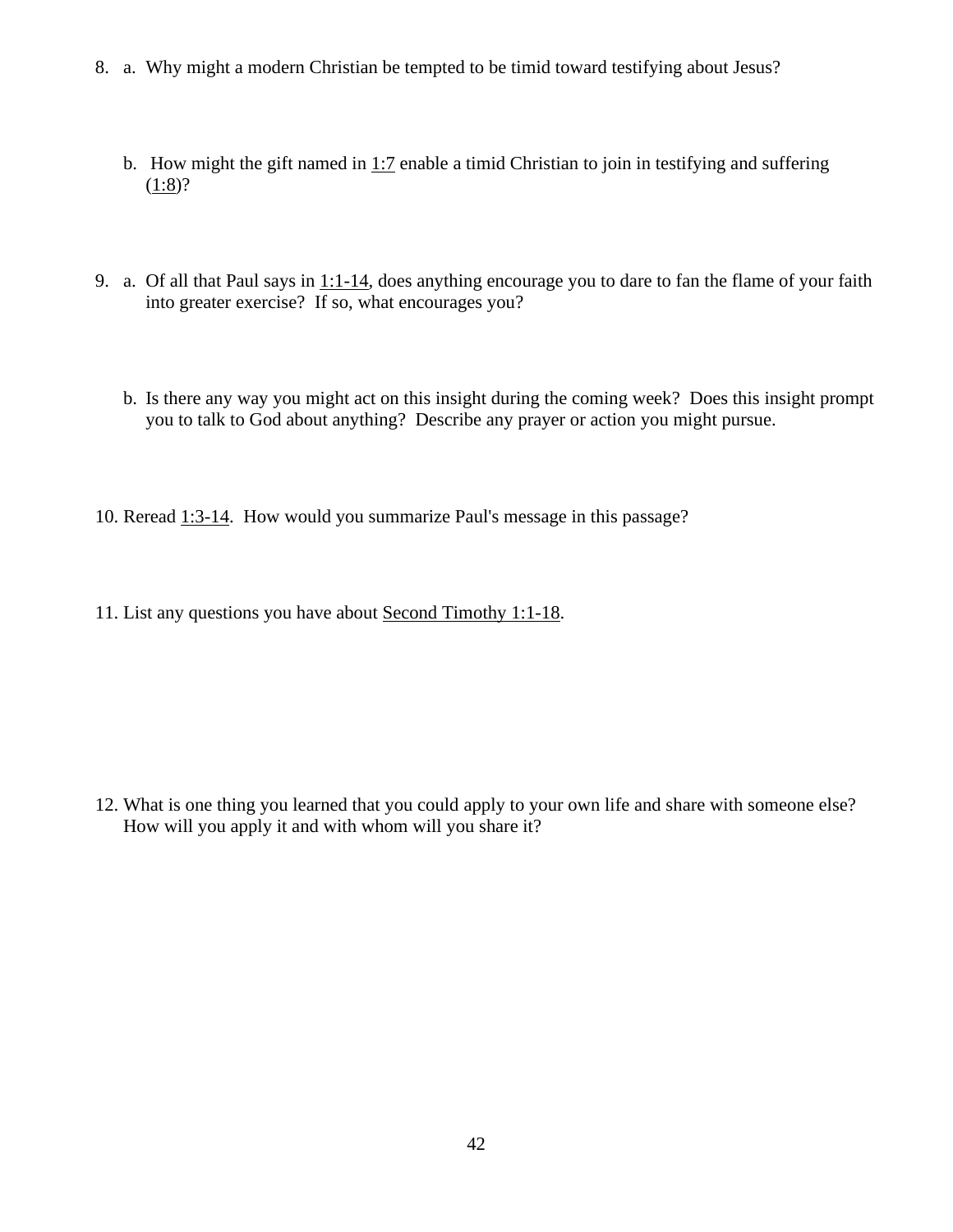8. a. Why might a modern Christian be tempted to be timid toward testifying about Jesus?

   b. How might the gift named in 1:7 enable a timid Christian to join in testifying and suffering (1:8)?

9. a. Of all that Paul says in 1:1-14, does anything encourage you to dare to fan the flame of your faith into greater exercise? If so, what encourages you?

   b. Is there any way you might act on this insight during the coming week? Does this insight prompt you to talk to God about anything? Describe any prayer or action you might pursue.

10. Reread 1:3-14. How would you summarize Paul's message in this passage?

11. List any questions you have about Second Timothy 1:1-18.

12. What is one thing you learned that you could apply to your own life and share with someone else? How will you apply it and with whom will you share it?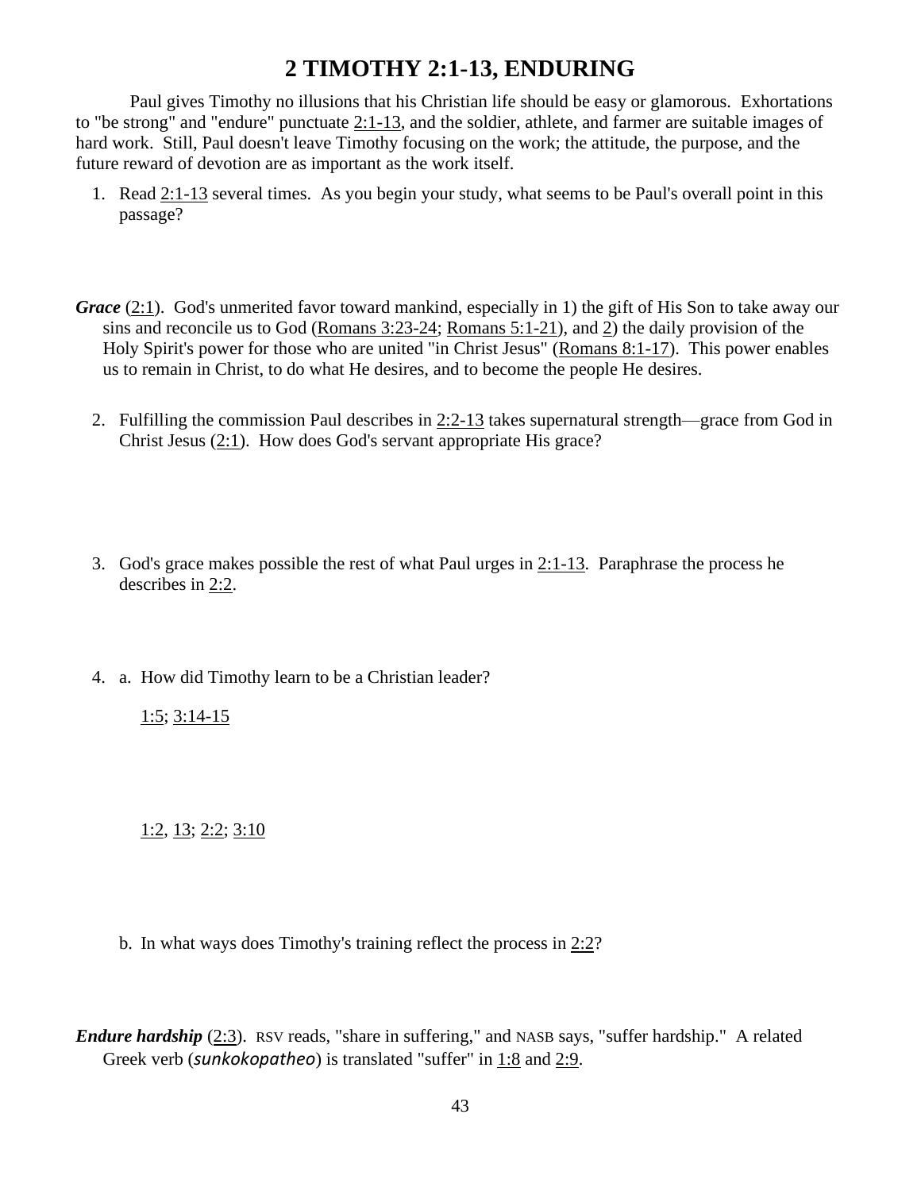# 2 TIMOTHY 2:1-13, ENDURING

Paul gives Timothy no illusions that his Christian life should be easy or glamorous. Exhortations to "be strong" and "endure" punctuate 2:1-13, and the soldier, athlete, and farmer are suitable images of hard work. Still, Paul doesn't leave Timothy focusing on the work; the attitude, the purpose, and the future reward of devotion are as important as the work itself.

1. Read 2:1-13 several times. As you begin your study, what seems to be Paul's overall point in this passage?

***Grace*** (2:1). God's unmerited favor toward mankind, especially in 1) the gift of His Son to take away our sins and reconcile us to God (Romans 3:23-24; Romans 5:1-21), and 2) the daily provision of the Holy Spirit's power for those who are united "in Christ Jesus" (Romans 8:1-17). This power enables us to remain in Christ, to do what He desires, and to become the people He desires.

2. Fulfilling the commission Paul describes in 2:2-13 takes supernatural strength—grace from God in Christ Jesus (2:1). How does God's servant appropriate His grace?

3. God's grace makes possible the rest of what Paul urges in 2:1-13. Paraphrase the process he describes in 2:2.

4. a. How did Timothy learn to be a Christian leader?

   1:5; 3:14-15

   1:2, 13; 2:2; 3:10

   b. In what ways does Timothy's training reflect the process in 2:2?

***Endure hardship*** (2:3). RSV reads, "share in suffering," and NASB says, "suffer hardship." A related Greek verb (*sunkokopatheo*) is translated "suffer" in 1:8 and 2:9.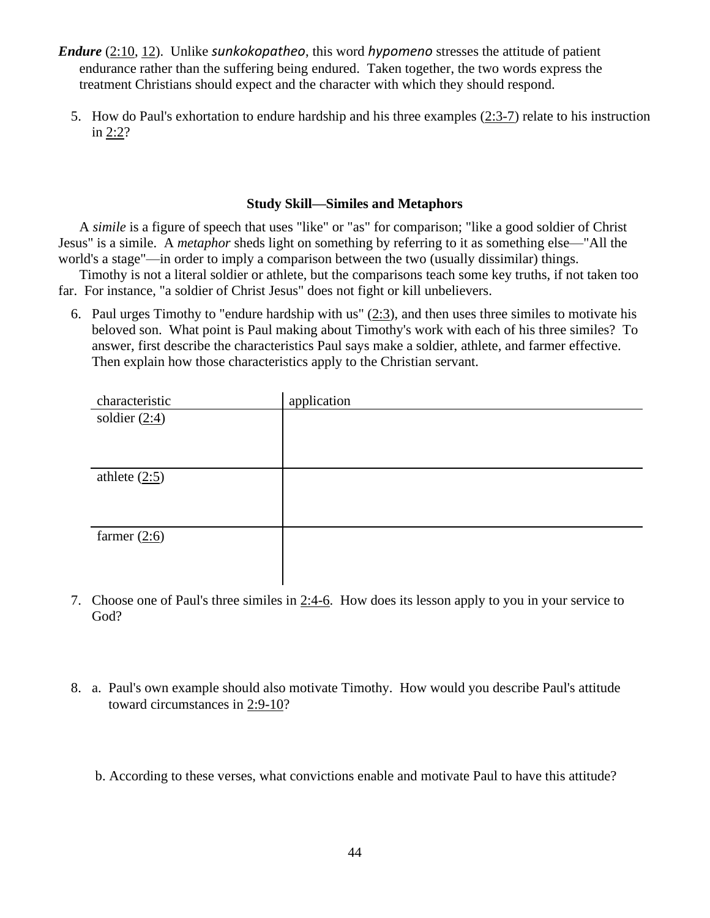***Endure*** (2:10, 12). Unlike *sunkokopatheo*, this word *hypomeno* stresses the attitude of patient endurance rather than the suffering being endured. Taken together, the two words express the treatment Christians should expect and the character with which they should respond.

5. How do Paul's exhortation to endure hardship and his three examples (2:3-7) relate to his instruction in 2:2?

**Study Skill—Similes and Metaphors**

A *simile* is a figure of speech that uses "like" or "as" for comparison; "like a good soldier of Christ Jesus" is a simile. A *metaphor* sheds light on something by referring to it as something else—"All the world's a stage"—in order to imply a comparison between the two (usually dissimilar) things.

Timothy is not a literal soldier or athlete, but the comparisons teach some key truths, if not taken too far. For instance, "a soldier of Christ Jesus" does not fight or kill unbelievers.

6. Paul urges Timothy to "endure hardship with us" (2:3), and then uses three similes to motivate his beloved son. What point is Paul making about Timothy's work with each of his three similes? To answer, first describe the characteristics Paul says make a soldier, athlete, and farmer effective. Then explain how those characteristics apply to the Christian servant.

| characteristic | application |
|---|---|
| soldier (2:4) | |
| athlete (2:5) | |
| farmer (2:6) | |

7. Choose one of Paul's three similes in 2:4-6. How does its lesson apply to you in your service to God?

8. a. Paul's own example should also motivate Timothy. How would you describe Paul's attitude toward circumstances in 2:9-10?

   b. According to these verses, what convictions enable and motivate Paul to have this attitude?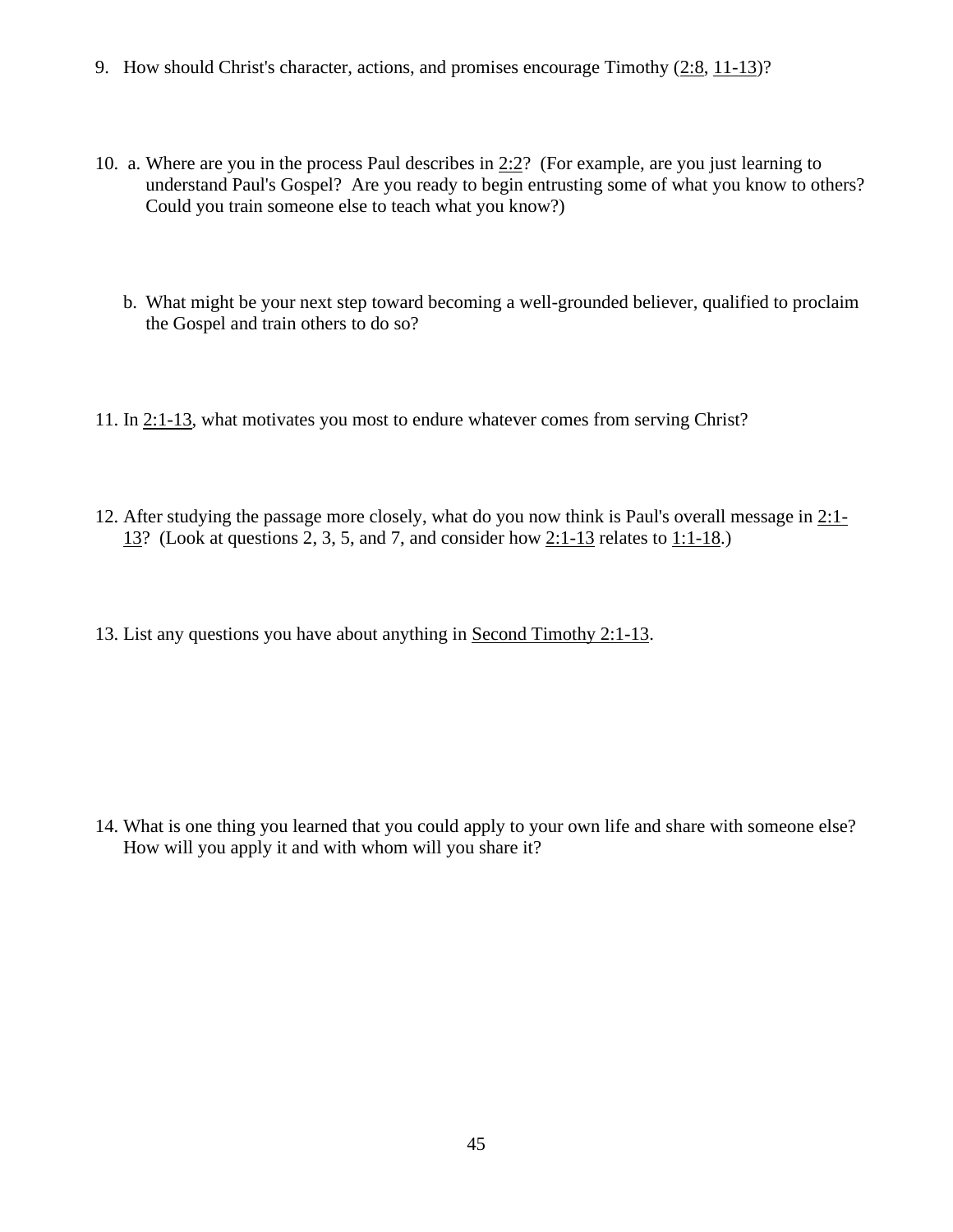9. How should Christ's character, actions, and promises encourage Timothy (2:8, 11-13)?

10. a. Where are you in the process Paul describes in 2:2? (For example, are you just learning to understand Paul's Gospel? Are you ready to begin entrusting some of what you know to others? Could you train someone else to teach what you know?)

    b. What might be your next step toward becoming a well-grounded believer, qualified to proclaim the Gospel and train others to do so?

11. In 2:1-13, what motivates you most to endure whatever comes from serving Christ?

12. After studying the passage more closely, what do you now think is Paul's overall message in 2:1-13? (Look at questions 2, 3, 5, and 7, and consider how 2:1-13 relates to 1:1-18.)

13. List any questions you have about anything in Second Timothy 2:1-13.

14. What is one thing you learned that you could apply to your own life and share with someone else? How will you apply it and with whom will you share it?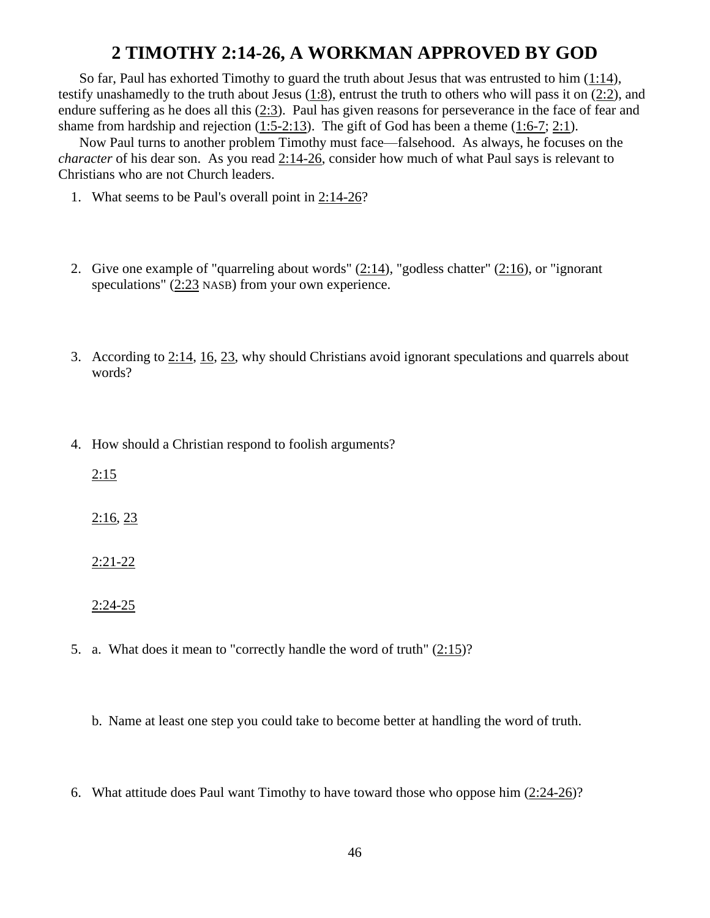# 2 TIMOTHY 2:14-26, A WORKMAN APPROVED BY GOD

So far, Paul has exhorted Timothy to guard the truth about Jesus that was entrusted to him (1:14), testify unashamedly to the truth about Jesus (1:8), entrust the truth to others who will pass it on (2:2), and endure suffering as he does all this (2:3). Paul has given reasons for perseverance in the face of fear and shame from hardship and rejection (1:5-2:13). The gift of God has been a theme (1:6-7; 2:1).

Now Paul turns to another problem Timothy must face—falsehood. As always, he focuses on the *character* of his dear son. As you read 2:14-26, consider how much of what Paul says is relevant to Christians who are not Church leaders.

1. What seems to be Paul's overall point in 2:14-26?

2. Give one example of "quarreling about words" (2:14), "godless chatter" (2:16), or "ignorant speculations" (2:23 NASB) from your own experience.

3. According to 2:14, 16, 23, why should Christians avoid ignorant speculations and quarrels about words?

4. How should a Christian respond to foolish arguments?

   2:15

   2:16, 23

   2:21-22

   2:24-25

5. a. What does it mean to "correctly handle the word of truth" (2:15)?

   b. Name at least one step you could take to become better at handling the word of truth.

6. What attitude does Paul want Timothy to have toward those who oppose him (2:24-26)?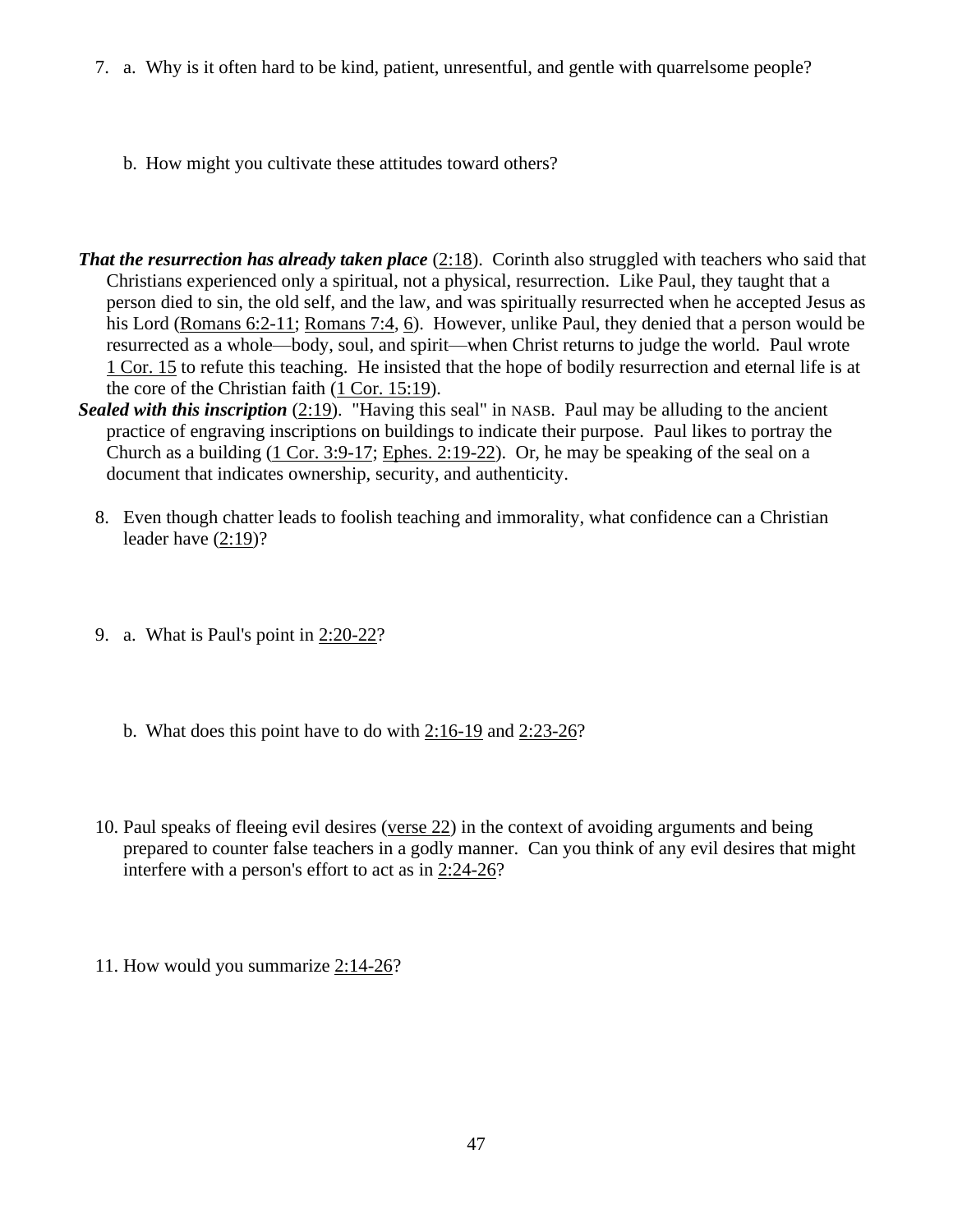7. a. Why is it often hard to be kind, patient, unresentful, and gentle with quarrelsome people?

   b. How might you cultivate these attitudes toward others?

***That the resurrection has already taken place*** (2:18). Corinth also struggled with teachers who said that Christians experienced only a spiritual, not a physical, resurrection. Like Paul, they taught that a person died to sin, the old self, and the law, and was spiritually resurrected when he accepted Jesus as his Lord (Romans 6:2-11; Romans 7:4, 6). However, unlike Paul, they denied that a person would be resurrected as a whole—body, soul, and spirit—when Christ returns to judge the world. Paul wrote 1 Cor. 15 to refute this teaching. He insisted that the hope of bodily resurrection and eternal life is at the core of the Christian faith (1 Cor. 15:19).

***Sealed with this inscription*** (2:19). "Having this seal" in NASB. Paul may be alluding to the ancient practice of engraving inscriptions on buildings to indicate their purpose. Paul likes to portray the Church as a building (1 Cor. 3:9-17; Ephes. 2:19-22). Or, he may be speaking of the seal on a document that indicates ownership, security, and authenticity.

8. Even though chatter leads to foolish teaching and immorality, what confidence can a Christian leader have (2:19)?

9. a. What is Paul's point in 2:20-22?

   b. What does this point have to do with 2:16-19 and 2:23-26?

10. Paul speaks of fleeing evil desires (verse 22) in the context of avoiding arguments and being prepared to counter false teachers in a godly manner. Can you think of any evil desires that might interfere with a person's effort to act as in 2:24-26?

11. How would you summarize 2:14-26?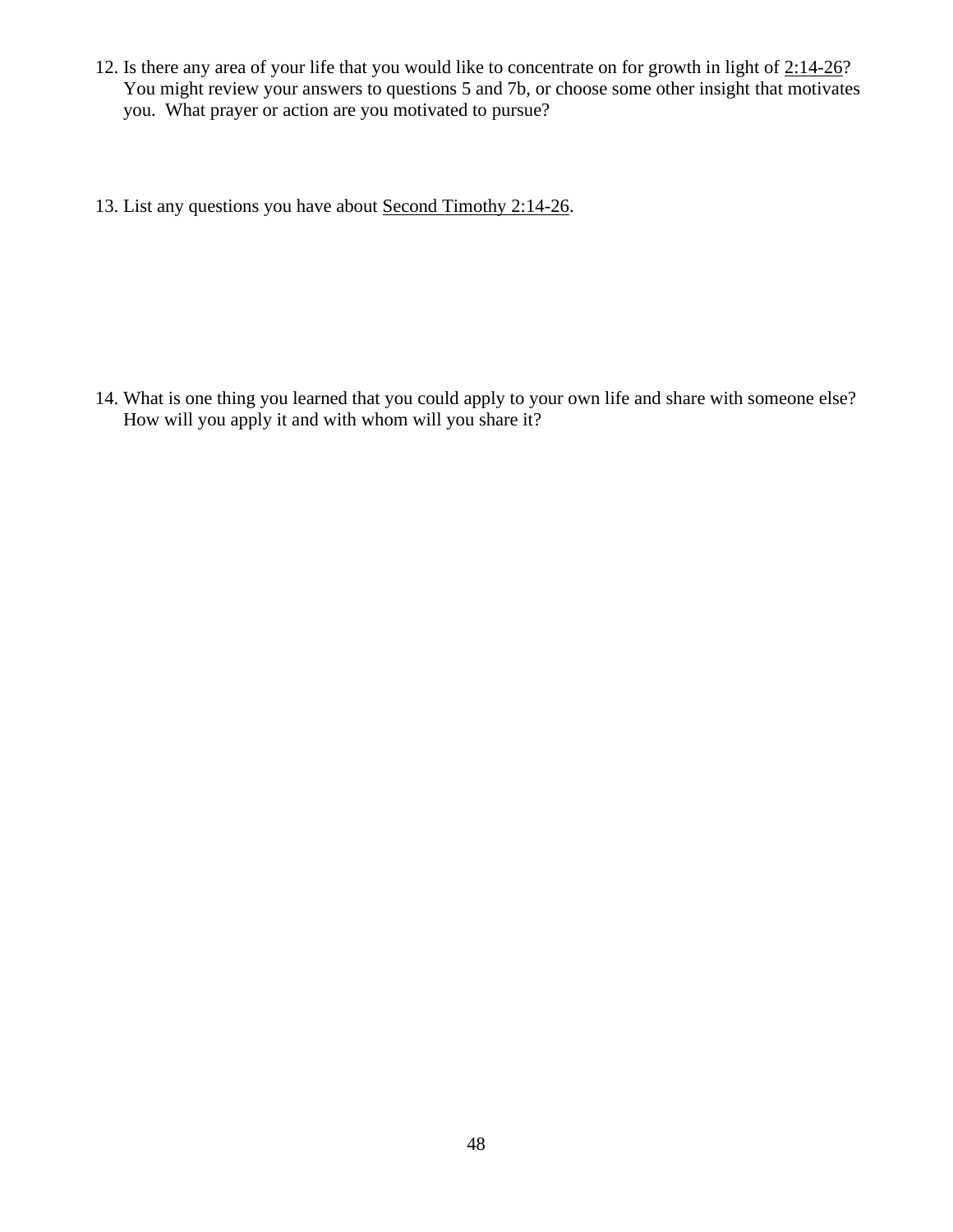12. Is there any area of your life that you would like to concentrate on for growth in light of 2:14-26? You might review your answers to questions 5 and 7b, or choose some other insight that motivates you. What prayer or action are you motivated to pursue?

13. List any questions you have about Second Timothy 2:14-26.

14. What is one thing you learned that you could apply to your own life and share with someone else? How will you apply it and with whom will you share it?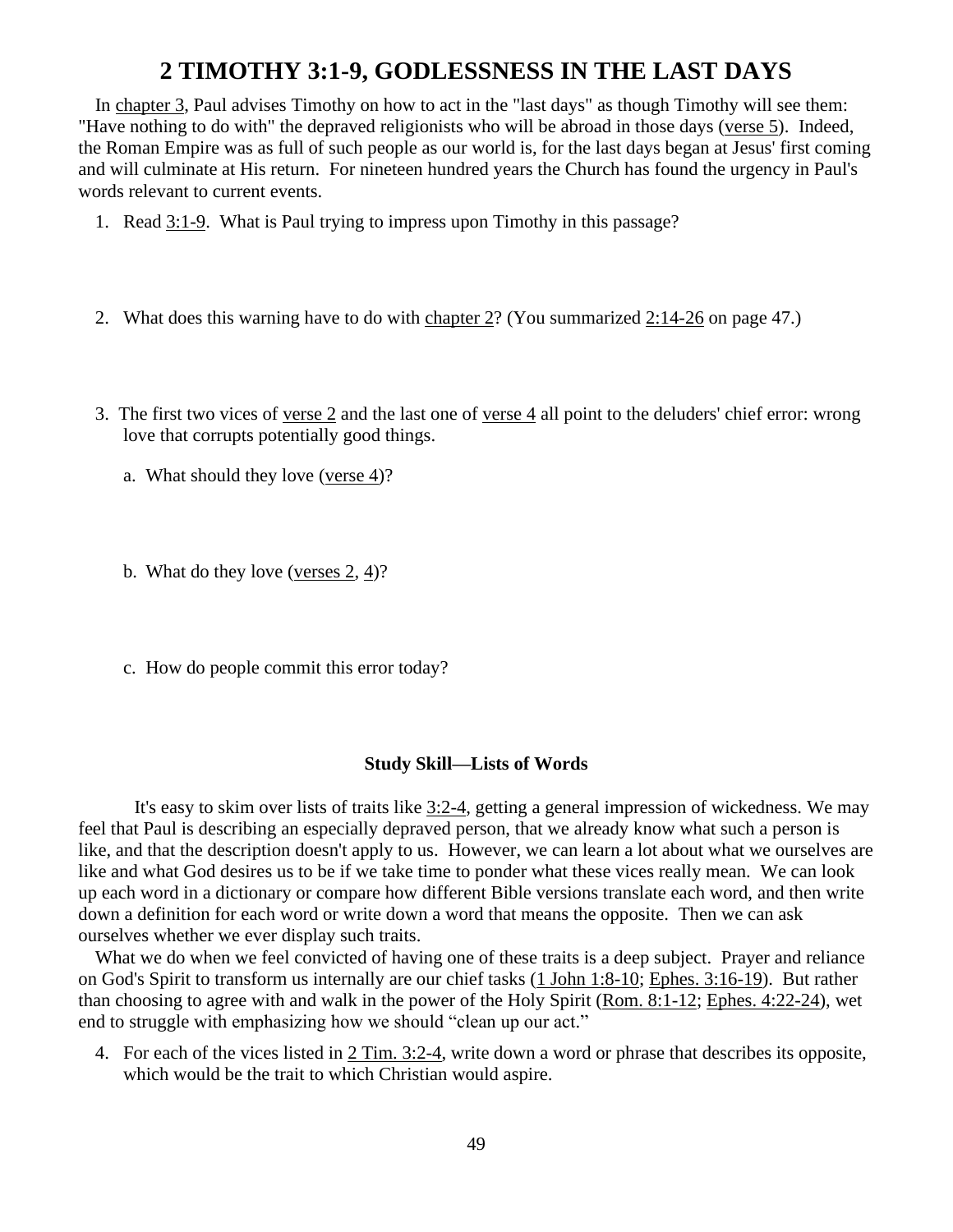# 2 TIMOTHY 3:1-9, GODLESSNESS IN THE LAST DAYS

In chapter 3, Paul advises Timothy on how to act in the "last days" as though Timothy will see them: "Have nothing to do with" the depraved religionists who will be abroad in those days (verse 5). Indeed, the Roman Empire was as full of such people as our world is, for the last days began at Jesus' first coming and will culminate at His return. For nineteen hundred years the Church has found the urgency in Paul's words relevant to current events.

1. Read 3:1-9. What is Paul trying to impress upon Timothy in this passage?

2. What does this warning have to do with chapter 2? (You summarized 2:14-26 on page 47.)

3. The first two vices of verse 2 and the last one of verse 4 all point to the deluders' chief error: wrong love that corrupts potentially good things.

   a. What should they love (verse 4)?

   b. What do they love (verses 2, 4)?

   c. How do people commit this error today?

**Study Skill—Lists of Words**

It's easy to skim over lists of traits like 3:2-4, getting a general impression of wickedness. We may feel that Paul is describing an especially depraved person, that we already know what such a person is like, and that the description doesn't apply to us. However, we can learn a lot about what we ourselves are like and what God desires us to be if we take time to ponder what these vices really mean. We can look up each word in a dictionary or compare how different Bible versions translate each word, and then write down a definition for each word or write down a word that means the opposite. Then we can ask ourselves whether we ever display such traits.

What we do when we feel convicted of having one of these traits is a deep subject. Prayer and reliance on God's Spirit to transform us internally are our chief tasks (1 John 1:8-10; Ephes. 3:16-19). But rather than choosing to agree with and walk in the power of the Holy Spirit (Rom. 8:1-12; Ephes. 4:22-24), wet end to struggle with emphasizing how we should "clean up our act."

4. For each of the vices listed in 2 Tim. 3:2-4, write down a word or phrase that describes its opposite, which would be the trait to which Christian would aspire.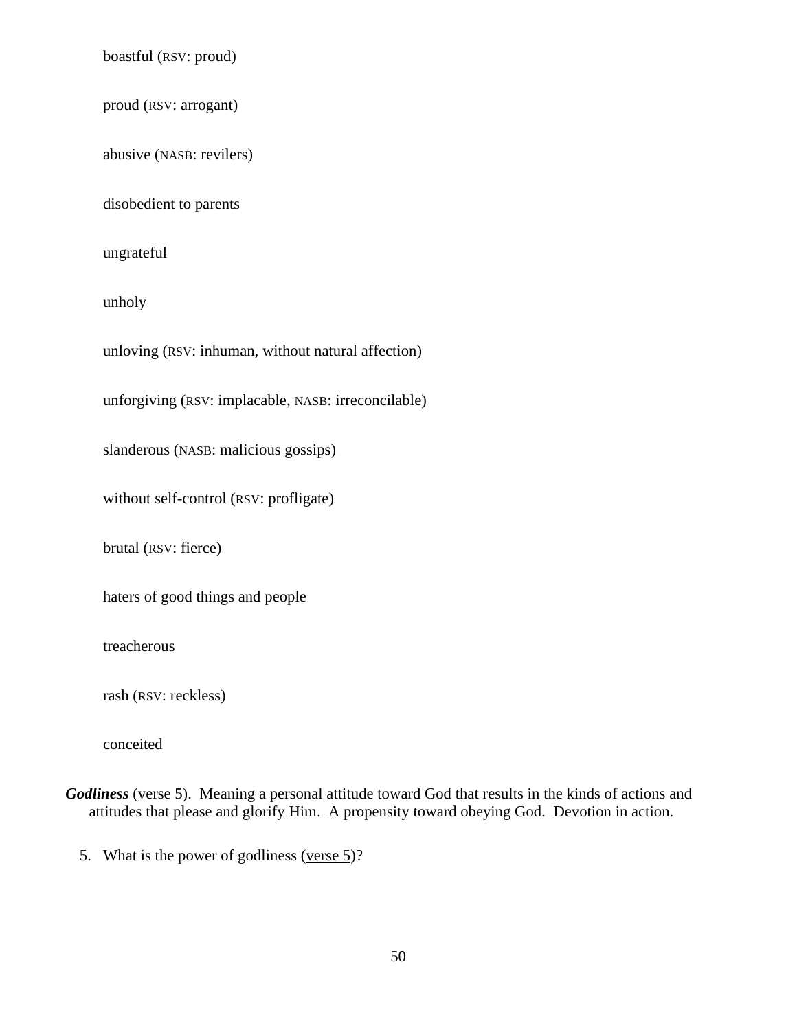boastful (RSV: proud)

proud (RSV: arrogant)

abusive (NASB: revilers)

disobedient to parents

ungrateful

unholy

unloving (RSV: inhuman, without natural affection)

unforgiving (RSV: implacable, NASB: irreconcilable)

slanderous (NASB: malicious gossips)

without self-control (RSV: profligate)

brutal (RSV: fierce)

haters of good things and people

treacherous

rash (RSV: reckless)

conceited

***Godliness*** (verse 5). Meaning a personal attitude toward God that results in the kinds of actions and attitudes that please and glorify Him. A propensity toward obeying God. Devotion in action.

5. What is the power of godliness (verse 5)?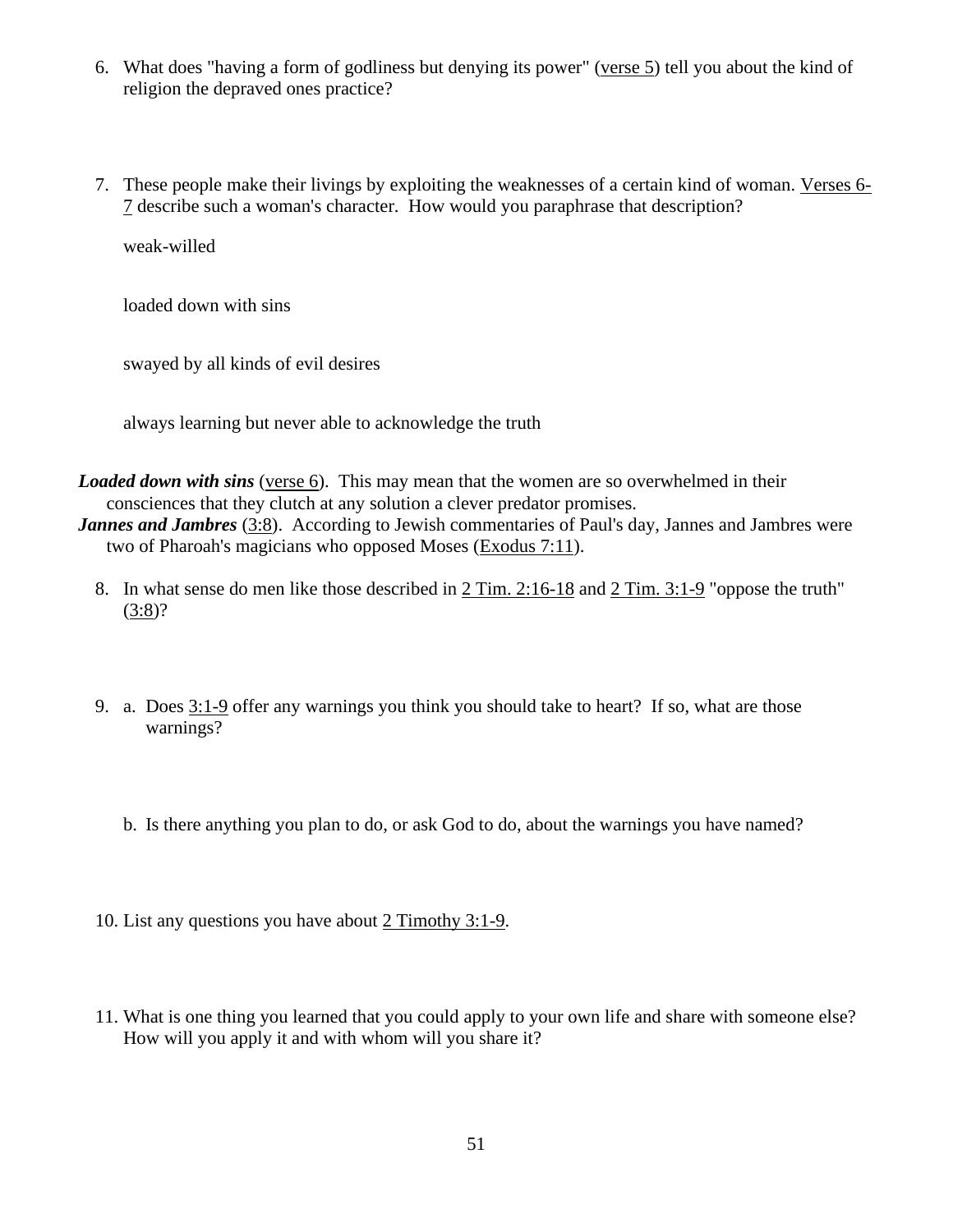6. What does "having a form of godliness but denying its power" (verse 5) tell you about the kind of religion the depraved ones practice?

7. These people make their livings by exploiting the weaknesses of a certain kind of woman. Verses 6-7 describe such a woman's character. How would you paraphrase that description?

   weak-willed

   loaded down with sins

   swayed by all kinds of evil desires

   always learning but never able to acknowledge the truth

***Loaded down with sins*** (verse 6). This may mean that the women are so overwhelmed in their consciences that they clutch at any solution a clever predator promises.

***Jannes and Jambres*** (3:8). According to Jewish commentaries of Paul's day, Jannes and Jambres were two of Pharoah's magicians who opposed Moses (Exodus 7:11).

8. In what sense do men like those described in 2 Tim. 2:16-18 and 2 Tim. 3:1-9 "oppose the truth" (3:8)?

9. a. Does 3:1-9 offer any warnings you think you should take to heart? If so, what are those warnings?

   b. Is there anything you plan to do, or ask God to do, about the warnings you have named?

10. List any questions you have about 2 Timothy 3:1-9.

11. What is one thing you learned that you could apply to your own life and share with someone else? How will you apply it and with whom will you share it?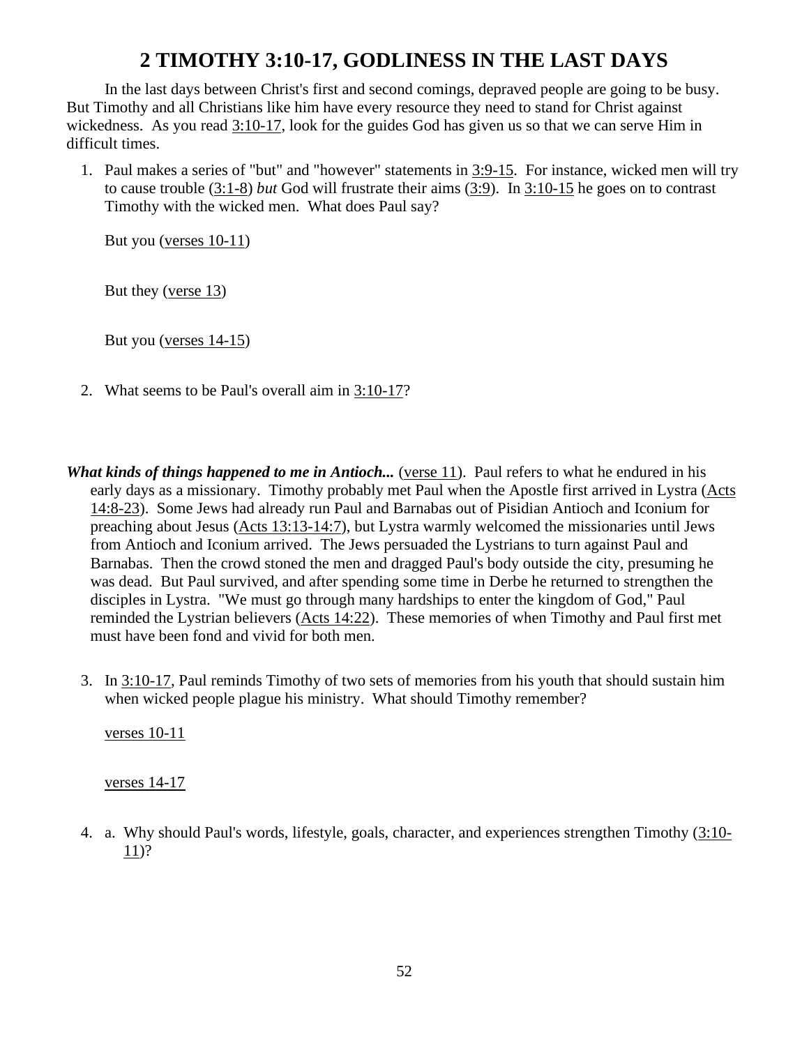# 2 TIMOTHY 3:10-17, GODLINESS IN THE LAST DAYS

In the last days between Christ's first and second comings, depraved people are going to be busy. But Timothy and all Christians like him have every resource they need to stand for Christ against wickedness. As you read 3:10-17, look for the guides God has given us so that we can serve Him in difficult times.

1. Paul makes a series of "but" and "however" statements in 3:9-15. For instance, wicked men will try to cause trouble (3:1-8) *but* God will frustrate their aims (3:9). In 3:10-15 he goes on to contrast Timothy with the wicked men. What does Paul say?

   But you (verses 10-11)

   But they (verse 13)

   But you (verses 14-15)

2. What seems to be Paul's overall aim in 3:10-17?

***What kinds of things happened to me in Antioch...*** (verse 11). Paul refers to what he endured in his early days as a missionary. Timothy probably met Paul when the Apostle first arrived in Lystra (Acts 14:8-23). Some Jews had already run Paul and Barnabas out of Pisidian Antioch and Iconium for preaching about Jesus (Acts 13:13-14:7), but Lystra warmly welcomed the missionaries until Jews from Antioch and Iconium arrived. The Jews persuaded the Lystrians to turn against Paul and Barnabas. Then the crowd stoned the men and dragged Paul's body outside the city, presuming he was dead. But Paul survived, and after spending some time in Derbe he returned to strengthen the disciples in Lystra. "We must go through many hardships to enter the kingdom of God," Paul reminded the Lystrian believers (Acts 14:22). These memories of when Timothy and Paul first met must have been fond and vivid for both men.

3. In 3:10-17, Paul reminds Timothy of two sets of memories from his youth that should sustain him when wicked people plague his ministry. What should Timothy remember?

   verses 10-11

   verses 14-17

4. a. Why should Paul's words, lifestyle, goals, character, and experiences strengthen Timothy (3:10-11)?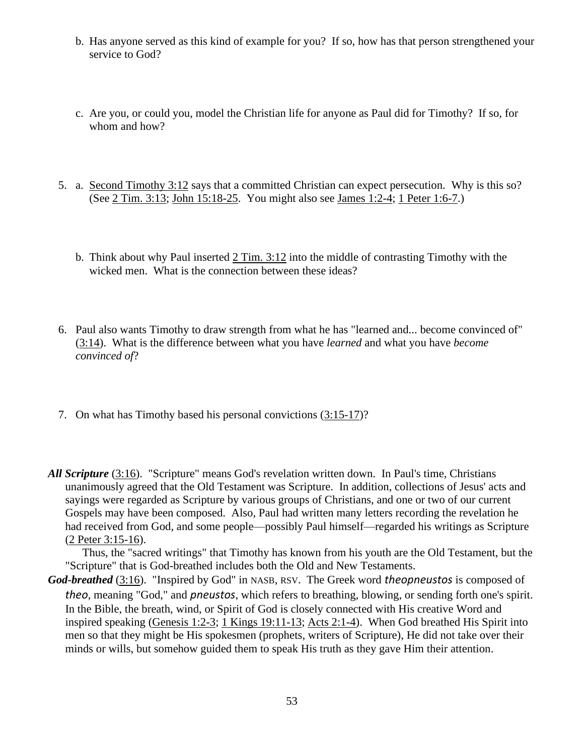b. Has anyone served as this kind of example for you? If so, how has that person strengthened your service to God?

c. Are you, or could you, model the Christian life for anyone as Paul did for Timothy? If so, for whom and how?

5. a. Second Timothy 3:12 says that a committed Christian can expect persecution. Why is this so? (See 2 Tim. 3:13; John 15:18-25. You might also see James 1:2-4; 1 Peter 1:6-7.)

   b. Think about why Paul inserted 2 Tim. 3:12 into the middle of contrasting Timothy with the wicked men. What is the connection between these ideas?

6. Paul also wants Timothy to draw strength from what he has "learned and... become convinced of" (3:14). What is the difference between what you have *learned* and what you have *become convinced of*?

7. On what has Timothy based his personal convictions (3:15-17)?

***All Scripture*** (3:16). "Scripture" means God's revelation written down. In Paul's time, Christians unanimously agreed that the Old Testament was Scripture. In addition, collections of Jesus' acts and sayings were regarded as Scripture by various groups of Christians, and one or two of our current Gospels may have been composed. Also, Paul had written many letters recording the revelation he had received from God, and some people—possibly Paul himself—regarded his writings as Scripture (2 Peter 3:15-16).

Thus, the "sacred writings" that Timothy has known from his youth are the Old Testament, but the "Scripture" that is God-breathed includes both the Old and New Testaments.

***God-breathed*** (3:16). "Inspired by God" in NASB, RSV. The Greek word *theopneustos* is composed of *theo*, meaning "God," and *pneustos*, which refers to breathing, blowing, or sending forth one's spirit. In the Bible, the breath, wind, or Spirit of God is closely connected with His creative Word and inspired speaking (Genesis 1:2-3; 1 Kings 19:11-13; Acts 2:1-4). When God breathed His Spirit into men so that they might be His spokesmen (prophets, writers of Scripture), He did not take over their minds or wills, but somehow guided them to speak His truth as they gave Him their attention.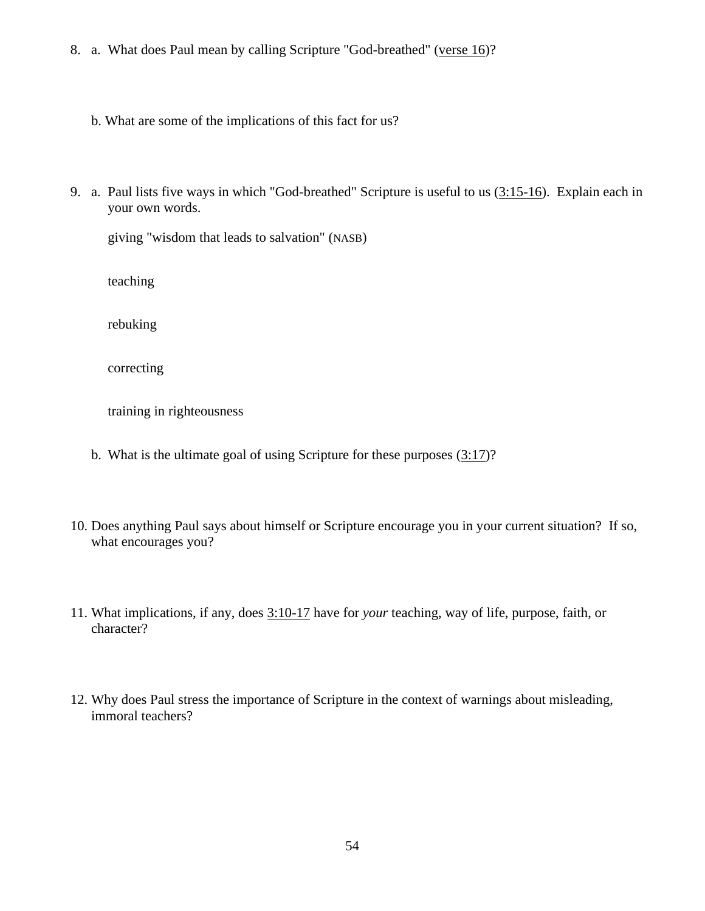8. a. What does Paul mean by calling Scripture "God-breathed" (verse 16)?

   b. What are some of the implications of this fact for us?

9. a. Paul lists five ways in which "God-breathed" Scripture is useful to us (3:15-16). Explain each in your own words.

   giving "wisdom that leads to salvation" (NASB)

   teaching

   rebuking

   correcting

   training in righteousness

   b. What is the ultimate goal of using Scripture for these purposes (3:17)?

10. Does anything Paul says about himself or Scripture encourage you in your current situation? If so, what encourages you?

11. What implications, if any, does 3:10-17 have for *your* teaching, way of life, purpose, faith, or character?

12. Why does Paul stress the importance of Scripture in the context of warnings about misleading, immoral teachers?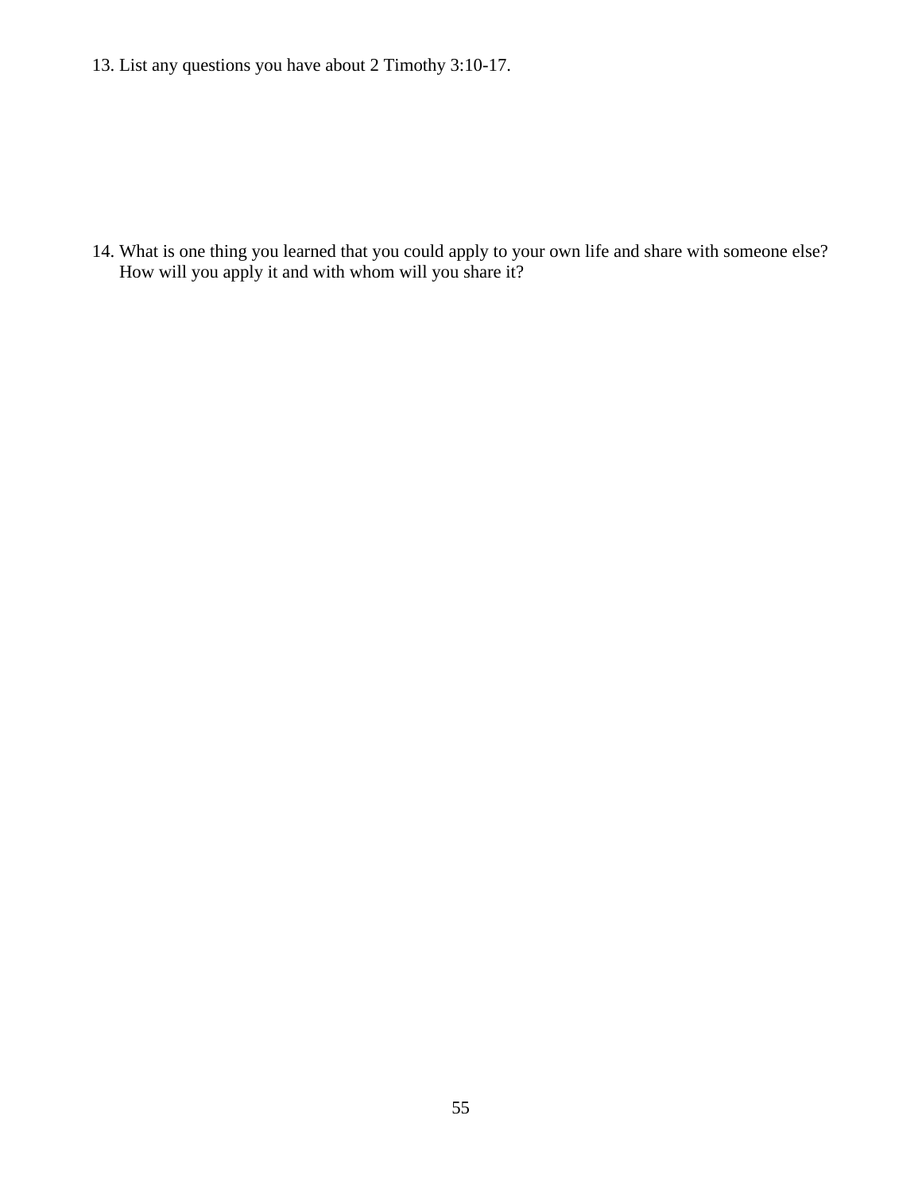13. List any questions you have about 2 Timothy 3:10-17.

14. What is one thing you learned that you could apply to your own life and share with someone else? How will you apply it and with whom will you share it?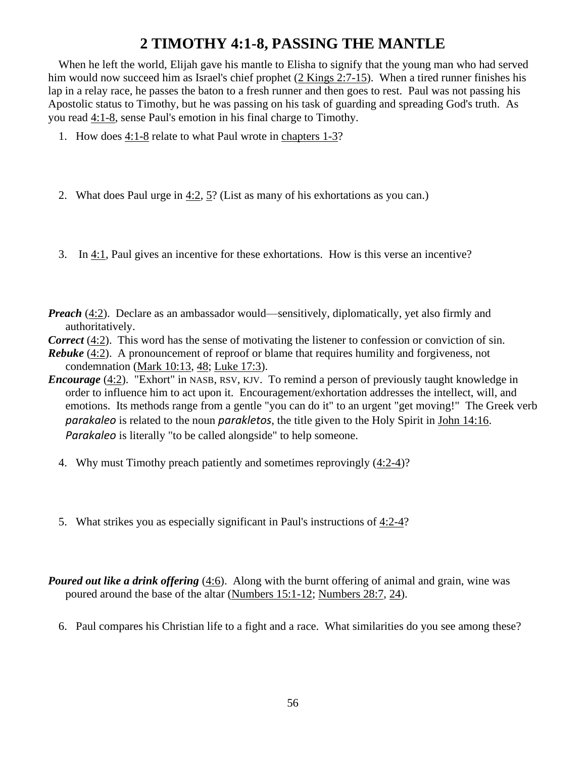# 2 TIMOTHY 4:1-8, PASSING THE MANTLE

When he left the world, Elijah gave his mantle to Elisha to signify that the young man who had served him would now succeed him as Israel's chief prophet (2 Kings 2:7-15). When a tired runner finishes his lap in a relay race, he passes the baton to a fresh runner and then goes to rest. Paul was not passing his Apostolic status to Timothy, but he was passing on his task of guarding and spreading God's truth. As you read 4:1-8, sense Paul's emotion in his final charge to Timothy.

1. How does 4:1-8 relate to what Paul wrote in chapters 1-3?

2. What does Paul urge in 4:2, 5? (List as many of his exhortations as you can.)

3. In 4:1, Paul gives an incentive for these exhortations. How is this verse an incentive?

***Preach*** (4:2). Declare as an ambassador would—sensitively, diplomatically, yet also firmly and authoritatively.

***Correct*** (4:2). This word has the sense of motivating the listener to confession or conviction of sin.

***Rebuke*** (4:2). A pronouncement of reproof or blame that requires humility and forgiveness, not condemnation (Mark 10:13, 48; Luke 17:3).

***Encourage*** (4:2). "Exhort" in NASB, RSV, KJV. To remind a person of previously taught knowledge in order to influence him to act upon it. Encouragement/exhortation addresses the intellect, will, and emotions. Its methods range from a gentle "you can do it" to an urgent "get moving!" The Greek verb *parakaleo* is related to the noun *parakletos*, the title given to the Holy Spirit in John 14:16. *Parakaleo* is literally "to be called alongside" to help someone.

4. Why must Timothy preach patiently and sometimes reprovingly (4:2-4)?

5. What strikes you as especially significant in Paul's instructions of 4:2-4?

***Poured out like a drink offering*** (4:6). Along with the burnt offering of animal and grain, wine was poured around the base of the altar (Numbers 15:1-12; Numbers 28:7, 24).

6. Paul compares his Christian life to a fight and a race. What similarities do you see among these?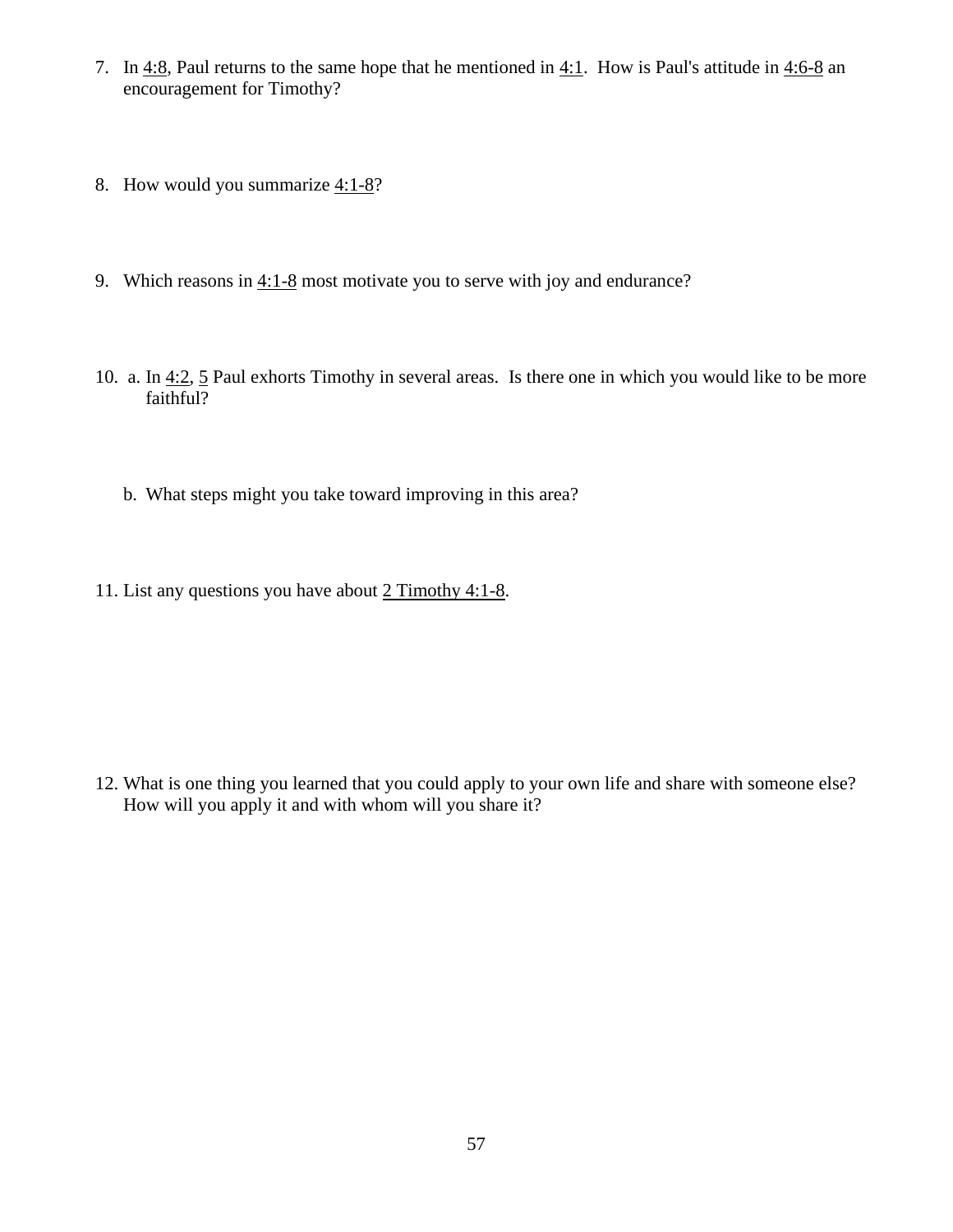7. In 4:8, Paul returns to the same hope that he mentioned in 4:1. How is Paul's attitude in 4:6-8 an encouragement for Timothy?

8. How would you summarize 4:1-8?

9. Which reasons in 4:1-8 most motivate you to serve with joy and endurance?

10. a. In 4:2, 5 Paul exhorts Timothy in several areas. Is there one in which you would like to be more faithful?

    b. What steps might you take toward improving in this area?

11. List any questions you have about 2 Timothy 4:1-8.

12. What is one thing you learned that you could apply to your own life and share with someone else? How will you apply it and with whom will you share it?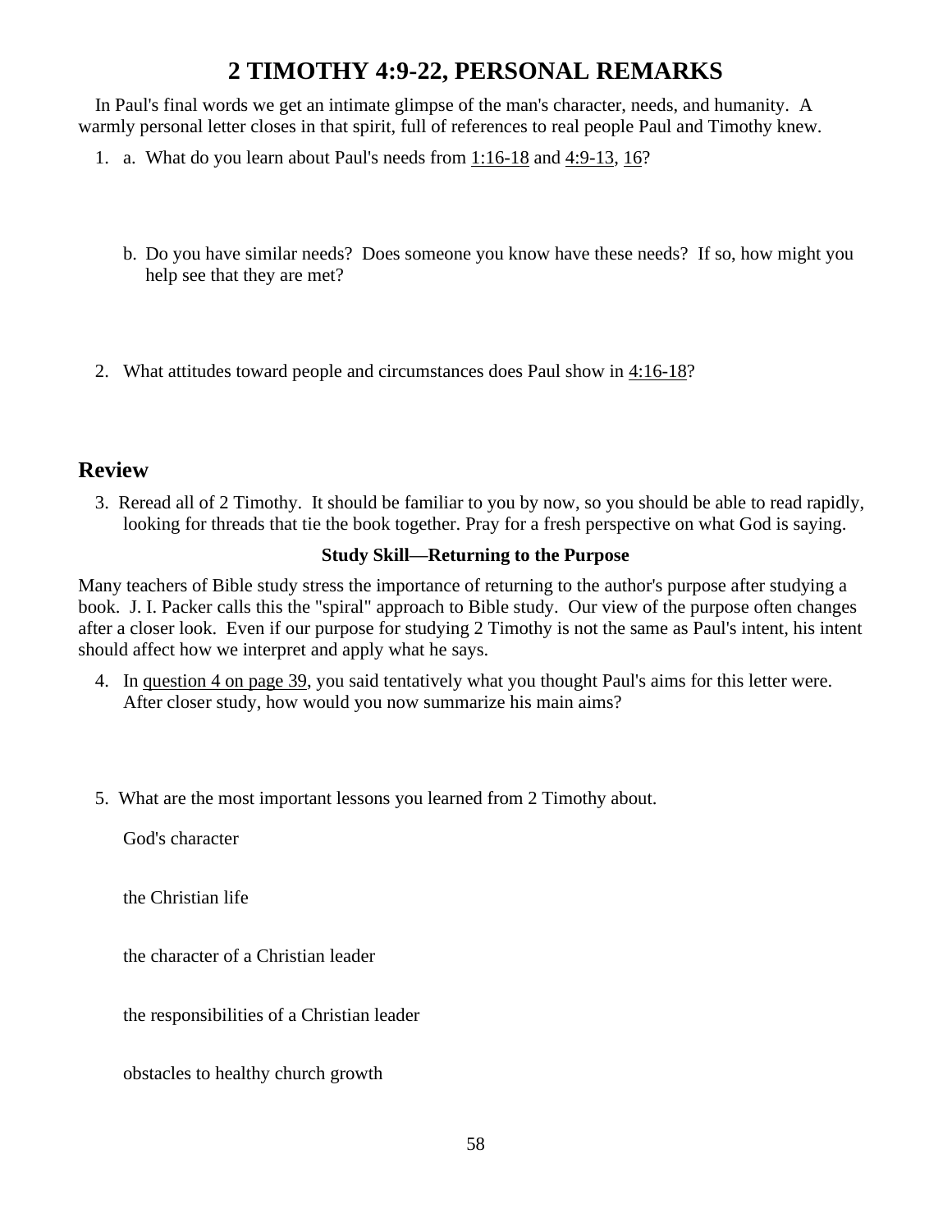# 2 TIMOTHY 4:9-22, PERSONAL REMARKS

In Paul's final words we get an intimate glimpse of the man's character, needs, and humanity. A warmly personal letter closes in that spirit, full of references to real people Paul and Timothy knew.

1. a. What do you learn about Paul's needs from 1:16-18 and 4:9-13, 16?

   b. Do you have similar needs? Does someone you know have these needs? If so, how might you help see that they are met?

2. What attitudes toward people and circumstances does Paul show in 4:16-18?

## Review

3. Reread all of 2 Timothy. It should be familiar to you by now, so you should be able to read rapidly, looking for threads that tie the book together. Pray for a fresh perspective on what God is saying.

**Study Skill—Returning to the Purpose**

Many teachers of Bible study stress the importance of returning to the author's purpose after studying a book. J. I. Packer calls this the "spiral" approach to Bible study. Our view of the purpose often changes after a closer look. Even if our purpose for studying 2 Timothy is not the same as Paul's intent, his intent should affect how we interpret and apply what he says.

4. In question 4 on page 39, you said tentatively what you thought Paul's aims for this letter were. After closer study, how would you now summarize his main aims?

5. What are the most important lessons you learned from 2 Timothy about.

   God's character

   the Christian life

   the character of a Christian leader

   the responsibilities of a Christian leader

   obstacles to healthy church growth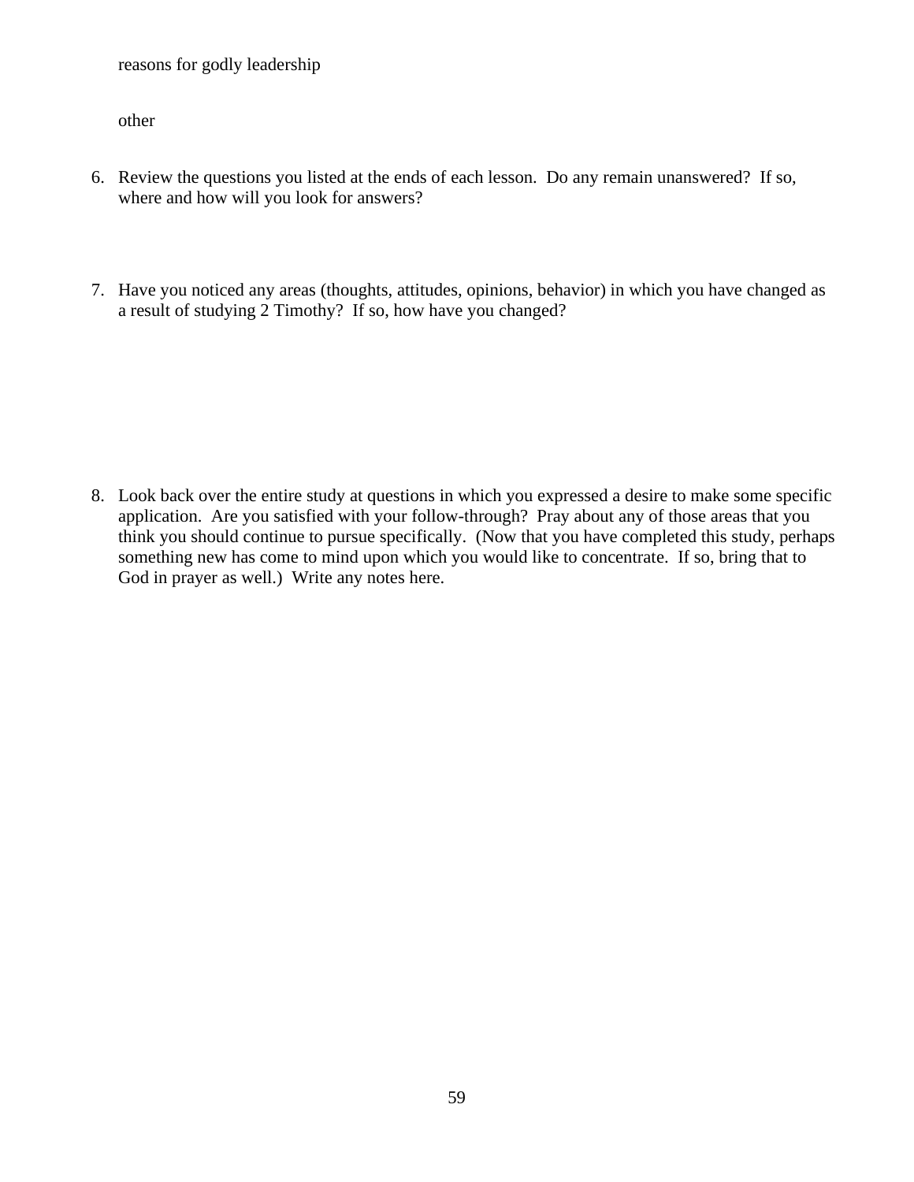reasons for godly leadership

other

6. Review the questions you listed at the ends of each lesson. Do any remain unanswered? If so, where and how will you look for answers?

7. Have you noticed any areas (thoughts, attitudes, opinions, behavior) in which you have changed as a result of studying 2 Timothy? If so, how have you changed?

8. Look back over the entire study at questions in which you expressed a desire to make some specific application. Are you satisfied with your follow-through? Pray about any of those areas that you think you should continue to pursue specifically. (Now that you have completed this study, perhaps something new has come to mind upon which you would like to concentrate. If so, bring that to God in prayer as well.) Write any notes here.